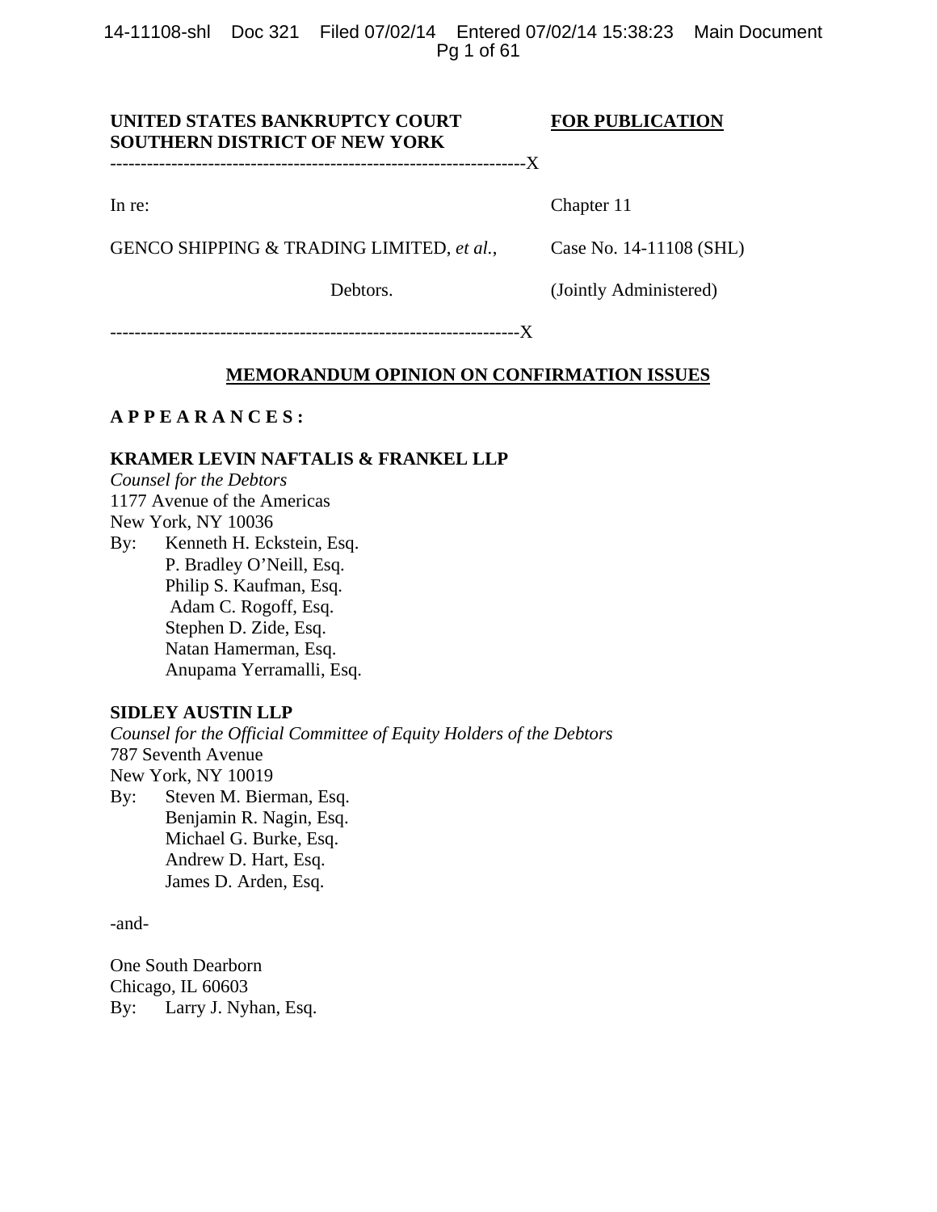**UNITED STATES BANKRUPTCY COURT**
**SOUTHERN DISTRICT OF NEW YORK**

**FOR PUBLICATION**

-------------------------------------------------------------------X

In re:

GENCO SHIPPING & TRADING LIMITED, *et al.*,

Debtors.

Chapter 11

Case No. 14-11108 (SHL)

(Jointly Administered)

-------------------------------------------------------------------X

## MEMORANDUM OPINION ON CONFIRMATION ISSUES

**A P P E A R A N C E S :**

**KRAMER LEVIN NAFTALIS & FRANKEL LLP**
*Counsel for the Debtors*
1177 Avenue of the Americas
New York, NY 10036
By: Kenneth H. Eckstein, Esq.
P. Bradley O'Neill, Esq.
Philip S. Kaufman, Esq.
Adam C. Rogoff, Esq.
Stephen D. Zide, Esq.
Natan Hamerman, Esq.
Anupama Yerramalli, Esq.

**SIDLEY AUSTIN LLP**
*Counsel for the Official Committee of Equity Holders of the Debtors*
787 Seventh Avenue
New York, NY 10019
By: Steven M. Bierman, Esq.
Benjamin R. Nagin, Esq.
Michael G. Burke, Esq.
Andrew D. Hart, Esq.
James D. Arden, Esq.

-and-

One South Dearborn
Chicago, IL 60603
By: Larry J. Nyhan, Esq.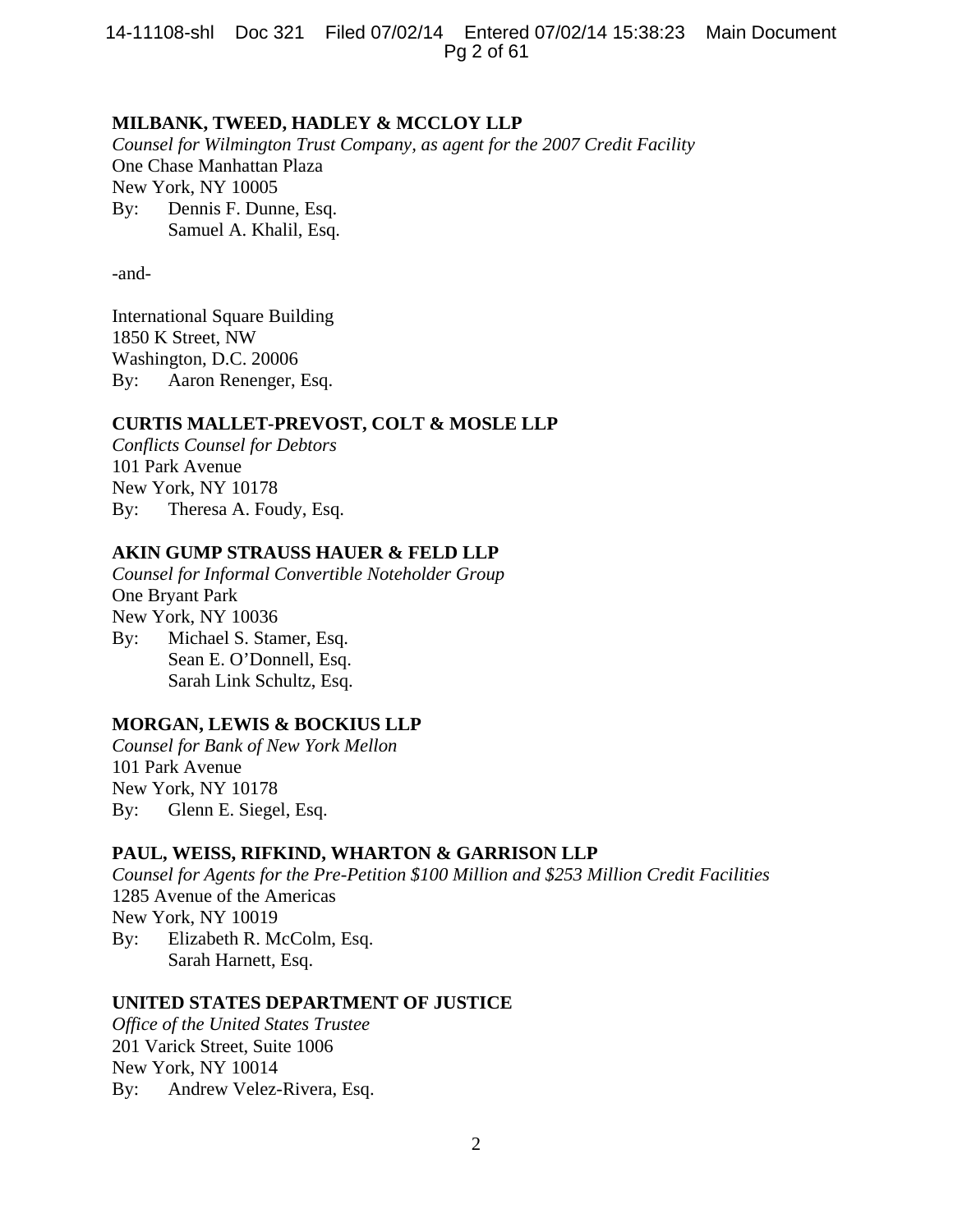**MILBANK, TWEED, HADLEY & MCCLOY LLP**
*Counsel for Wilmington Trust Company, as agent for the 2007 Credit Facility*
One Chase Manhattan Plaza
New York, NY 10005
By: Dennis F. Dunne, Esq.
Samuel A. Khalil, Esq.

-and-

International Square Building
1850 K Street, NW
Washington, D.C. 20006
By: Aaron Renenger, Esq.

**CURTIS MALLET-PREVOST, COLT & MOSLE LLP**
*Conflicts Counsel for Debtors*
101 Park Avenue
New York, NY 10178
By: Theresa A. Foudy, Esq.

**AKIN GUMP STRAUSS HAUER & FELD LLP**
*Counsel for Informal Convertible Noteholder Group*
One Bryant Park
New York, NY 10036
By: Michael S. Stamer, Esq.
Sean E. O'Donnell, Esq.
Sarah Link Schultz, Esq.

**MORGAN, LEWIS & BOCKIUS LLP**
*Counsel for Bank of New York Mellon*
101 Park Avenue
New York, NY 10178
By: Glenn E. Siegel, Esq.

**PAUL, WEISS, RIFKIND, WHARTON & GARRISON LLP**
*Counsel for Agents for the Pre-Petition $100 Million and $253 Million Credit Facilities*
1285 Avenue of the Americas
New York, NY 10019
By: Elizabeth R. McColm, Esq.
Sarah Harnett, Esq.

**UNITED STATES DEPARTMENT OF JUSTICE**
*Office of the United States Trustee*
201 Varick Street, Suite 1006
New York, NY 10014
By: Andrew Velez-Rivera, Esq.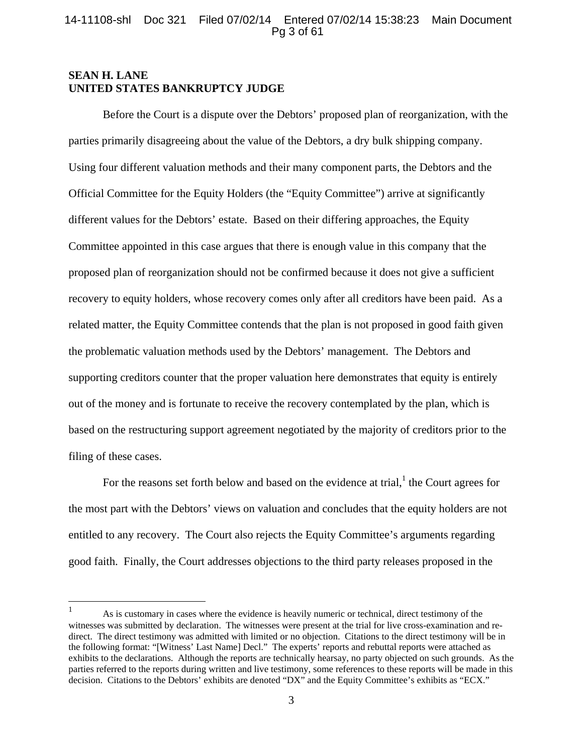**SEAN H. LANE**
**UNITED STATES BANKRUPTCY JUDGE**

Before the Court is a dispute over the Debtors' proposed plan of reorganization, with the parties primarily disagreeing about the value of the Debtors, a dry bulk shipping company. Using four different valuation methods and their many component parts, the Debtors and the Official Committee for the Equity Holders (the "Equity Committee") arrive at significantly different values for the Debtors' estate. Based on their differing approaches, the Equity Committee appointed in this case argues that there is enough value in this company that the proposed plan of reorganization should not be confirmed because it does not give a sufficient recovery to equity holders, whose recovery comes only after all creditors have been paid. As a related matter, the Equity Committee contends that the plan is not proposed in good faith given the problematic valuation methods used by the Debtors' management. The Debtors and supporting creditors counter that the proper valuation here demonstrates that equity is entirely out of the money and is fortunate to receive the recovery contemplated by the plan, which is based on the restructuring support agreement negotiated by the majority of creditors prior to the filing of these cases.

For the reasons set forth below and based on the evidence at trial,[1] the Court agrees for the most part with the Debtors' views on valuation and concludes that the equity holders are not entitled to any recovery. The Court also rejects the Equity Committee's arguments regarding good faith. Finally, the Court addresses objections to the third party releases proposed in the

[1] As is customary in cases where the evidence is heavily numeric or technical, direct testimony of the witnesses was submitted by declaration. The witnesses were present at the trial for live cross-examination and re-direct. The direct testimony was admitted with limited or no objection. Citations to the direct testimony will be in the following format: "[Witness' Last Name] Decl." The experts' reports and rebuttal reports were attached as exhibits to the declarations. Although the reports are technically hearsay, no party objected on such grounds. As the parties referred to the reports during written and live testimony, some references to these reports will be made in this decision. Citations to the Debtors' exhibits are denoted "DX" and the Equity Committee's exhibits as "ECX."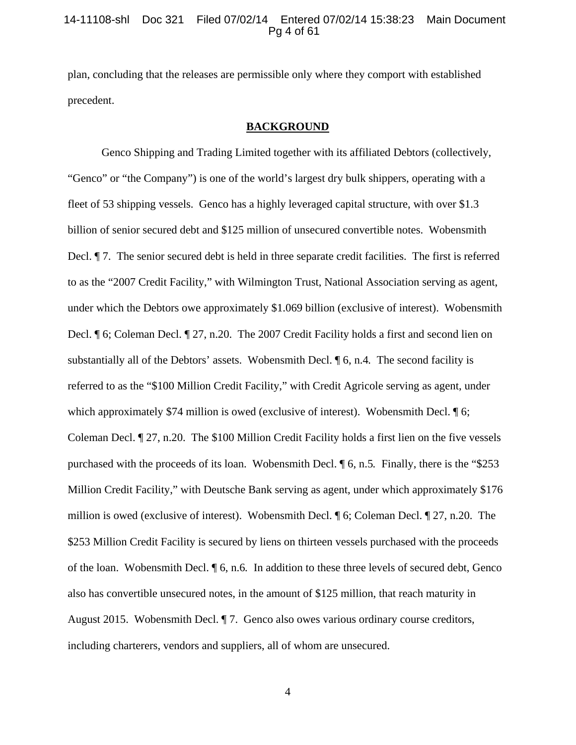plan, concluding that the releases are permissible only where they comport with established precedent.

## BACKGROUND

Genco Shipping and Trading Limited together with its affiliated Debtors (collectively, "Genco" or "the Company") is one of the world's largest dry bulk shippers, operating with a fleet of 53 shipping vessels. Genco has a highly leveraged capital structure, with over $1.3 billion of senior secured debt and $125 million of unsecured convertible notes. Wobensmith Decl. ¶ 7. The senior secured debt is held in three separate credit facilities. The first is referred to as the "2007 Credit Facility," with Wilmington Trust, National Association serving as agent, under which the Debtors owe approximately $1.069 billion (exclusive of interest). Wobensmith Decl. ¶ 6; Coleman Decl. ¶ 27, n.20. The 2007 Credit Facility holds a first and second lien on substantially all of the Debtors' assets. Wobensmith Decl. ¶ 6, n.4. The second facility is referred to as the "$100 Million Credit Facility," with Credit Agricole serving as agent, under which approximately $74 million is owed (exclusive of interest). Wobensmith Decl. ¶ 6; Coleman Decl. ¶ 27, n.20. The $100 Million Credit Facility holds a first lien on the five vessels purchased with the proceeds of its loan. Wobensmith Decl. ¶ 6, n.5. Finally, there is the "$253 Million Credit Facility," with Deutsche Bank serving as agent, under which approximately $176 million is owed (exclusive of interest). Wobensmith Decl. ¶ 6; Coleman Decl. ¶ 27, n.20. The $253 Million Credit Facility is secured by liens on thirteen vessels purchased with the proceeds of the loan. Wobensmith Decl. ¶ 6, n.6. In addition to these three levels of secured debt, Genco also has convertible unsecured notes, in the amount of $125 million, that reach maturity in August 2015. Wobensmith Decl. ¶ 7. Genco also owes various ordinary course creditors, including charterers, vendors and suppliers, all of whom are unsecured.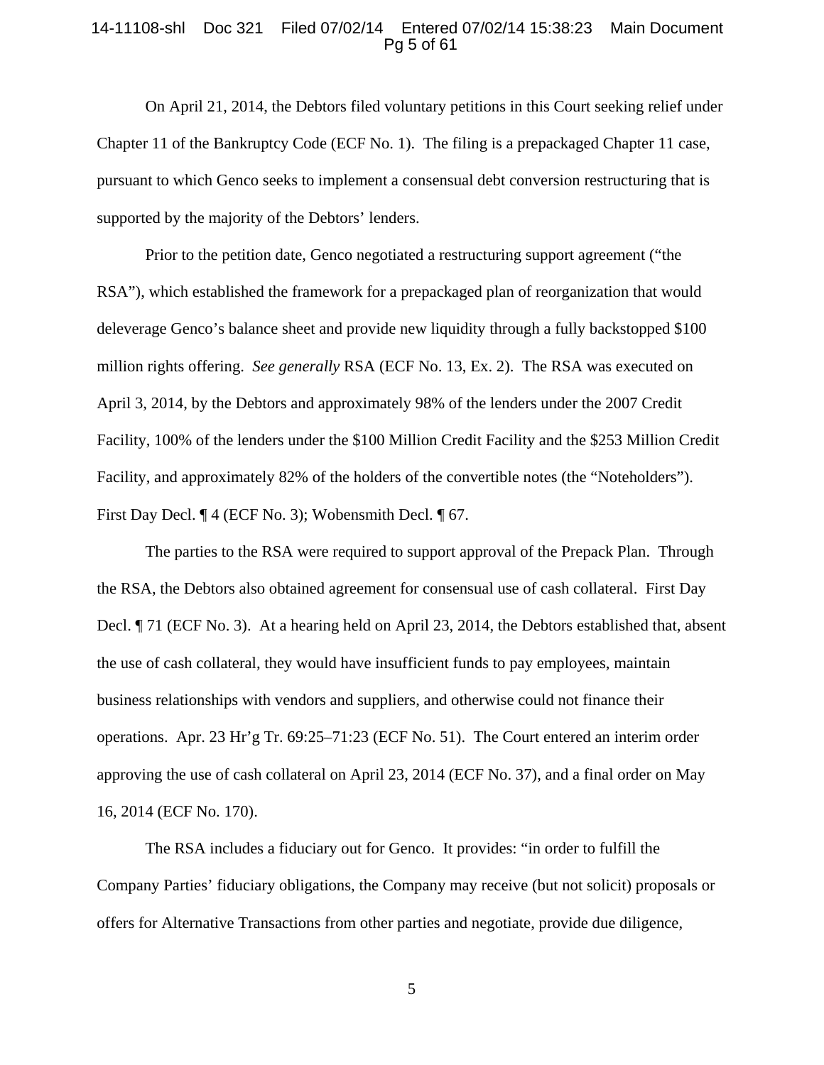On April 21, 2014, the Debtors filed voluntary petitions in this Court seeking relief under Chapter 11 of the Bankruptcy Code (ECF No. 1). The filing is a prepackaged Chapter 11 case, pursuant to which Genco seeks to implement a consensual debt conversion restructuring that is supported by the majority of the Debtors' lenders.

Prior to the petition date, Genco negotiated a restructuring support agreement ("the RSA"), which established the framework for a prepackaged plan of reorganization that would deleverage Genco's balance sheet and provide new liquidity through a fully backstopped $100 million rights offering. *See generally* RSA (ECF No. 13, Ex. 2). The RSA was executed on April 3, 2014, by the Debtors and approximately 98% of the lenders under the 2007 Credit Facility, 100% of the lenders under the $100 Million Credit Facility and the $253 Million Credit Facility, and approximately 82% of the holders of the convertible notes (the "Noteholders"). First Day Decl. ¶ 4 (ECF No. 3); Wobensmith Decl. ¶ 67.

The parties to the RSA were required to support approval of the Prepack Plan. Through the RSA, the Debtors also obtained agreement for consensual use of cash collateral. First Day Decl. ¶ 71 (ECF No. 3). At a hearing held on April 23, 2014, the Debtors established that, absent the use of cash collateral, they would have insufficient funds to pay employees, maintain business relationships with vendors and suppliers, and otherwise could not finance their operations. Apr. 23 Hr'g Tr. 69:25–71:23 (ECF No. 51). The Court entered an interim order approving the use of cash collateral on April 23, 2014 (ECF No. 37), and a final order on May 16, 2014 (ECF No. 170).

The RSA includes a fiduciary out for Genco. It provides: "in order to fulfill the Company Parties' fiduciary obligations, the Company may receive (but not solicit) proposals or offers for Alternative Transactions from other parties and negotiate, provide due diligence,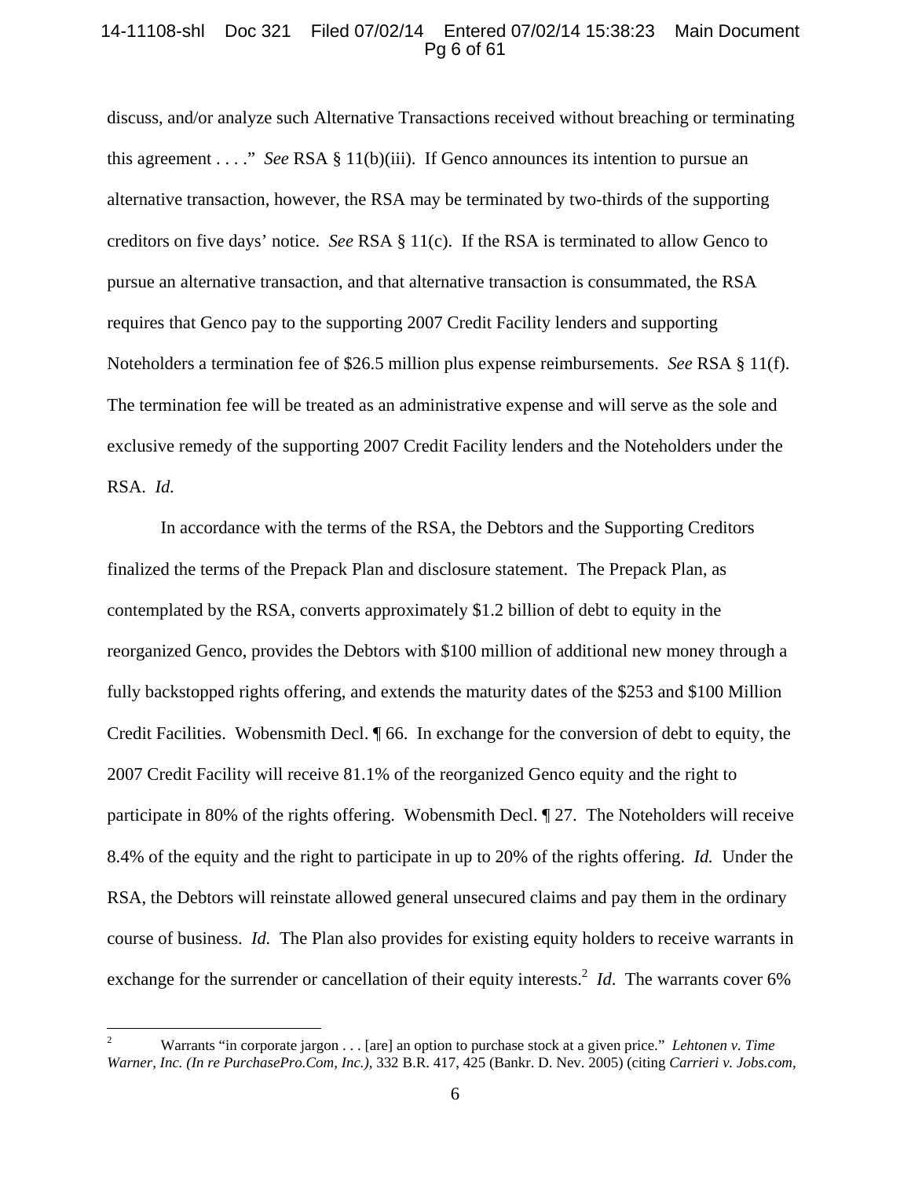discuss, and/or analyze such Alternative Transactions received without breaching or terminating this agreement . . . ." *See* RSA § 11(b)(iii). If Genco announces its intention to pursue an alternative transaction, however, the RSA may be terminated by two-thirds of the supporting creditors on five days' notice. *See* RSA § 11(c). If the RSA is terminated to allow Genco to pursue an alternative transaction, and that alternative transaction is consummated, the RSA requires that Genco pay to the supporting 2007 Credit Facility lenders and supporting Noteholders a termination fee of $26.5 million plus expense reimbursements. *See* RSA § 11(f). The termination fee will be treated as an administrative expense and will serve as the sole and exclusive remedy of the supporting 2007 Credit Facility lenders and the Noteholders under the RSA. *Id.*

In accordance with the terms of the RSA, the Debtors and the Supporting Creditors finalized the terms of the Prepack Plan and disclosure statement. The Prepack Plan, as contemplated by the RSA, converts approximately $1.2 billion of debt to equity in the reorganized Genco, provides the Debtors with $100 million of additional new money through a fully backstopped rights offering, and extends the maturity dates of the $253 and $100 Million Credit Facilities. Wobensmith Decl. ¶ 66. In exchange for the conversion of debt to equity, the 2007 Credit Facility will receive 81.1% of the reorganized Genco equity and the right to participate in 80% of the rights offering. Wobensmith Decl. ¶ 27. The Noteholders will receive 8.4% of the equity and the right to participate in up to 20% of the rights offering. *Id.* Under the RSA, the Debtors will reinstate allowed general unsecured claims and pay them in the ordinary course of business. *Id.* The Plan also provides for existing equity holders to receive warrants in exchange for the surrender or cancellation of their equity interests.[2] *Id*. The warrants cover 6%

---

[2] Warrants "in corporate jargon . . . [are] an option to purchase stock at a given price." *Lehtonen v. Time Warner, Inc. (In re PurchasePro.Com, Inc.)*, 332 B.R. 417, 425 (Bankr. D. Nev. 2005) (citing *Carrieri v. Jobs.com,*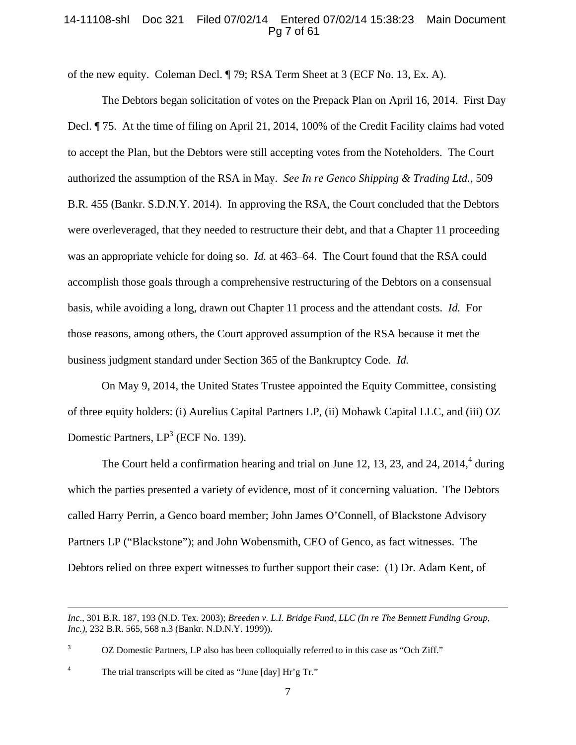of the new equity. Coleman Decl. ¶ 79; RSA Term Sheet at 3 (ECF No. 13, Ex. A).

The Debtors began solicitation of votes on the Prepack Plan on April 16, 2014. First Day Decl. ¶ 75. At the time of filing on April 21, 2014, 100% of the Credit Facility claims had voted to accept the Plan, but the Debtors were still accepting votes from the Noteholders. The Court authorized the assumption of the RSA in May. *See In re Genco Shipping & Trading Ltd.*, 509 B.R. 455 (Bankr. S.D.N.Y. 2014). In approving the RSA, the Court concluded that the Debtors were overleveraged, that they needed to restructure their debt, and that a Chapter 11 proceeding was an appropriate vehicle for doing so. *Id.* at 463–64. The Court found that the RSA could accomplish those goals through a comprehensive restructuring of the Debtors on a consensual basis, while avoiding a long, drawn out Chapter 11 process and the attendant costs. *Id.* For those reasons, among others, the Court approved assumption of the RSA because it met the business judgment standard under Section 365 of the Bankruptcy Code. *Id.*

On May 9, 2014, the United States Trustee appointed the Equity Committee, consisting of three equity holders: (i) Aurelius Capital Partners LP, (ii) Mohawk Capital LLC, and (iii) OZ Domestic Partners, LP[3] (ECF No. 139).

The Court held a confirmation hearing and trial on June 12, 13, 23, and 24, 2014,[4] during which the parties presented a variety of evidence, most of it concerning valuation. The Debtors called Harry Perrin, a Genco board member; John James O'Connell, of Blackstone Advisory Partners LP ("Blackstone"); and John Wobensmith, CEO of Genco, as fact witnesses. The Debtors relied on three expert witnesses to further support their case: (1) Dr. Adam Kent, of

---

*Inc*., 301 B.R. 187, 193 (N.D. Tex. 2003); *Breeden v. L.I. Bridge Fund, LLC (In re The Bennett Funding Group, Inc.)*, 232 B.R. 565, 568 n.3 (Bankr. N.D.N.Y. 1999)).

[3] OZ Domestic Partners, LP also has been colloquially referred to in this case as "Och Ziff."

[4] The trial transcripts will be cited as "June [day] Hr'g Tr."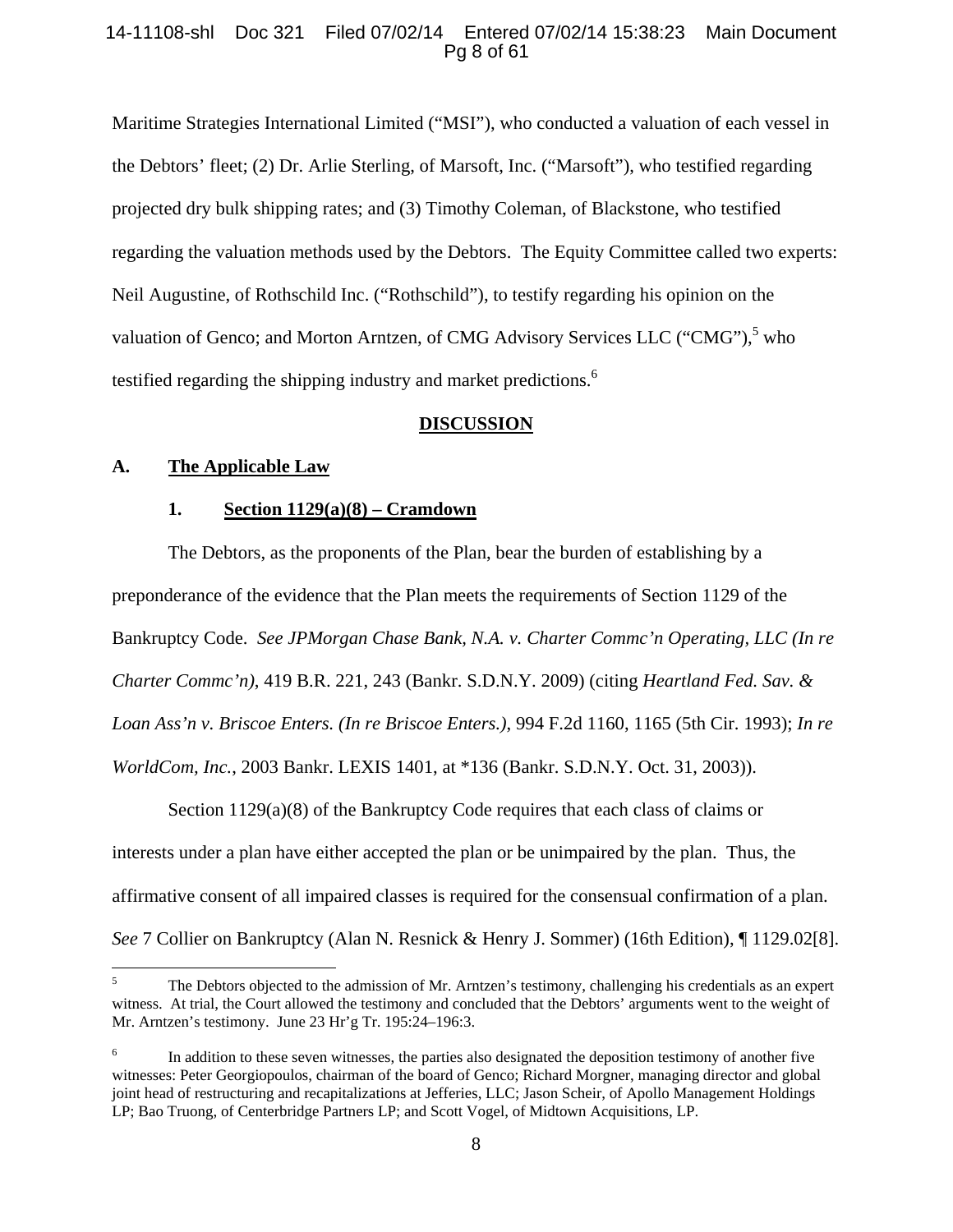Maritime Strategies International Limited ("MSI"), who conducted a valuation of each vessel in the Debtors' fleet; (2) Dr. Arlie Sterling, of Marsoft, Inc. ("Marsoft"), who testified regarding projected dry bulk shipping rates; and (3) Timothy Coleman, of Blackstone, who testified regarding the valuation methods used by the Debtors. The Equity Committee called two experts: Neil Augustine, of Rothschild Inc. ("Rothschild"), to testify regarding his opinion on the valuation of Genco; and Morton Arntzen, of CMG Advisory Services LLC ("CMG"),[5] who testified regarding the shipping industry and market predictions.[6]

## DISCUSSION

### A. The Applicable Law

#### 1. Section 1129(a)(8) – Cramdown

The Debtors, as the proponents of the Plan, bear the burden of establishing by a preponderance of the evidence that the Plan meets the requirements of Section 1129 of the Bankruptcy Code. *See JPMorgan Chase Bank, N.A. v. Charter Commc'n Operating, LLC (In re Charter Commc'n)*, 419 B.R. 221, 243 (Bankr. S.D.N.Y. 2009) (citing *Heartland Fed. Sav. & Loan Ass'n v. Briscoe Enters. (In re Briscoe Enters.)*, 994 F.2d 1160, 1165 (5th Cir. 1993); *In re WorldCom, Inc.*, 2003 Bankr. LEXIS 1401, at *136 (Bankr. S.D.N.Y. Oct. 31, 2003)).

Section 1129(a)(8) of the Bankruptcy Code requires that each class of claims or interests under a plan have either accepted the plan or be unimpaired by the plan. Thus, the affirmative consent of all impaired classes is required for the consensual confirmation of a plan. *See* 7 Collier on Bankruptcy (Alan N. Resnick & Henry J. Sommer) (16th Edition), ¶ 1129.02[8].

---

[5] The Debtors objected to the admission of Mr. Arntzen's testimony, challenging his credentials as an expert witness. At trial, the Court allowed the testimony and concluded that the Debtors' arguments went to the weight of Mr. Arntzen's testimony. June 23 Hr'g Tr. 195:24–196:3.

[6] In addition to these seven witnesses, the parties also designated the deposition testimony of another five witnesses: Peter Georgiopoulos, chairman of the board of Genco; Richard Morgner, managing director and global joint head of restructuring and recapitalizations at Jefferies, LLC; Jason Scheir, of Apollo Management Holdings LP; Bao Truong, of Centerbridge Partners LP; and Scott Vogel, of Midtown Acquisitions, LP.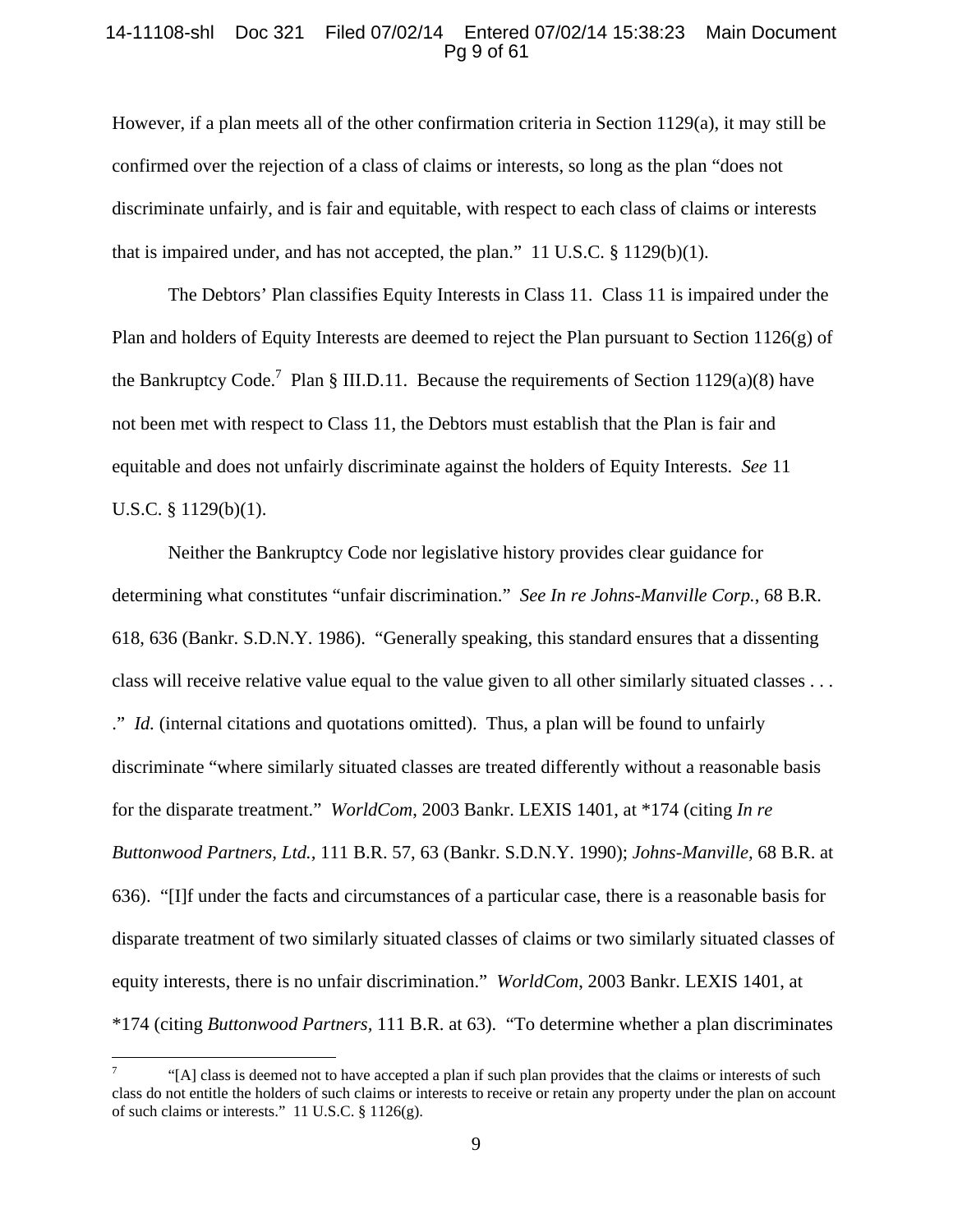However, if a plan meets all of the other confirmation criteria in Section 1129(a), it may still be confirmed over the rejection of a class of claims or interests, so long as the plan "does not discriminate unfairly, and is fair and equitable, with respect to each class of claims or interests that is impaired under, and has not accepted, the plan." 11 U.S.C. § 1129(b)(1).

The Debtors' Plan classifies Equity Interests in Class 11. Class 11 is impaired under the Plan and holders of Equity Interests are deemed to reject the Plan pursuant to Section 1126(g) of the Bankruptcy Code.[7] Plan § III.D.11. Because the requirements of Section 1129(a)(8) have not been met with respect to Class 11, the Debtors must establish that the Plan is fair and equitable and does not unfairly discriminate against the holders of Equity Interests. *See* 11 U.S.C. § 1129(b)(1).

Neither the Bankruptcy Code nor legislative history provides clear guidance for determining what constitutes "unfair discrimination." *See In re Johns-Manville Corp.*, 68 B.R. 618, 636 (Bankr. S.D.N.Y. 1986). "Generally speaking, this standard ensures that a dissenting class will receive relative value equal to the value given to all other similarly situated classes . . . ." *Id.* (internal citations and quotations omitted). Thus, a plan will be found to unfairly discriminate "where similarly situated classes are treated differently without a reasonable basis for the disparate treatment." *WorldCom*, 2003 Bankr. LEXIS 1401, at *174 (citing *In re Buttonwood Partners, Ltd.*, 111 B.R. 57, 63 (Bankr. S.D.N.Y. 1990); *Johns-Manville*, 68 B.R. at 636). "[I]f under the facts and circumstances of a particular case, there is a reasonable basis for disparate treatment of two similarly situated classes of claims or two similarly situated classes of equity interests, there is no unfair discrimination." *WorldCom*, 2003 Bankr. LEXIS 1401, at *174 (citing *Buttonwood Partners*, 111 B.R. at 63). "To determine whether a plan discriminates

---

[7] "[A] class is deemed not to have accepted a plan if such plan provides that the claims or interests of such class do not entitle the holders of such claims or interests to receive or retain any property under the plan on account of such claims or interests." 11 U.S.C. § 1126(g).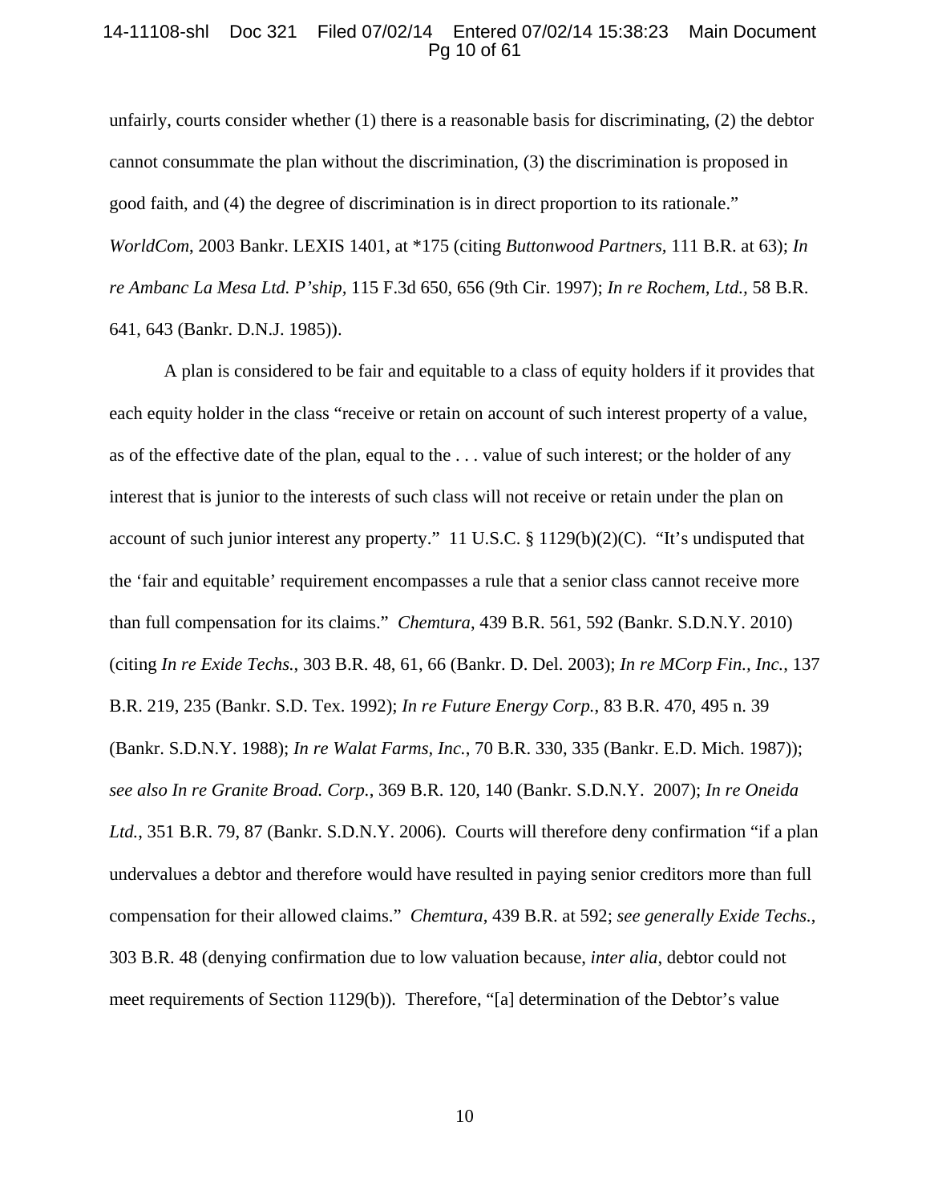unfairly, courts consider whether (1) there is a reasonable basis for discriminating, (2) the debtor cannot consummate the plan without the discrimination, (3) the discrimination is proposed in good faith, and (4) the degree of discrimination is in direct proportion to its rationale." *WorldCom*, 2003 Bankr. LEXIS 1401, at *175 (citing *Buttonwood Partners*, 111 B.R. at 63); *In re Ambanc La Mesa Ltd. P'ship*, 115 F.3d 650, 656 (9th Cir. 1997); *In re Rochem, Ltd.*, 58 B.R. 641, 643 (Bankr. D.N.J. 1985)).

A plan is considered to be fair and equitable to a class of equity holders if it provides that each equity holder in the class "receive or retain on account of such interest property of a value, as of the effective date of the plan, equal to the . . . value of such interest; or the holder of any interest that is junior to the interests of such class will not receive or retain under the plan on account of such junior interest any property." 11 U.S.C. § 1129(b)(2)(C). "It's undisputed that the 'fair and equitable' requirement encompasses a rule that a senior class cannot receive more than full compensation for its claims." *Chemtura*, 439 B.R. 561, 592 (Bankr. S.D.N.Y. 2010) (citing *In re Exide Techs.*, 303 B.R. 48, 61, 66 (Bankr. D. Del. 2003); *In re MCorp Fin., Inc.*, 137 B.R. 219, 235 (Bankr. S.D. Tex. 1992); *In re Future Energy Corp.*, 83 B.R. 470, 495 n. 39 (Bankr. S.D.N.Y. 1988); *In re Walat Farms, Inc.*, 70 B.R. 330, 335 (Bankr. E.D. Mich. 1987)); *see also In re Granite Broad. Corp.*, 369 B.R. 120, 140 (Bankr. S.D.N.Y. 2007); *In re Oneida Ltd.*, 351 B.R. 79, 87 (Bankr. S.D.N.Y. 2006). Courts will therefore deny confirmation "if a plan undervalues a debtor and therefore would have resulted in paying senior creditors more than full compensation for their allowed claims." *Chemtura*, 439 B.R. at 592; *see generally Exide Techs.*, 303 B.R. 48 (denying confirmation due to low valuation because, *inter alia*, debtor could not meet requirements of Section 1129(b)). Therefore, "[a] determination of the Debtor's value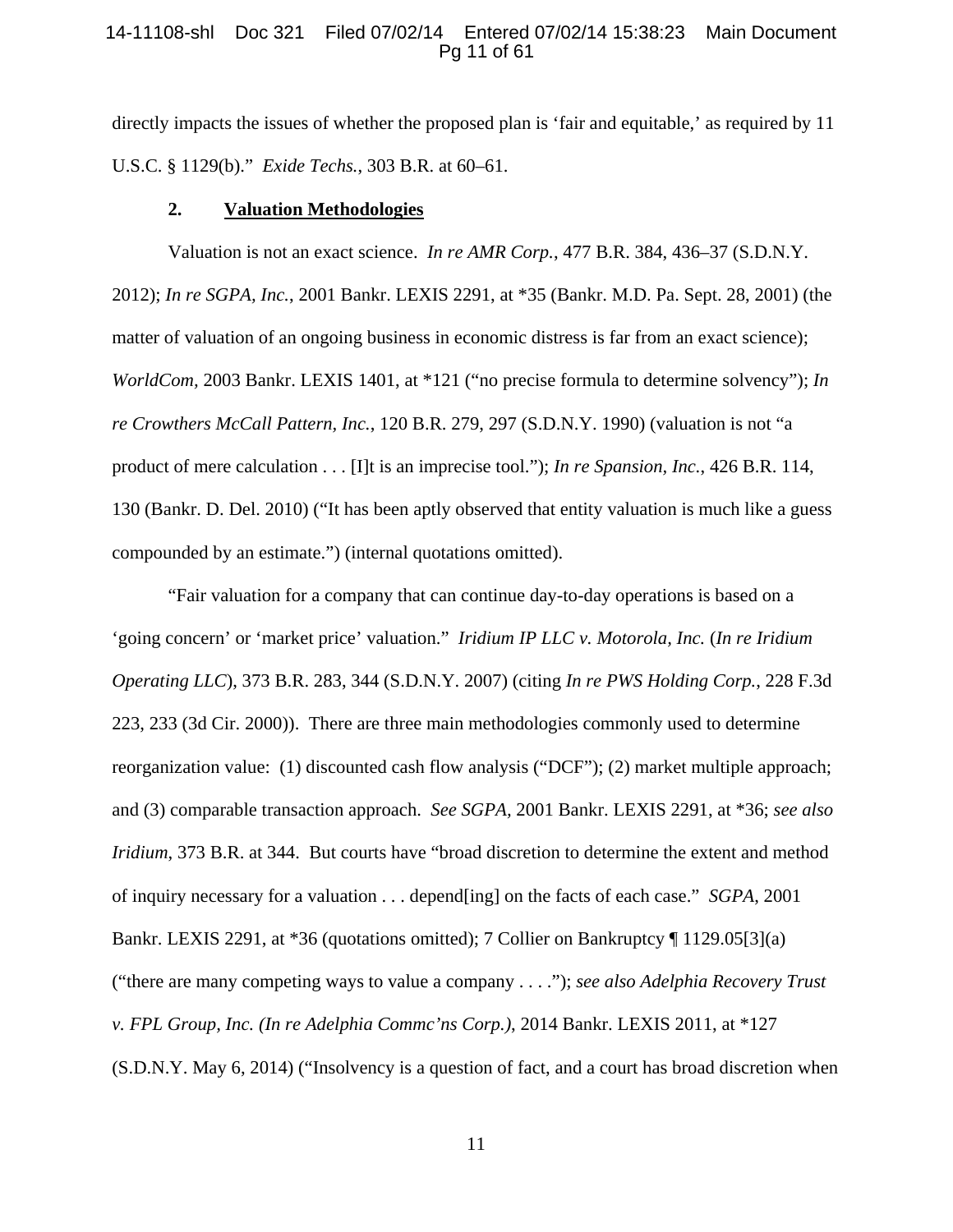directly impacts the issues of whether the proposed plan is 'fair and equitable,' as required by 11 U.S.C. § 1129(b)." *Exide Techs.*, 303 B.R. at 60–61.

### 2. <u>Valuation Methodologies</u>

Valuation is not an exact science. *In re AMR Corp.*, 477 B.R. 384, 436–37 (S.D.N.Y. 2012); *In re SGPA, Inc.*, 2001 Bankr. LEXIS 2291, at *35 (Bankr. M.D. Pa. Sept. 28, 2001) (the matter of valuation of an ongoing business in economic distress is far from an exact science); *WorldCom*, 2003 Bankr. LEXIS 1401, at *121 ("no precise formula to determine solvency"); *In re Crowthers McCall Pattern, Inc.*, 120 B.R. 279, 297 (S.D.N.Y. 1990) (valuation is not "a product of mere calculation . . . [I]t is an imprecise tool."); *In re Spansion, Inc.*, 426 B.R. 114, 130 (Bankr. D. Del. 2010) ("It has been aptly observed that entity valuation is much like a guess compounded by an estimate.") (internal quotations omitted).

"Fair valuation for a company that can continue day-to-day operations is based on a 'going concern' or 'market price' valuation." *Iridium IP LLC v. Motorola, Inc.* (*In re Iridium Operating LLC*), 373 B.R. 283, 344 (S.D.N.Y. 2007) (citing *In re PWS Holding Corp.*, 228 F.3d 223, 233 (3d Cir. 2000)). There are three main methodologies commonly used to determine reorganization value: (1) discounted cash flow analysis ("DCF"); (2) market multiple approach; and (3) comparable transaction approach. *See SGPA*, 2001 Bankr. LEXIS 2291, at *36; *see also Iridium*, 373 B.R. at 344. But courts have "broad discretion to determine the extent and method of inquiry necessary for a valuation . . . depend[ing] on the facts of each case." *SGPA*, 2001 Bankr. LEXIS 2291, at *36 (quotations omitted); 7 Collier on Bankruptcy ¶ 1129.05[3](a) ("there are many competing ways to value a company . . . ."); *see also Adelphia Recovery Trust v. FPL Group, Inc. (In re Adelphia Commc'ns Corp.)*, 2014 Bankr. LEXIS 2011, at *127 (S.D.N.Y. May 6, 2014) ("Insolvency is a question of fact, and a court has broad discretion when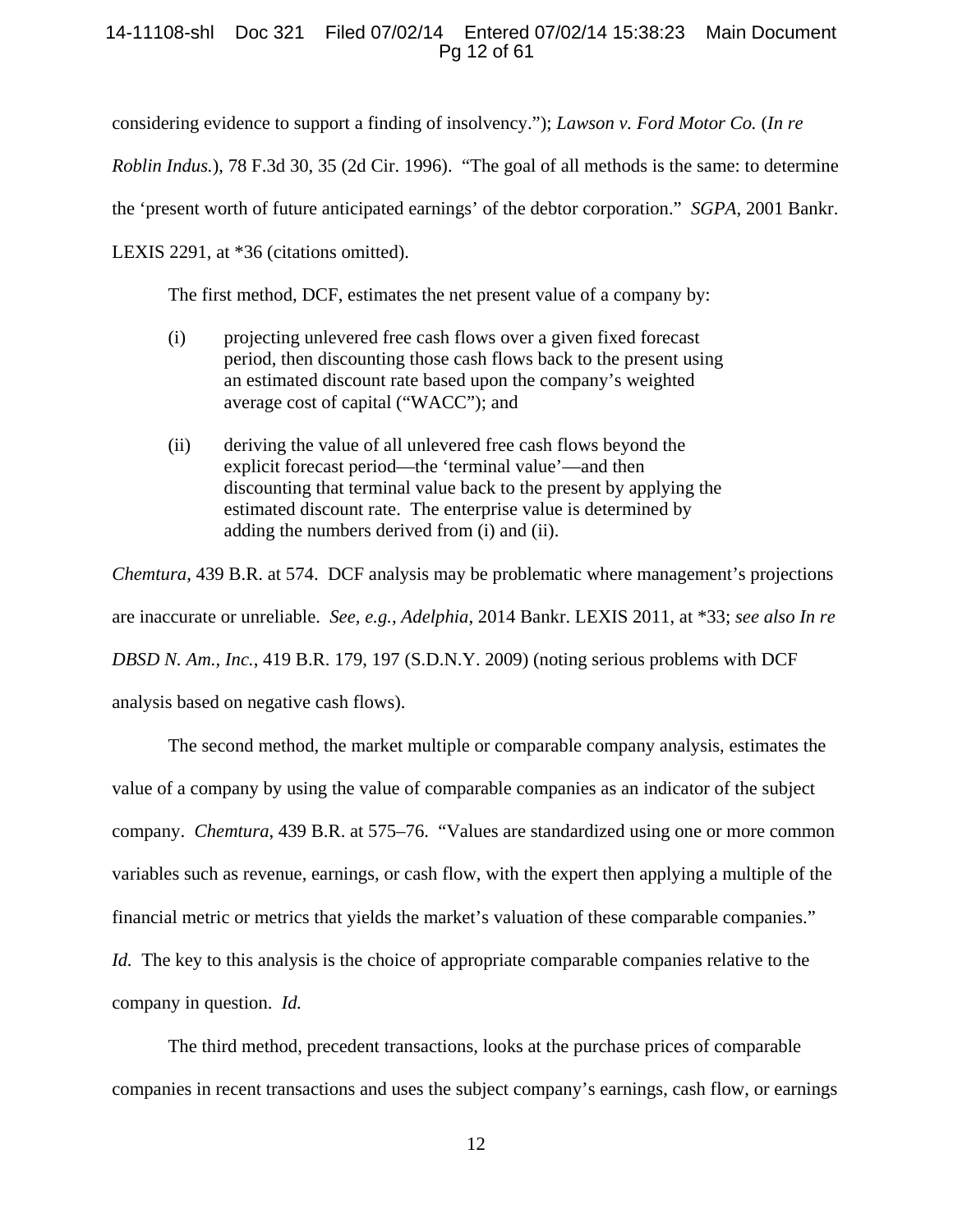considering evidence to support a finding of insolvency."); *Lawson v. Ford Motor Co.* (*In re Roblin Indus.*), 78 F.3d 30, 35 (2d Cir. 1996). "The goal of all methods is the same: to determine the 'present worth of future anticipated earnings' of the debtor corporation." *SGPA*, 2001 Bankr. LEXIS 2291, at *36 (citations omitted).

The first method, DCF, estimates the net present value of a company by:

> (i) projecting unlevered free cash flows over a given fixed forecast period, then discounting those cash flows back to the present using an estimated discount rate based upon the company's weighted average cost of capital ("WACC"); and
>
> (ii) deriving the value of all unlevered free cash flows beyond the explicit forecast period—the 'terminal value'—and then discounting that terminal value back to the present by applying the estimated discount rate. The enterprise value is determined by adding the numbers derived from (i) and (ii).

*Chemtura*, 439 B.R. at 574. DCF analysis may be problematic where management's projections are inaccurate or unreliable. *See, e.g.*, *Adelphia*, 2014 Bankr. LEXIS 2011, at *33; *see also In re DBSD N. Am., Inc.*, 419 B.R. 179, 197 (S.D.N.Y. 2009) (noting serious problems with DCF analysis based on negative cash flows).

The second method, the market multiple or comparable company analysis, estimates the value of a company by using the value of comparable companies as an indicator of the subject company. *Chemtura*, 439 B.R. at 575–76. "Values are standardized using one or more common variables such as revenue, earnings, or cash flow, with the expert then applying a multiple of the financial metric or metrics that yields the market's valuation of these comparable companies." *Id.* The key to this analysis is the choice of appropriate comparable companies relative to the company in question. *Id.*

The third method, precedent transactions, looks at the purchase prices of comparable companies in recent transactions and uses the subject company's earnings, cash flow, or earnings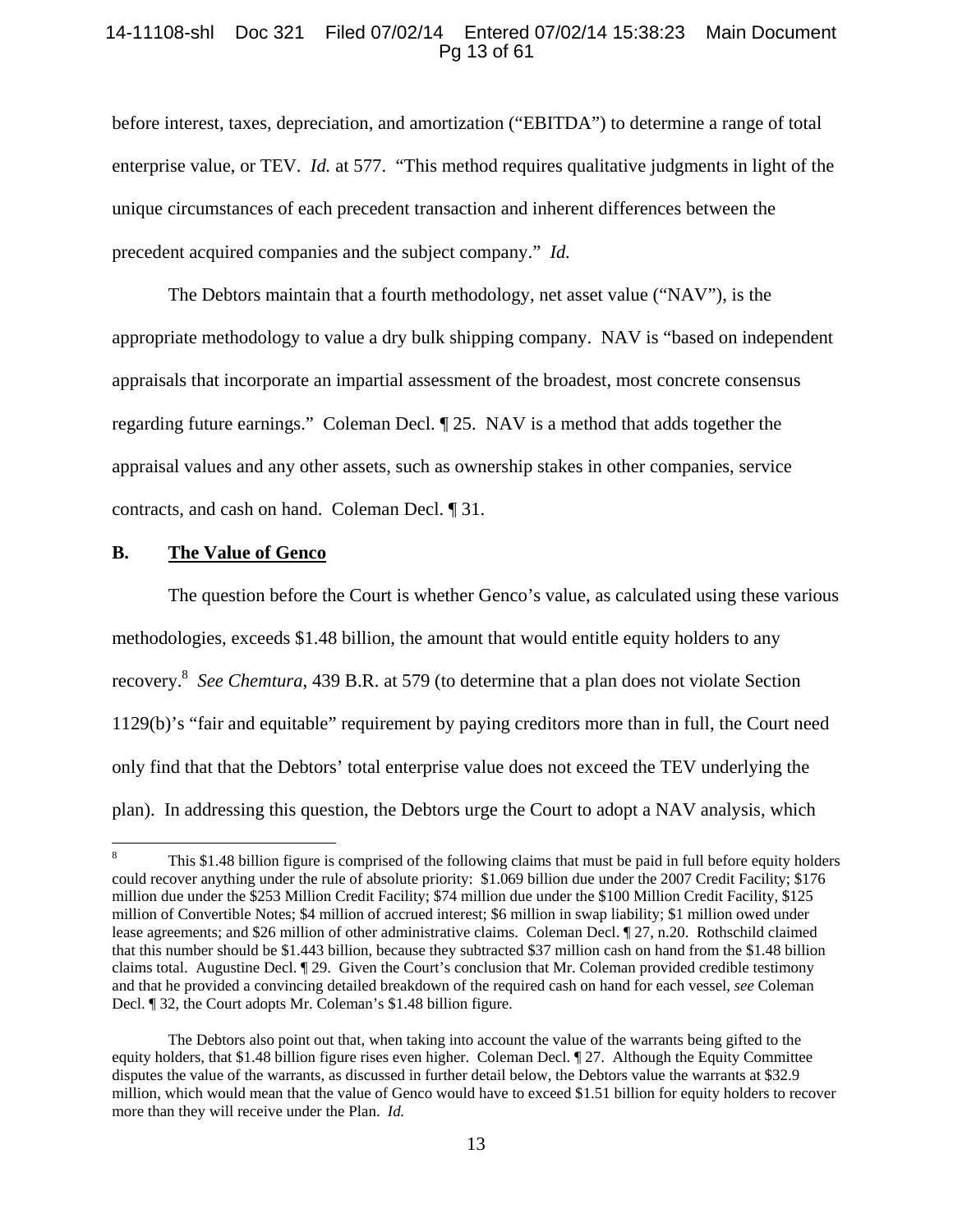before interest, taxes, depreciation, and amortization ("EBITDA") to determine a range of total enterprise value, or TEV. *Id.* at 577. "This method requires qualitative judgments in light of the unique circumstances of each precedent transaction and inherent differences between the precedent acquired companies and the subject company." *Id.*

The Debtors maintain that a fourth methodology, net asset value ("NAV"), is the appropriate methodology to value a dry bulk shipping company. NAV is "based on independent appraisals that incorporate an impartial assessment of the broadest, most concrete consensus regarding future earnings." Coleman Decl. ¶ 25. NAV is a method that adds together the appraisal values and any other assets, such as ownership stakes in other companies, service contracts, and cash on hand. Coleman Decl. ¶ 31.

## B. <u>The Value of Genco</u>

The question before the Court is whether Genco's value, as calculated using these various methodologies, exceeds $1.48 billion, the amount that would entitle equity holders to any recovery.[8] *See Chemtura*, 439 B.R. at 579 (to determine that a plan does not violate Section 1129(b)'s "fair and equitable" requirement by paying creditors more than in full, the Court need only find that that the Debtors' total enterprise value does not exceed the TEV underlying the plan). In addressing this question, the Debtors urge the Court to adopt a NAV analysis, which

---

[8] This $1.48 billion figure is comprised of the following claims that must be paid in full before equity holders could recover anything under the rule of absolute priority: $1.069 billion due under the 2007 Credit Facility; $176 million due under the $253 Million Credit Facility; $74 million due under the $100 Million Credit Facility, $125 million of Convertible Notes; $4 million of accrued interest; $6 million in swap liability; $1 million owed under lease agreements; and $26 million of other administrative claims. Coleman Decl. ¶ 27, n.20. Rothschild claimed that this number should be $1.443 billion, because they subtracted $37 million cash on hand from the $1.48 billion claims total. Augustine Decl. ¶ 29. Given the Court's conclusion that Mr. Coleman provided credible testimony and that he provided a convincing detailed breakdown of the required cash on hand for each vessel, *see* Coleman Decl. ¶ 32, the Court adopts Mr. Coleman's $1.48 billion figure.

The Debtors also point out that, when taking into account the value of the warrants being gifted to the equity holders, that $1.48 billion figure rises even higher. Coleman Decl. ¶ 27. Although the Equity Committee disputes the value of the warrants, as discussed in further detail below, the Debtors value the warrants at $32.9 million, which would mean that the value of Genco would have to exceed $1.51 billion for equity holders to recover more than they will receive under the Plan. *Id.*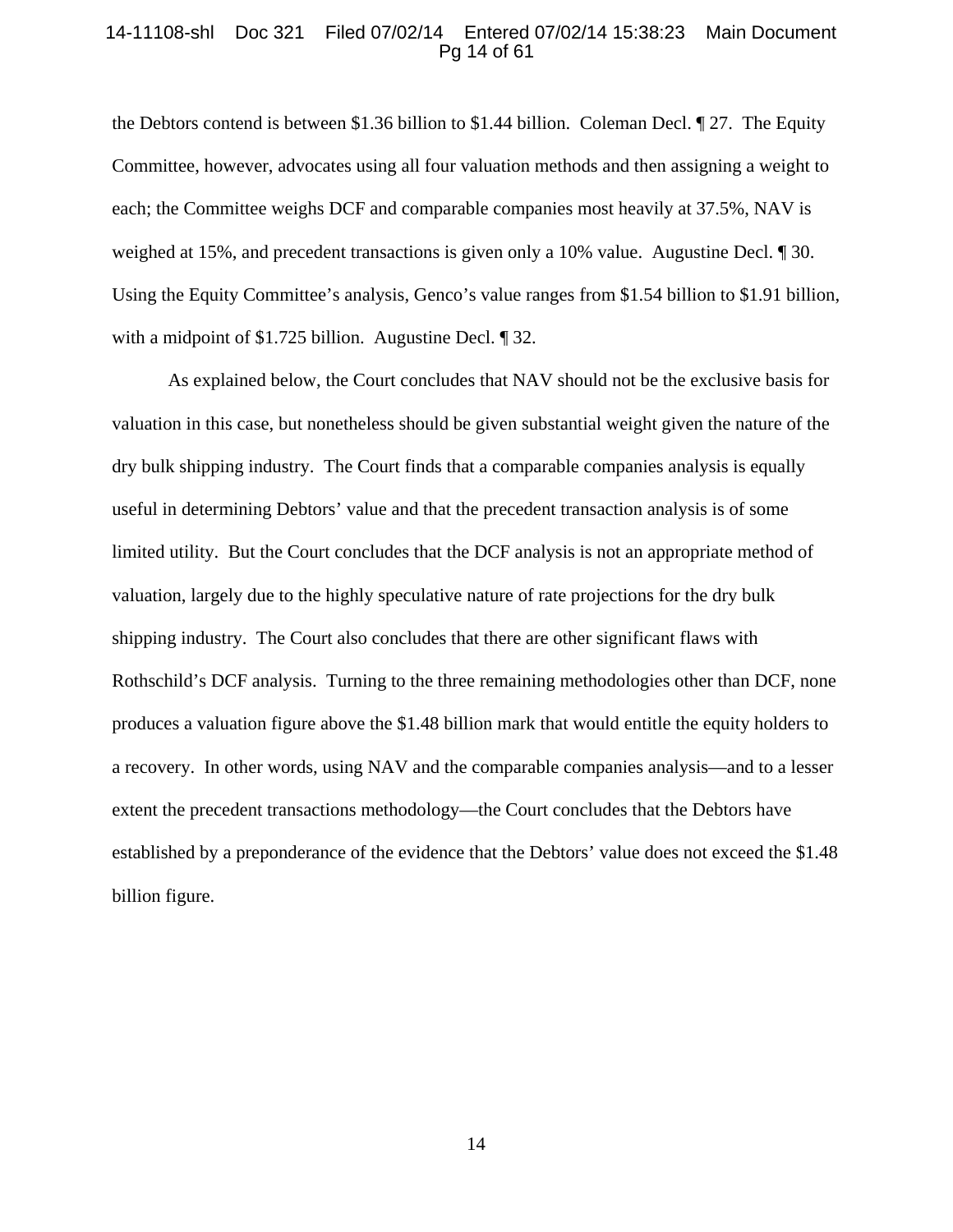the Debtors contend is between $1.36 billion to $1.44 billion. Coleman Decl. ¶ 27. The Equity Committee, however, advocates using all four valuation methods and then assigning a weight to each; the Committee weighs DCF and comparable companies most heavily at 37.5%, NAV is weighed at 15%, and precedent transactions is given only a 10% value. Augustine Decl. ¶ 30. Using the Equity Committee's analysis, Genco's value ranges from $1.54 billion to $1.91 billion, with a midpoint of $1.725 billion. Augustine Decl. ¶ 32.

As explained below, the Court concludes that NAV should not be the exclusive basis for valuation in this case, but nonetheless should be given substantial weight given the nature of the dry bulk shipping industry. The Court finds that a comparable companies analysis is equally useful in determining Debtors' value and that the precedent transaction analysis is of some limited utility. But the Court concludes that the DCF analysis is not an appropriate method of valuation, largely due to the highly speculative nature of rate projections for the dry bulk shipping industry. The Court also concludes that there are other significant flaws with Rothschild's DCF analysis. Turning to the three remaining methodologies other than DCF, none produces a valuation figure above the $1.48 billion mark that would entitle the equity holders to a recovery. In other words, using NAV and the comparable companies analysis—and to a lesser extent the precedent transactions methodology—the Court concludes that the Debtors have established by a preponderance of the evidence that the Debtors' value does not exceed the $1.48 billion figure.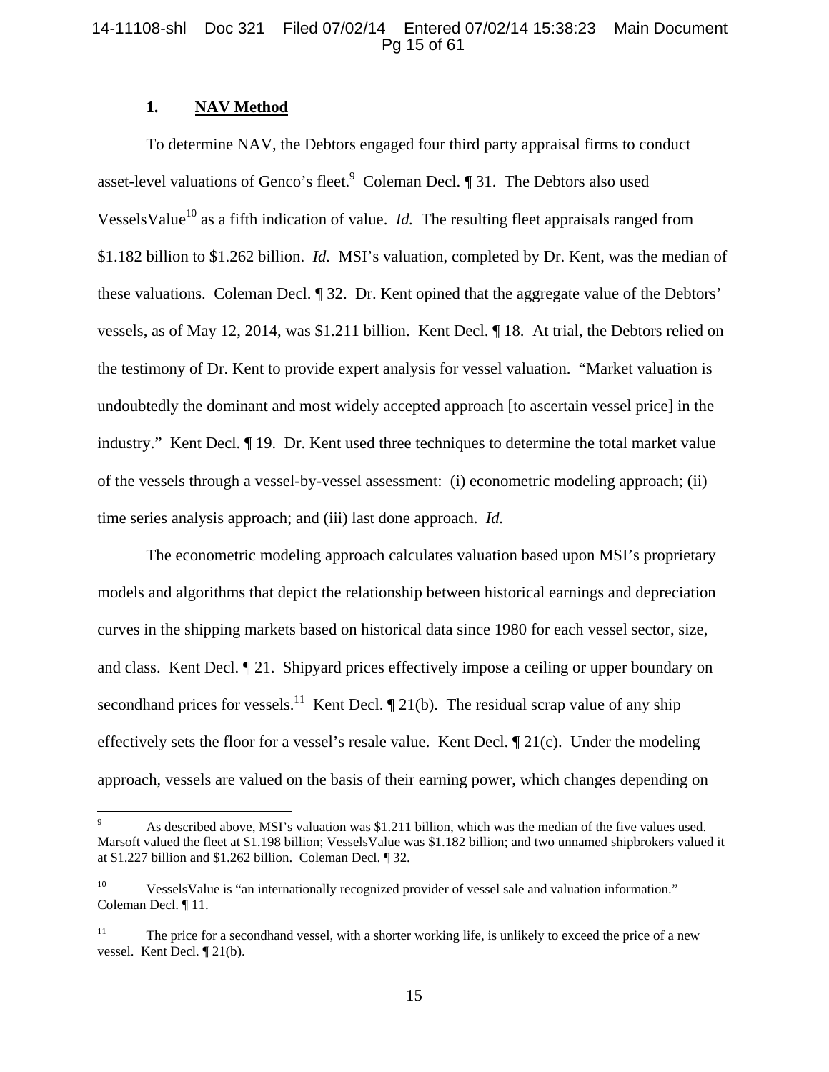### 1. NAV Method

To determine NAV, the Debtors engaged four third party appraisal firms to conduct asset-level valuations of Genco's fleet.[9] Coleman Decl. ¶ 31. The Debtors also used VesselsValue[10] as a fifth indication of value. *Id.* The resulting fleet appraisals ranged from $1.182 billion to $1.262 billion. *Id.* MSI's valuation, completed by Dr. Kent, was the median of these valuations. Coleman Decl. ¶ 32. Dr. Kent opined that the aggregate value of the Debtors' vessels, as of May 12, 2014, was $1.211 billion. Kent Decl. ¶ 18. At trial, the Debtors relied on the testimony of Dr. Kent to provide expert analysis for vessel valuation. "Market valuation is undoubtedly the dominant and most widely accepted approach [to ascertain vessel price] in the industry." Kent Decl. ¶ 19. Dr. Kent used three techniques to determine the total market value of the vessels through a vessel-by-vessel assessment: (i) econometric modeling approach; (ii) time series analysis approach; and (iii) last done approach. *Id.*

The econometric modeling approach calculates valuation based upon MSI's proprietary models and algorithms that depict the relationship between historical earnings and depreciation curves in the shipping markets based on historical data since 1980 for each vessel sector, size, and class. Kent Decl. ¶ 21. Shipyard prices effectively impose a ceiling or upper boundary on secondhand prices for vessels.[11] Kent Decl. ¶ 21(b). The residual scrap value of any ship effectively sets the floor for a vessel's resale value. Kent Decl. ¶ 21(c). Under the modeling approach, vessels are valued on the basis of their earning power, which changes depending on

---

[9] As described above, MSI's valuation was $1.211 billion, which was the median of the five values used. Marsoft valued the fleet at $1.198 billion; VesselsValue was $1.182 billion; and two unnamed shipbrokers valued it at $1.227 billion and $1.262 billion. Coleman Decl. ¶ 32.

[10] VesselsValue is "an internationally recognized provider of vessel sale and valuation information." Coleman Decl. ¶ 11.

[11] The price for a secondhand vessel, with a shorter working life, is unlikely to exceed the price of a new vessel. Kent Decl. ¶ 21(b).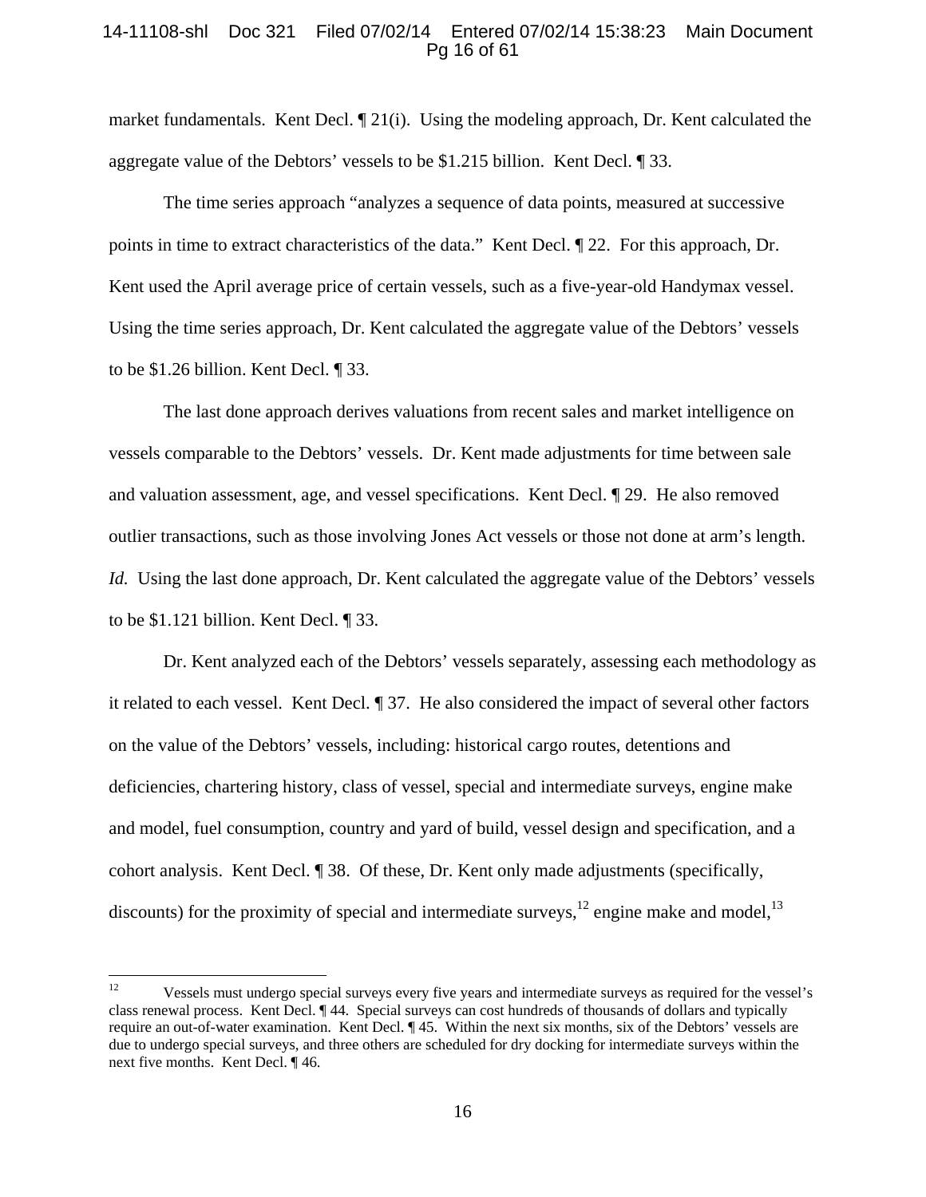market fundamentals. Kent Decl. ¶ 21(i). Using the modeling approach, Dr. Kent calculated the aggregate value of the Debtors' vessels to be $1.215 billion. Kent Decl. ¶ 33.

The time series approach "analyzes a sequence of data points, measured at successive points in time to extract characteristics of the data." Kent Decl. ¶ 22. For this approach, Dr. Kent used the April average price of certain vessels, such as a five-year-old Handymax vessel. Using the time series approach, Dr. Kent calculated the aggregate value of the Debtors' vessels to be $1.26 billion. Kent Decl. ¶ 33.

The last done approach derives valuations from recent sales and market intelligence on vessels comparable to the Debtors' vessels. Dr. Kent made adjustments for time between sale and valuation assessment, age, and vessel specifications. Kent Decl. ¶ 29. He also removed outlier transactions, such as those involving Jones Act vessels or those not done at arm's length. *Id.* Using the last done approach, Dr. Kent calculated the aggregate value of the Debtors' vessels to be $1.121 billion. Kent Decl. ¶ 33.

Dr. Kent analyzed each of the Debtors' vessels separately, assessing each methodology as it related to each vessel. Kent Decl. ¶ 37. He also considered the impact of several other factors on the value of the Debtors' vessels, including: historical cargo routes, detentions and deficiencies, chartering history, class of vessel, special and intermediate surveys, engine make and model, fuel consumption, country and yard of build, vessel design and specification, and a cohort analysis. Kent Decl. ¶ 38. Of these, Dr. Kent only made adjustments (specifically, discounts) for the proximity of special and intermediate surveys,[12] engine make and model,[13]

---

[12] Vessels must undergo special surveys every five years and intermediate surveys as required for the vessel's class renewal process. Kent Decl. ¶ 44. Special surveys can cost hundreds of thousands of dollars and typically require an out-of-water examination. Kent Decl. ¶ 45. Within the next six months, six of the Debtors' vessels are due to undergo special surveys, and three others are scheduled for dry docking for intermediate surveys within the next five months. Kent Decl. ¶ 46.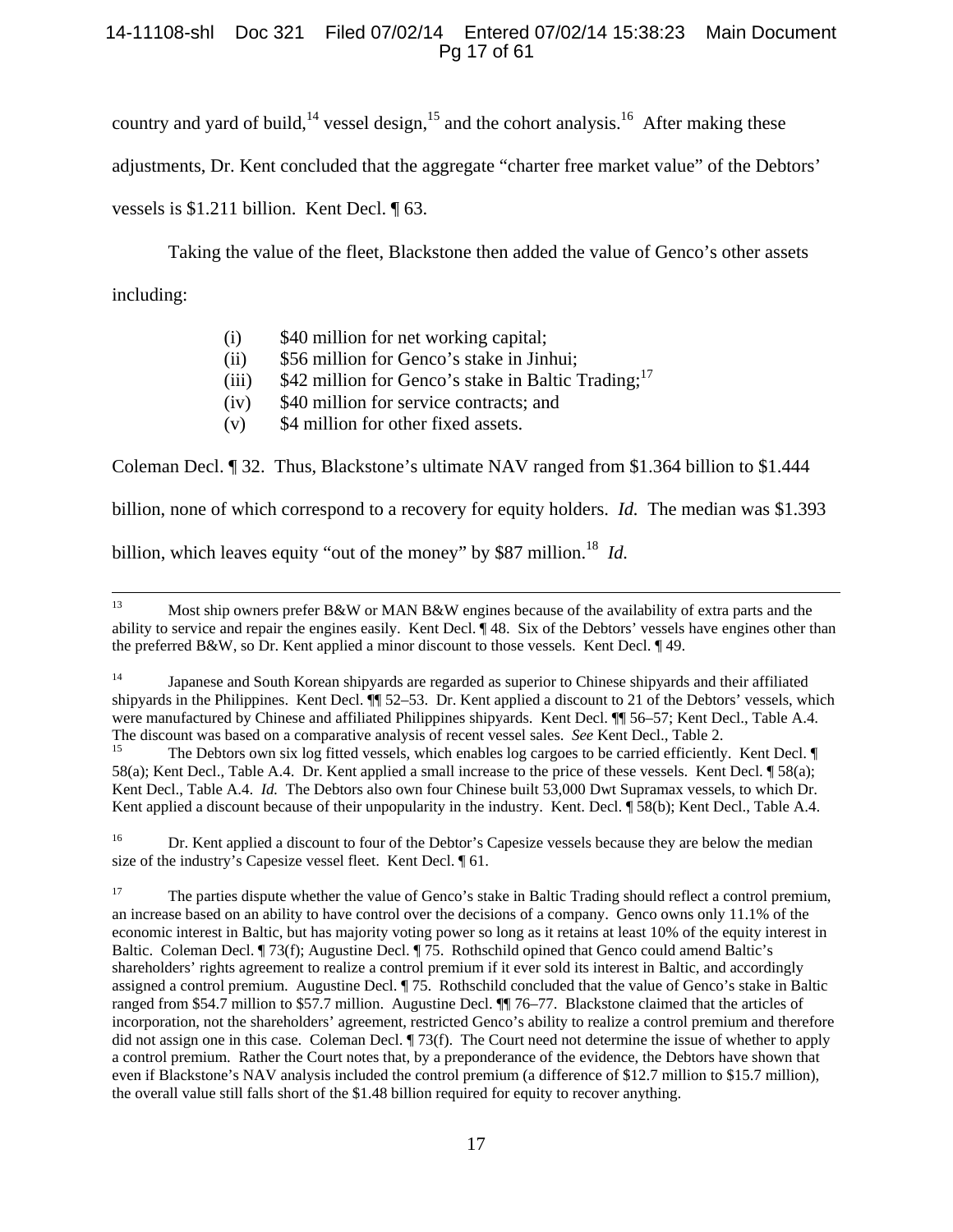country and yard of build,[14] vessel design,[15] and the cohort analysis.[16] After making these adjustments, Dr. Kent concluded that the aggregate "charter free market value" of the Debtors' vessels is $1.211 billion. Kent Decl. ¶ 63.

Taking the value of the fleet, Blackstone then added the value of Genco's other assets including:

(i) $40 million for net working capital;
(ii) $56 million for Genco's stake in Jinhui;
(iii) $42 million for Genco's stake in Baltic Trading;[17]
(iv) $40 million for service contracts; and
(v) $4 million for other fixed assets.

Coleman Decl. ¶ 32. Thus, Blackstone's ultimate NAV ranged from $1.364 billion to $1.444 billion, none of which correspond to a recovery for equity holders. *Id.* The median was $1.393 billion, which leaves equity "out of the money" by $87 million.[18] *Id.*

---

[13] Most ship owners prefer B&W or MAN B&W engines because of the availability of extra parts and the ability to service and repair the engines easily. Kent Decl. ¶ 48. Six of the Debtors' vessels have engines other than the preferred B&W, so Dr. Kent applied a minor discount to those vessels. Kent Decl. ¶ 49.

[14] Japanese and South Korean shipyards are regarded as superior to Chinese shipyards and their affiliated shipyards in the Philippines. Kent Decl. ¶¶ 52–53. Dr. Kent applied a discount to 21 of the Debtors' vessels, which were manufactured by Chinese and affiliated Philippines shipyards. Kent Decl. ¶¶ 56–57; Kent Decl., Table A.4. The discount was based on a comparative analysis of recent vessel sales. *See* Kent Decl., Table 2.

[15] The Debtors own six log fitted vessels, which enables log cargoes to be carried efficiently. Kent Decl. ¶ 58(a); Kent Decl., Table A.4. Dr. Kent applied a small increase to the price of these vessels. Kent Decl. ¶ 58(a); Kent Decl., Table A.4. *Id.* The Debtors also own four Chinese built 53,000 Dwt Supramax vessels, to which Dr. Kent applied a discount because of their unpopularity in the industry. Kent. Decl. ¶ 58(b); Kent Decl., Table A.4.

[16] Dr. Kent applied a discount to four of the Debtor's Capesize vessels because they are below the median size of the industry's Capesize vessel fleet. Kent Decl. ¶ 61.

[17] The parties dispute whether the value of Genco's stake in Baltic Trading should reflect a control premium, an increase based on an ability to have control over the decisions of a company. Genco owns only 11.1% of the economic interest in Baltic, but has majority voting power so long as it retains at least 10% of the equity interest in Baltic. Coleman Decl. ¶ 73(f); Augustine Decl. ¶ 75. Rothschild opined that Genco could amend Baltic's shareholders' rights agreement to realize a control premium if it ever sold its interest in Baltic, and accordingly assigned a control premium. Augustine Decl. ¶ 75. Rothschild concluded that the value of Genco's stake in Baltic ranged from $54.7 million to $57.7 million. Augustine Decl. ¶¶ 76–77. Blackstone claimed that the articles of incorporation, not the shareholders' agreement, restricted Genco's ability to realize a control premium and therefore did not assign one in this case. Coleman Decl. ¶ 73(f). The Court need not determine the issue of whether to apply a control premium. Rather the Court notes that, by a preponderance of the evidence, the Debtors have shown that even if Blackstone's NAV analysis included the control premium (a difference of $12.7 million to $15.7 million), the overall value still falls short of the $1.48 billion required for equity to recover anything.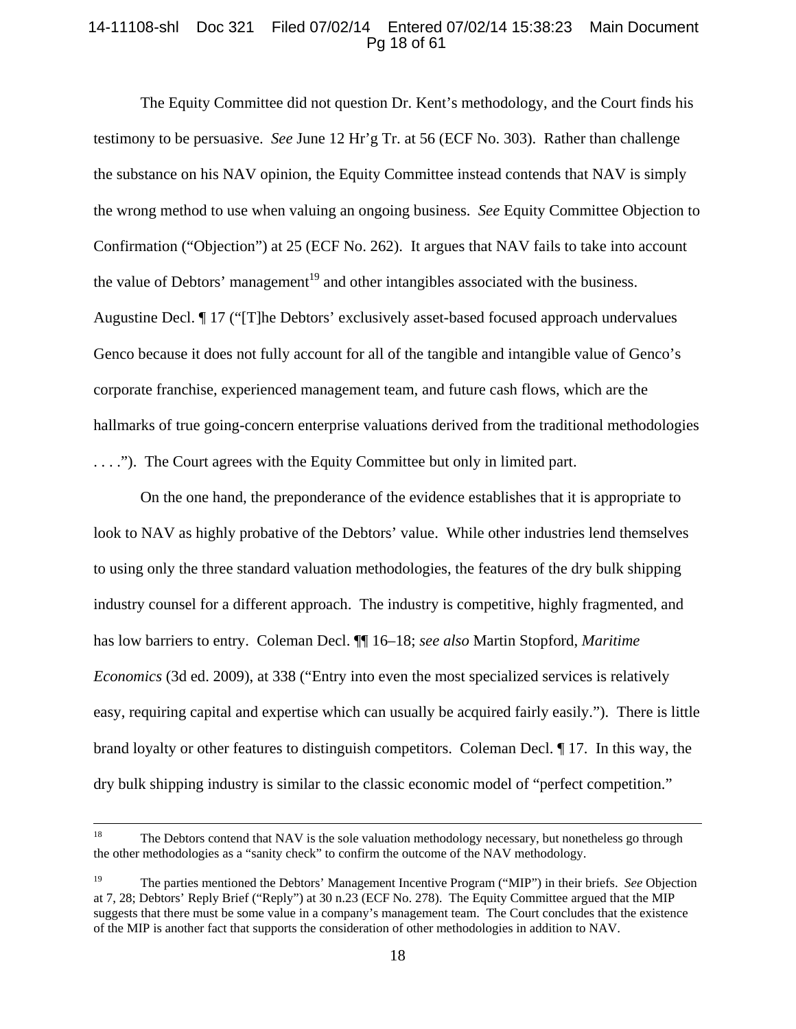The Equity Committee did not question Dr. Kent's methodology, and the Court finds his testimony to be persuasive. *See* June 12 Hr'g Tr. at 56 (ECF No. 303). Rather than challenge the substance on his NAV opinion, the Equity Committee instead contends that NAV is simply the wrong method to use when valuing an ongoing business. *See* Equity Committee Objection to Confirmation ("Objection") at 25 (ECF No. 262). It argues that NAV fails to take into account the value of Debtors' management[19] and other intangibles associated with the business. Augustine Decl. ¶ 17 ("[T]he Debtors' exclusively asset-based focused approach undervalues Genco because it does not fully account for all of the tangible and intangible value of Genco's corporate franchise, experienced management team, and future cash flows, which are the hallmarks of true going-concern enterprise valuations derived from the traditional methodologies . . . ."). The Court agrees with the Equity Committee but only in limited part.

On the one hand, the preponderance of the evidence establishes that it is appropriate to look to NAV as highly probative of the Debtors' value. While other industries lend themselves to using only the three standard valuation methodologies, the features of the dry bulk shipping industry counsel for a different approach. The industry is competitive, highly fragmented, and has low barriers to entry. Coleman Decl. ¶¶ 16–18; *see also* Martin Stopford, *Maritime Economics* (3d ed. 2009), at 338 ("Entry into even the most specialized services is relatively easy, requiring capital and expertise which can usually be acquired fairly easily."). There is little brand loyalty or other features to distinguish competitors. Coleman Decl. ¶ 17. In this way, the dry bulk shipping industry is similar to the classic economic model of "perfect competition."

---

[18] The Debtors contend that NAV is the sole valuation methodology necessary, but nonetheless go through the other methodologies as a "sanity check" to confirm the outcome of the NAV methodology.

[19] The parties mentioned the Debtors' Management Incentive Program ("MIP") in their briefs. *See* Objection at 7, 28; Debtors' Reply Brief ("Reply") at 30 n.23 (ECF No. 278). The Equity Committee argued that the MIP suggests that there must be some value in a company's management team. The Court concludes that the existence of the MIP is another fact that supports the consideration of other methodologies in addition to NAV.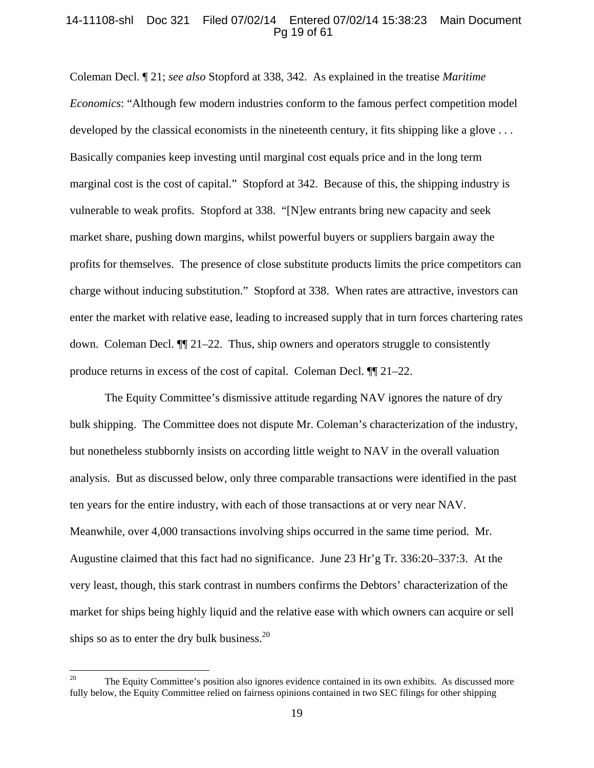Coleman Decl. ¶ 21; *see also* Stopford at 338, 342. As explained in the treatise *Maritime Economics*: "Although few modern industries conform to the famous perfect competition model developed by the classical economists in the nineteenth century, it fits shipping like a glove . . . Basically companies keep investing until marginal cost equals price and in the long term marginal cost is the cost of capital." Stopford at 342. Because of this, the shipping industry is vulnerable to weak profits. Stopford at 338. "[N]ew entrants bring new capacity and seek market share, pushing down margins, whilst powerful buyers or suppliers bargain away the profits for themselves. The presence of close substitute products limits the price competitors can charge without inducing substitution." Stopford at 338. When rates are attractive, investors can enter the market with relative ease, leading to increased supply that in turn forces chartering rates down. Coleman Decl. ¶¶ 21–22. Thus, ship owners and operators struggle to consistently produce returns in excess of the cost of capital. Coleman Decl. ¶¶ 21–22.

The Equity Committee's dismissive attitude regarding NAV ignores the nature of dry bulk shipping. The Committee does not dispute Mr. Coleman's characterization of the industry, but nonetheless stubbornly insists on according little weight to NAV in the overall valuation analysis. But as discussed below, only three comparable transactions were identified in the past ten years for the entire industry, with each of those transactions at or very near NAV. Meanwhile, over 4,000 transactions involving ships occurred in the same time period. Mr. Augustine claimed that this fact had no significance. June 23 Hr'g Tr. 336:20–337:3. At the very least, though, this stark contrast in numbers confirms the Debtors' characterization of the market for ships being highly liquid and the relative ease with which owners can acquire or sell ships so as to enter the dry bulk business.[20]

---

[20] The Equity Committee's position also ignores evidence contained in its own exhibits. As discussed more fully below, the Equity Committee relied on fairness opinions contained in two SEC filings for other shipping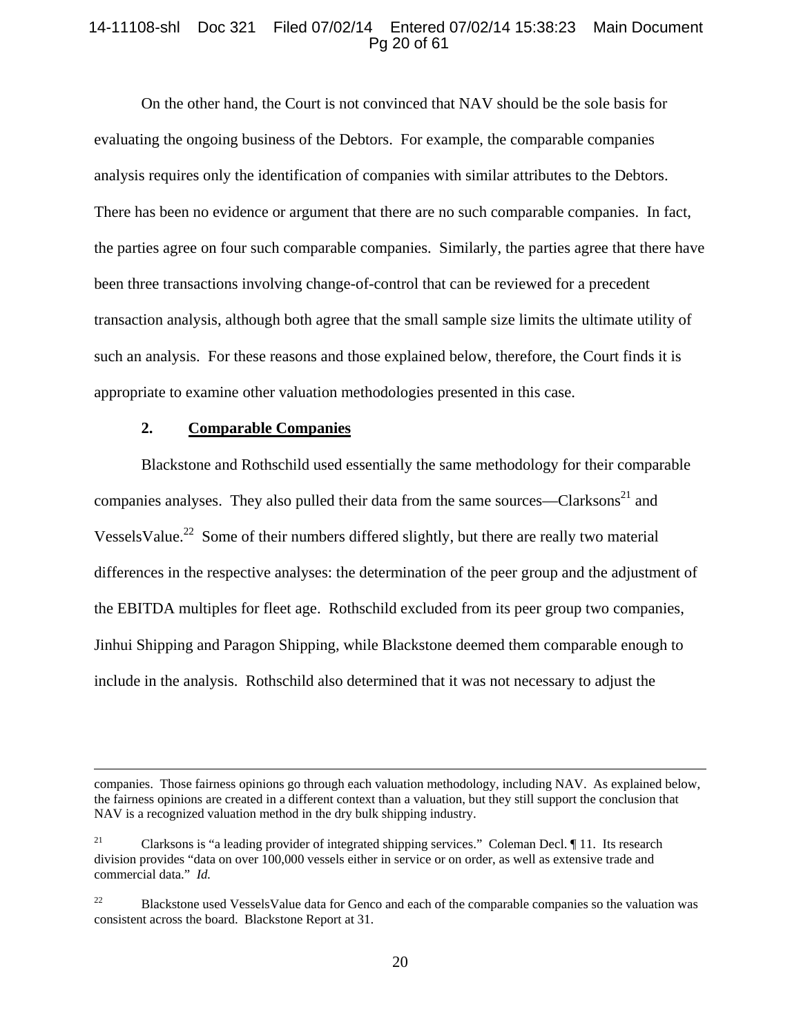On the other hand, the Court is not convinced that NAV should be the sole basis for evaluating the ongoing business of the Debtors. For example, the comparable companies analysis requires only the identification of companies with similar attributes to the Debtors. There has been no evidence or argument that there are no such comparable companies. In fact, the parties agree on four such comparable companies. Similarly, the parties agree that there have been three transactions involving change-of-control that can be reviewed for a precedent transaction analysis, although both agree that the small sample size limits the ultimate utility of such an analysis. For these reasons and those explained below, therefore, the Court finds it is appropriate to examine other valuation methodologies presented in this case.

**2. Comparable Companies**

Blackstone and Rothschild used essentially the same methodology for their comparable companies analyses. They also pulled their data from the same sources—Clarksons[21] and VesselsValue.[22] Some of their numbers differed slightly, but there are really two material differences in the respective analyses: the determination of the peer group and the adjustment of the EBITDA multiples for fleet age. Rothschild excluded from its peer group two companies, Jinhui Shipping and Paragon Shipping, while Blackstone deemed them comparable enough to include in the analysis. Rothschild also determined that it was not necessary to adjust the

---

companies. Those fairness opinions go through each valuation methodology, including NAV. As explained below, the fairness opinions are created in a different context than a valuation, but they still support the conclusion that NAV is a recognized valuation method in the dry bulk shipping industry.

[21] Clarksons is "a leading provider of integrated shipping services." Coleman Decl. ¶ 11. Its research division provides "data on over 100,000 vessels either in service or on order, as well as extensive trade and commercial data." *Id.*

[22] Blackstone used VesselsValue data for Genco and each of the comparable companies so the valuation was consistent across the board. Blackstone Report at 31.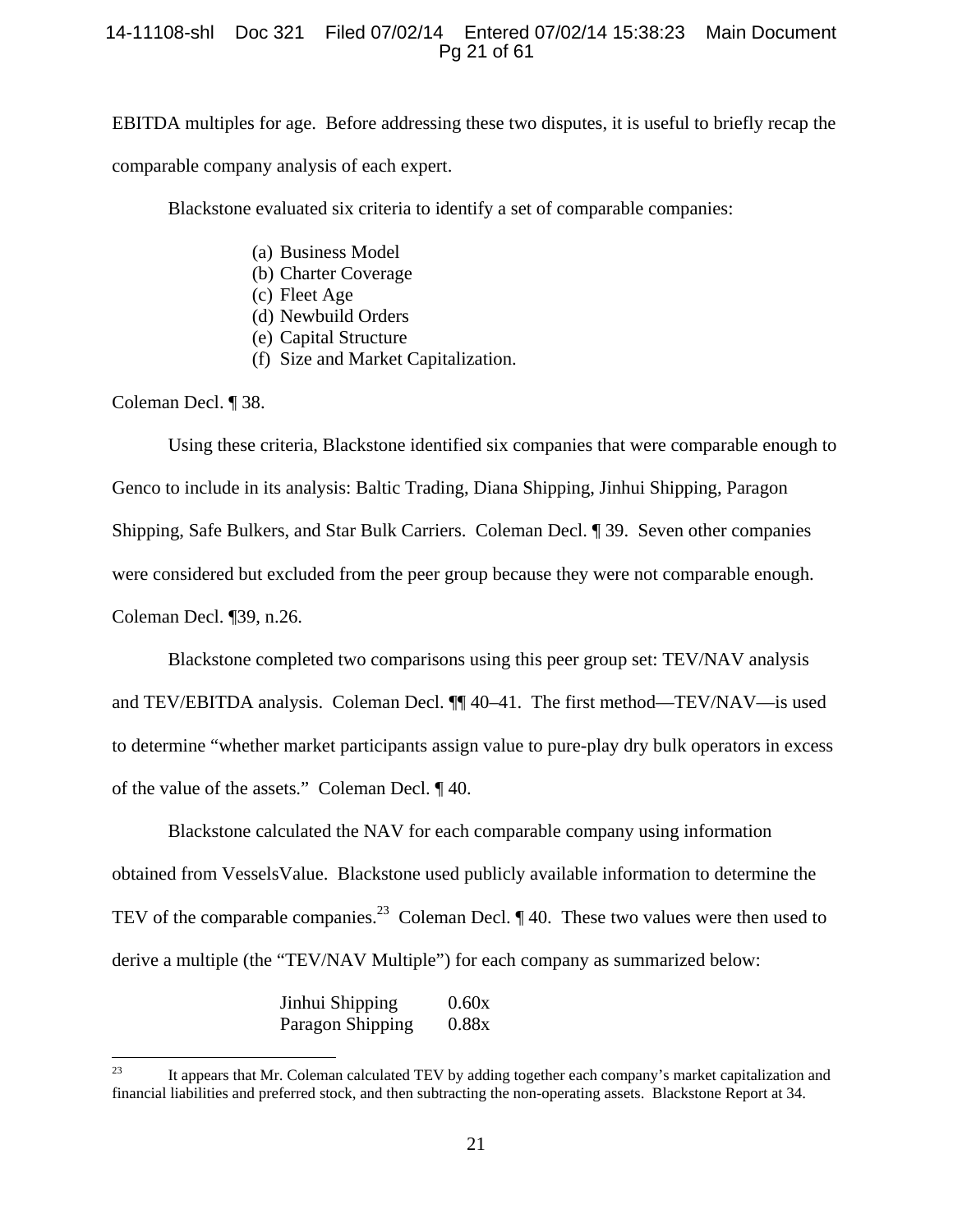EBITDA multiples for age. Before addressing these two disputes, it is useful to briefly recap the comparable company analysis of each expert.

Blackstone evaluated six criteria to identify a set of comparable companies:

(a) Business Model
(b) Charter Coverage
(c) Fleet Age
(d) Newbuild Orders
(e) Capital Structure
(f) Size and Market Capitalization.

Coleman Decl. ¶ 38.

Using these criteria, Blackstone identified six companies that were comparable enough to Genco to include in its analysis: Baltic Trading, Diana Shipping, Jinhui Shipping, Paragon Shipping, Safe Bulkers, and Star Bulk Carriers. Coleman Decl. ¶ 39. Seven other companies were considered but excluded from the peer group because they were not comparable enough. Coleman Decl. ¶39, n.26.

Blackstone completed two comparisons using this peer group set: TEV/NAV analysis and TEV/EBITDA analysis. Coleman Decl. ¶¶ 40–41. The first method—TEV/NAV—is used to determine "whether market participants assign value to pure-play dry bulk operators in excess of the value of the assets." Coleman Decl. ¶ 40.

Blackstone calculated the NAV for each comparable company using information obtained from VesselsValue. Blackstone used publicly available information to determine the TEV of the comparable companies.[23] Coleman Decl. ¶ 40. These two values were then used to derive a multiple (the "TEV/NAV Multiple") for each company as summarized below:

| | |
|---|---|
| Jinhui Shipping | 0.60x |
| Paragon Shipping | 0.88x |

[23] It appears that Mr. Coleman calculated TEV by adding together each company's market capitalization and financial liabilities and preferred stock, and then subtracting the non-operating assets. Blackstone Report at 34.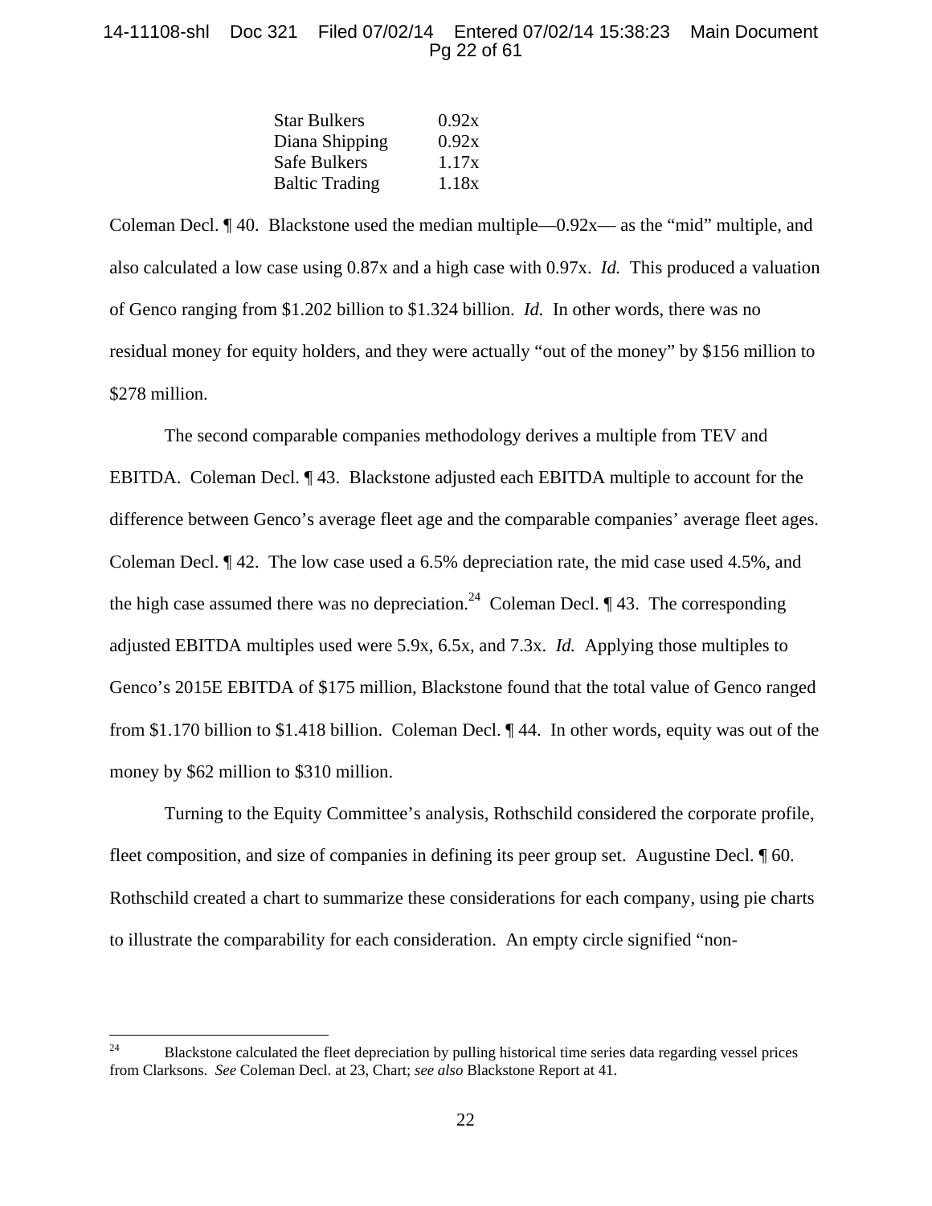| | |
|---|---|
| Star Bulkers | 0.92x |
| Diana Shipping | 0.92x |
| Safe Bulkers | 1.17x |
| Baltic Trading | 1.18x |

Coleman Decl. ¶ 40. Blackstone used the median multiple—0.92x— as the "mid" multiple, and also calculated a low case using 0.87x and a high case with 0.97x. *Id.* This produced a valuation of Genco ranging from $1.202 billion to $1.324 billion. *Id.* In other words, there was no residual money for equity holders, and they were actually "out of the money" by $156 million to $278 million.

The second comparable companies methodology derives a multiple from TEV and EBITDA. Coleman Decl. ¶ 43. Blackstone adjusted each EBITDA multiple to account for the difference between Genco's average fleet age and the comparable companies' average fleet ages. Coleman Decl. ¶ 42. The low case used a 6.5% depreciation rate, the mid case used 4.5%, and the high case assumed there was no depreciation.[24] Coleman Decl. ¶ 43. The corresponding adjusted EBITDA multiples used were 5.9x, 6.5x, and 7.3x. *Id.* Applying those multiples to Genco's 2015E EBITDA of $175 million, Blackstone found that the total value of Genco ranged from $1.170 billion to $1.418 billion. Coleman Decl. ¶ 44. In other words, equity was out of the money by $62 million to $310 million.

Turning to the Equity Committee's analysis, Rothschild considered the corporate profile, fleet composition, and size of companies in defining its peer group set. Augustine Decl. ¶ 60. Rothschild created a chart to summarize these considerations for each company, using pie charts to illustrate the comparability for each consideration. An empty circle signified "non-

---

[24] Blackstone calculated the fleet depreciation by pulling historical time series data regarding vessel prices from Clarksons. *See* Coleman Decl. at 23, Chart; *see also* Blackstone Report at 41.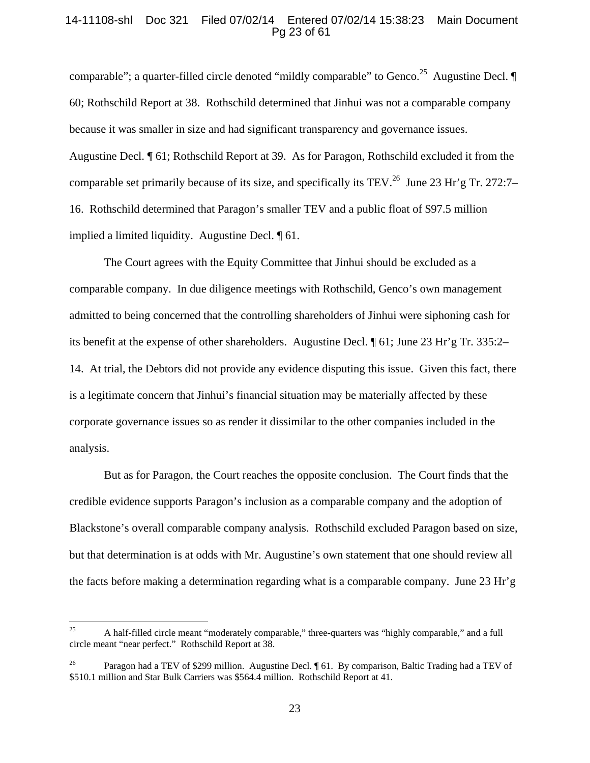comparable"; a quarter-filled circle denoted "mildly comparable" to Genco.[25] Augustine Decl. ¶ 60; Rothschild Report at 38. Rothschild determined that Jinhui was not a comparable company because it was smaller in size and had significant transparency and governance issues. Augustine Decl. ¶ 61; Rothschild Report at 39. As for Paragon, Rothschild excluded it from the comparable set primarily because of its size, and specifically its TEV.[26] June 23 Hr'g Tr. 272:7–16. Rothschild determined that Paragon's smaller TEV and a public float of $97.5 million implied a limited liquidity. Augustine Decl. ¶ 61.

The Court agrees with the Equity Committee that Jinhui should be excluded as a comparable company. In due diligence meetings with Rothschild, Genco's own management admitted to being concerned that the controlling shareholders of Jinhui were siphoning cash for its benefit at the expense of other shareholders. Augustine Decl. ¶ 61; June 23 Hr'g Tr. 335:2–14. At trial, the Debtors did not provide any evidence disputing this issue. Given this fact, there is a legitimate concern that Jinhui's financial situation may be materially affected by these corporate governance issues so as render it dissimilar to the other companies included in the analysis.

But as for Paragon, the Court reaches the opposite conclusion. The Court finds that the credible evidence supports Paragon's inclusion as a comparable company and the adoption of Blackstone's overall comparable company analysis. Rothschild excluded Paragon based on size, but that determination is at odds with Mr. Augustine's own statement that one should review all the facts before making a determination regarding what is a comparable company. June 23 Hr'g

---

[25] A half-filled circle meant "moderately comparable," three-quarters was "highly comparable," and a full circle meant "near perfect." Rothschild Report at 38.

[26] Paragon had a TEV of $299 million. Augustine Decl. ¶ 61. By comparison, Baltic Trading had a TEV of $510.1 million and Star Bulk Carriers was $564.4 million. Rothschild Report at 41.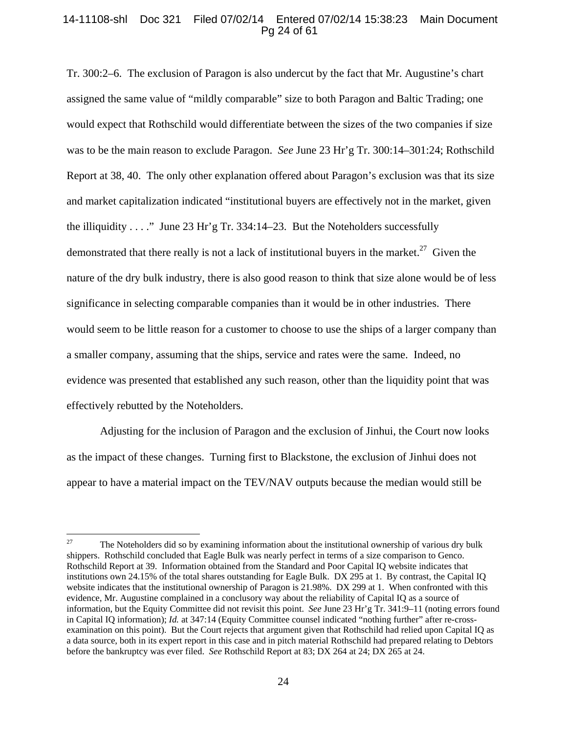Tr. 300:2–6. The exclusion of Paragon is also undercut by the fact that Mr. Augustine's chart assigned the same value of "mildly comparable" size to both Paragon and Baltic Trading; one would expect that Rothschild would differentiate between the sizes of the two companies if size was to be the main reason to exclude Paragon. *See* June 23 Hr'g Tr. 300:14–301:24; Rothschild Report at 38, 40. The only other explanation offered about Paragon's exclusion was that its size and market capitalization indicated "institutional buyers are effectively not in the market, given the illiquidity . . . ." June 23 Hr'g Tr. 334:14–23. But the Noteholders successfully demonstrated that there really is not a lack of institutional buyers in the market.[27] Given the nature of the dry bulk industry, there is also good reason to think that size alone would be of less significance in selecting comparable companies than it would be in other industries. There would seem to be little reason for a customer to choose to use the ships of a larger company than a smaller company, assuming that the ships, service and rates were the same. Indeed, no evidence was presented that established any such reason, other than the liquidity point that was effectively rebutted by the Noteholders.

Adjusting for the inclusion of Paragon and the exclusion of Jinhui, the Court now looks as the impact of these changes. Turning first to Blackstone, the exclusion of Jinhui does not appear to have a material impact on the TEV/NAV outputs because the median would still be

---

[27] The Noteholders did so by examining information about the institutional ownership of various dry bulk shippers. Rothschild concluded that Eagle Bulk was nearly perfect in terms of a size comparison to Genco. Rothschild Report at 39. Information obtained from the Standard and Poor Capital IQ website indicates that institutions own 24.15% of the total shares outstanding for Eagle Bulk. DX 295 at 1. By contrast, the Capital IQ website indicates that the institutional ownership of Paragon is 21.98%. DX 299 at 1. When confronted with this evidence, Mr. Augustine complained in a conclusory way about the reliability of Capital IQ as a source of information, but the Equity Committee did not revisit this point. *See* June 23 Hr'g Tr. 341:9–11 (noting errors found in Capital IQ information); *Id.* at 347:14 (Equity Committee counsel indicated "nothing further" after re-cross-examination on this point). But the Court rejects that argument given that Rothschild had relied upon Capital IQ as a data source, both in its expert report in this case and in pitch material Rothschild had prepared relating to Debtors before the bankruptcy was ever filed. *See* Rothschild Report at 83; DX 264 at 24; DX 265 at 24.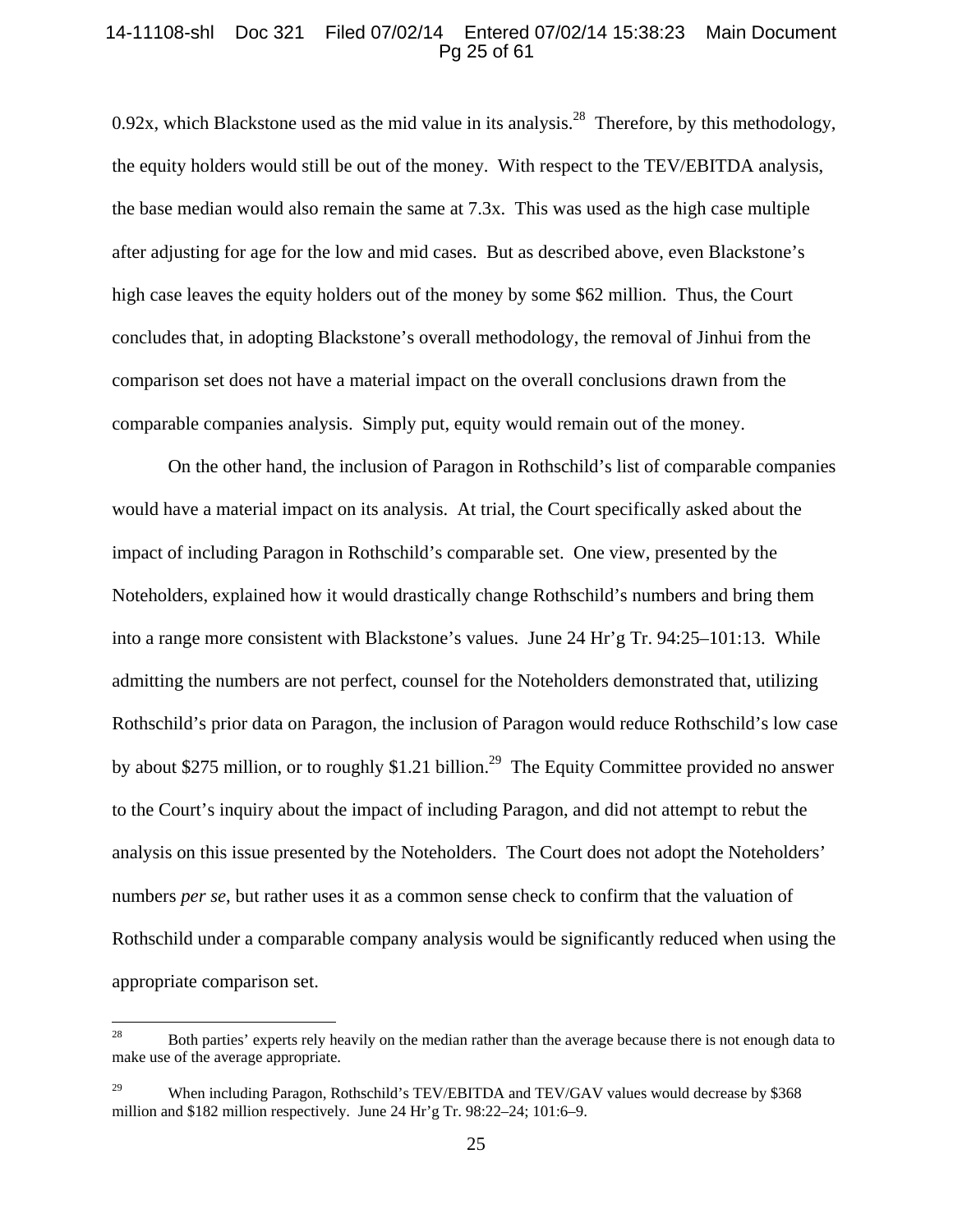0.92x, which Blackstone used as the mid value in its analysis.[28] Therefore, by this methodology, the equity holders would still be out of the money. With respect to the TEV/EBITDA analysis, the base median would also remain the same at 7.3x. This was used as the high case multiple after adjusting for age for the low and mid cases. But as described above, even Blackstone's high case leaves the equity holders out of the money by some $62 million. Thus, the Court concludes that, in adopting Blackstone's overall methodology, the removal of Jinhui from the comparison set does not have a material impact on the overall conclusions drawn from the comparable companies analysis. Simply put, equity would remain out of the money.

On the other hand, the inclusion of Paragon in Rothschild's list of comparable companies would have a material impact on its analysis. At trial, the Court specifically asked about the impact of including Paragon in Rothschild's comparable set. One view, presented by the Noteholders, explained how it would drastically change Rothschild's numbers and bring them into a range more consistent with Blackstone's values. June 24 Hr'g Tr. 94:25–101:13. While admitting the numbers are not perfect, counsel for the Noteholders demonstrated that, utilizing Rothschild's prior data on Paragon, the inclusion of Paragon would reduce Rothschild's low case by about $275 million, or to roughly $1.21 billion.[29] The Equity Committee provided no answer to the Court's inquiry about the impact of including Paragon, and did not attempt to rebut the analysis on this issue presented by the Noteholders. The Court does not adopt the Noteholders' numbers *per se*, but rather uses it as a common sense check to confirm that the valuation of Rothschild under a comparable company analysis would be significantly reduced when using the appropriate comparison set.

---

[28] Both parties' experts rely heavily on the median rather than the average because there is not enough data to make use of the average appropriate.

[29] When including Paragon, Rothschild's TEV/EBITDA and TEV/GAV values would decrease by $368 million and $182 million respectively. June 24 Hr'g Tr. 98:22–24; 101:6–9.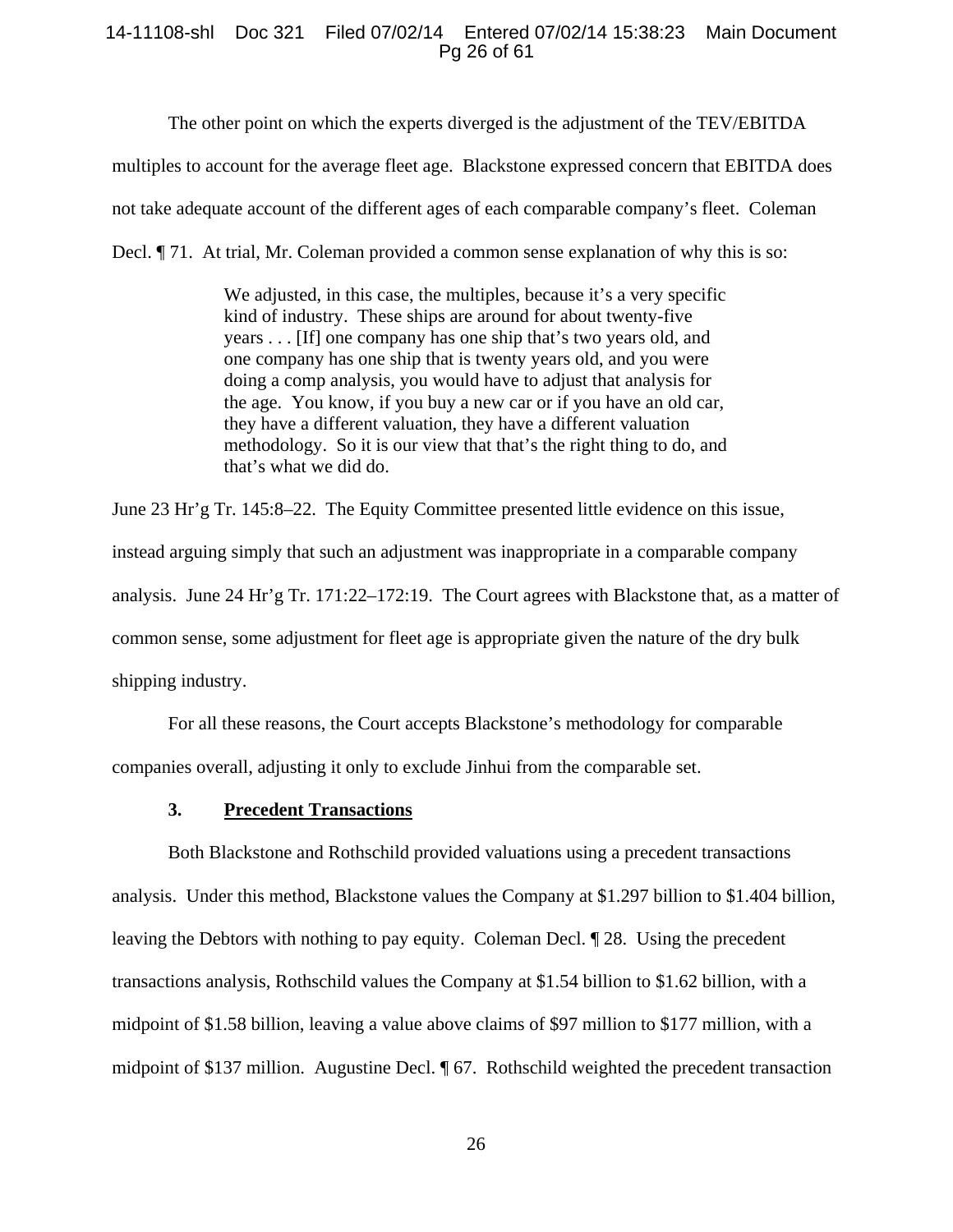The other point on which the experts diverged is the adjustment of the TEV/EBITDA multiples to account for the average fleet age. Blackstone expressed concern that EBITDA does not take adequate account of the different ages of each comparable company's fleet. Coleman Decl. ¶ 71. At trial, Mr. Coleman provided a common sense explanation of why this is so:

> We adjusted, in this case, the multiples, because it's a very specific kind of industry. These ships are around for about twenty-five years . . . [If] one company has one ship that's two years old, and one company has one ship that is twenty years old, and you were doing a comp analysis, you would have to adjust that analysis for the age. You know, if you buy a new car or if you have an old car, they have a different valuation, they have a different valuation methodology. So it is our view that that's the right thing to do, and that's what we did do.

June 23 Hr'g Tr. 145:8–22. The Equity Committee presented little evidence on this issue, instead arguing simply that such an adjustment was inappropriate in a comparable company analysis. June 24 Hr'g Tr. 171:22–172:19. The Court agrees with Blackstone that, as a matter of common sense, some adjustment for fleet age is appropriate given the nature of the dry bulk shipping industry.

For all these reasons, the Court accepts Blackstone's methodology for comparable companies overall, adjusting it only to exclude Jinhui from the comparable set.

### 3. Precedent Transactions

Both Blackstone and Rothschild provided valuations using a precedent transactions analysis. Under this method, Blackstone values the Company at $1.297 billion to $1.404 billion, leaving the Debtors with nothing to pay equity. Coleman Decl. ¶ 28. Using the precedent transactions analysis, Rothschild values the Company at $1.54 billion to $1.62 billion, with a midpoint of $1.58 billion, leaving a value above claims of $97 million to $177 million, with a midpoint of $137 million. Augustine Decl. ¶ 67. Rothschild weighted the precedent transaction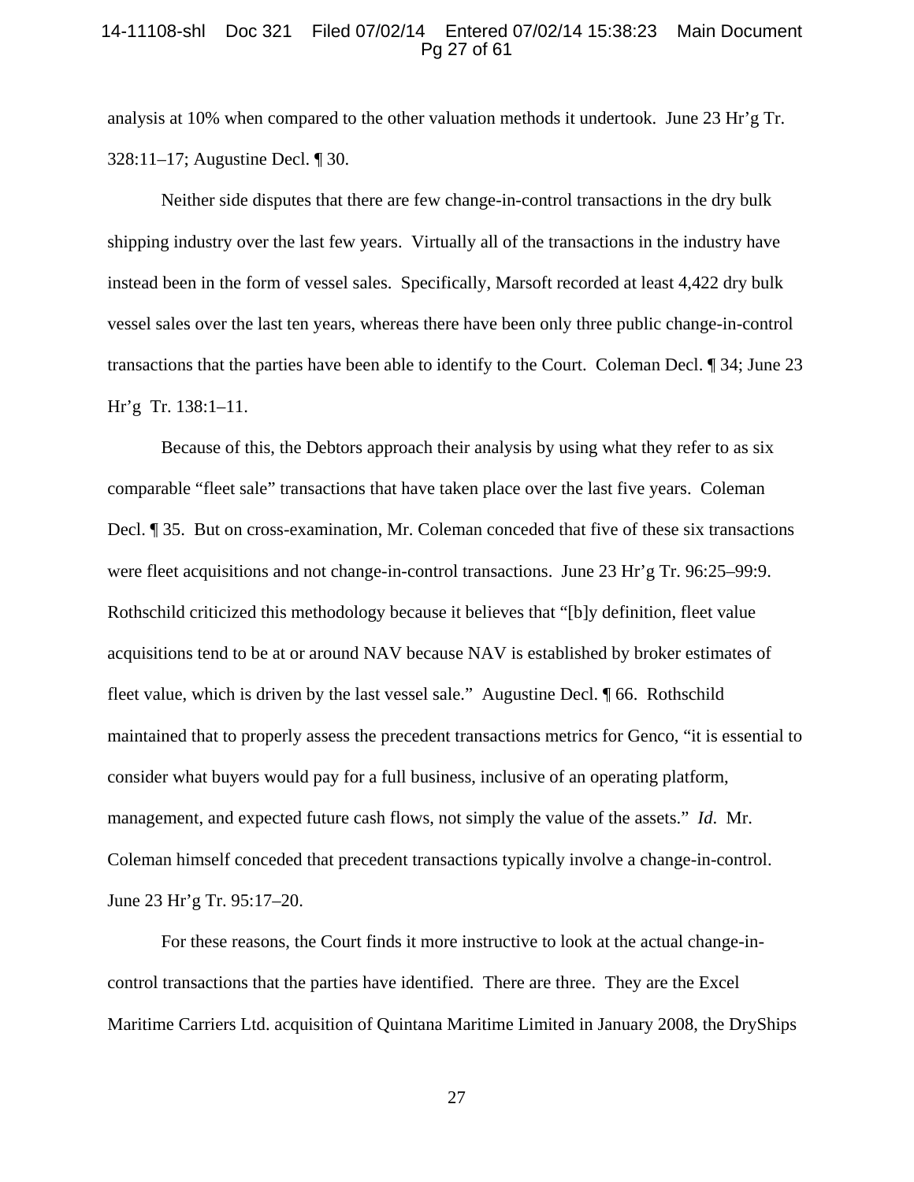analysis at 10% when compared to the other valuation methods it undertook. June 23 Hr'g Tr. 328:11–17; Augustine Decl. ¶ 30.

Neither side disputes that there are few change-in-control transactions in the dry bulk shipping industry over the last few years. Virtually all of the transactions in the industry have instead been in the form of vessel sales. Specifically, Marsoft recorded at least 4,422 dry bulk vessel sales over the last ten years, whereas there have been only three public change-in-control transactions that the parties have been able to identify to the Court. Coleman Decl. ¶ 34; June 23 Hr'g Tr. 138:1–11.

Because of this, the Debtors approach their analysis by using what they refer to as six comparable "fleet sale" transactions that have taken place over the last five years. Coleman Decl. ¶ 35. But on cross-examination, Mr. Coleman conceded that five of these six transactions were fleet acquisitions and not change-in-control transactions. June 23 Hr'g Tr. 96:25–99:9. Rothschild criticized this methodology because it believes that "[b]y definition, fleet value acquisitions tend to be at or around NAV because NAV is established by broker estimates of fleet value, which is driven by the last vessel sale." Augustine Decl. ¶ 66. Rothschild maintained that to properly assess the precedent transactions metrics for Genco, "it is essential to consider what buyers would pay for a full business, inclusive of an operating platform, management, and expected future cash flows, not simply the value of the assets." *Id.* Mr. Coleman himself conceded that precedent transactions typically involve a change-in-control. June 23 Hr'g Tr. 95:17–20.

For these reasons, the Court finds it more instructive to look at the actual change-in-control transactions that the parties have identified. There are three. They are the Excel Maritime Carriers Ltd. acquisition of Quintana Maritime Limited in January 2008, the DryShips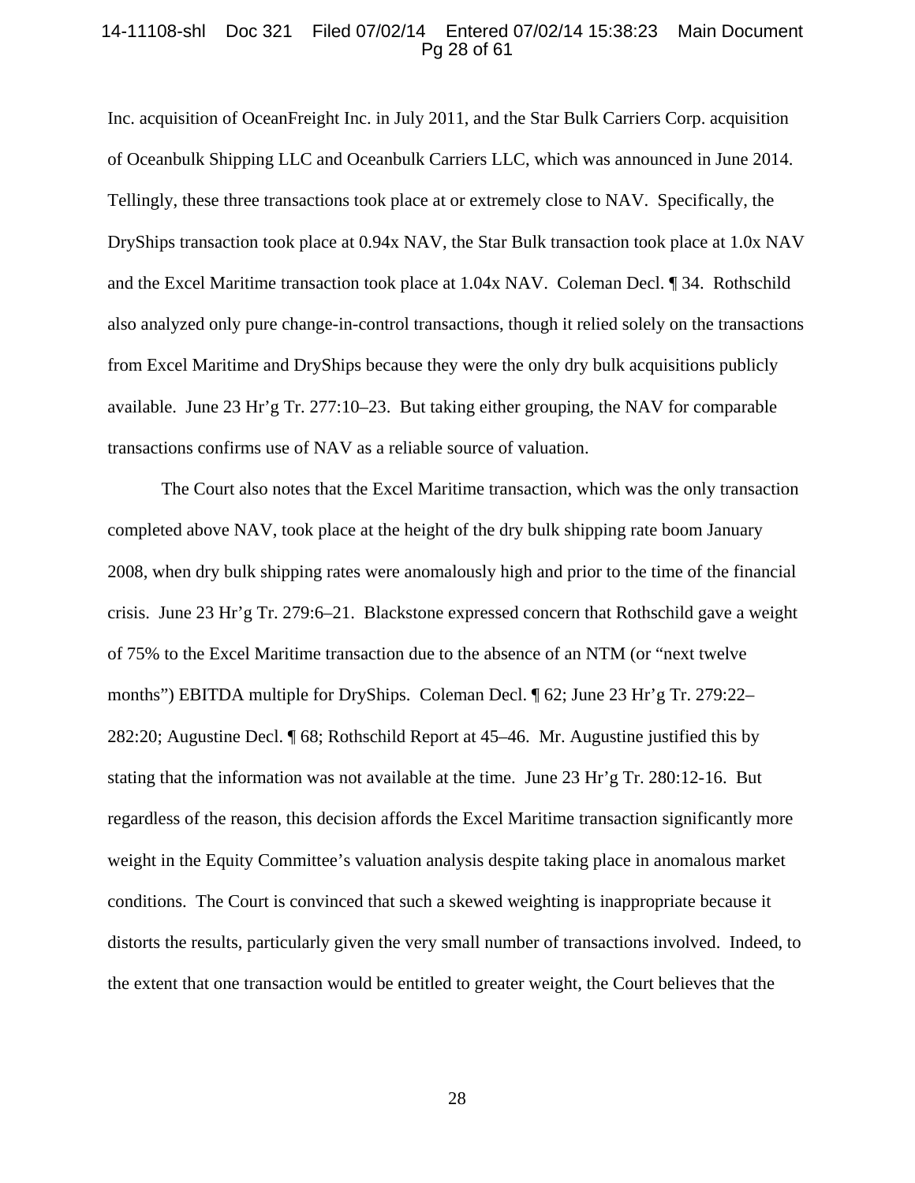Inc. acquisition of OceanFreight Inc. in July 2011, and the Star Bulk Carriers Corp. acquisition of Oceanbulk Shipping LLC and Oceanbulk Carriers LLC, which was announced in June 2014. Tellingly, these three transactions took place at or extremely close to NAV. Specifically, the DryShips transaction took place at 0.94x NAV, the Star Bulk transaction took place at 1.0x NAV and the Excel Maritime transaction took place at 1.04x NAV. Coleman Decl. ¶ 34. Rothschild also analyzed only pure change-in-control transactions, though it relied solely on the transactions from Excel Maritime and DryShips because they were the only dry bulk acquisitions publicly available. June 23 Hr'g Tr. 277:10–23. But taking either grouping, the NAV for comparable transactions confirms use of NAV as a reliable source of valuation.

The Court also notes that the Excel Maritime transaction, which was the only transaction completed above NAV, took place at the height of the dry bulk shipping rate boom January 2008, when dry bulk shipping rates were anomalously high and prior to the time of the financial crisis. June 23 Hr'g Tr. 279:6–21. Blackstone expressed concern that Rothschild gave a weight of 75% to the Excel Maritime transaction due to the absence of an NTM (or "next twelve months") EBITDA multiple for DryShips. Coleman Decl. ¶ 62; June 23 Hr'g Tr. 279:22–282:20; Augustine Decl. ¶ 68; Rothschild Report at 45–46. Mr. Augustine justified this by stating that the information was not available at the time. June 23 Hr'g Tr. 280:12-16. But regardless of the reason, this decision affords the Excel Maritime transaction significantly more weight in the Equity Committee's valuation analysis despite taking place in anomalous market conditions. The Court is convinced that such a skewed weighting is inappropriate because it distorts the results, particularly given the very small number of transactions involved. Indeed, to the extent that one transaction would be entitled to greater weight, the Court believes that the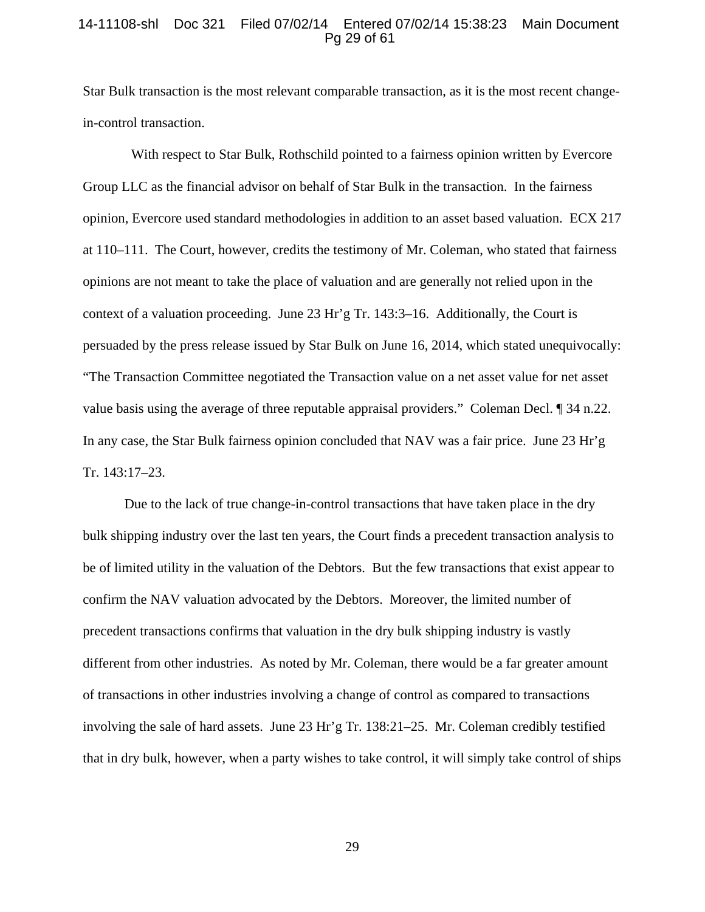Star Bulk transaction is the most relevant comparable transaction, as it is the most recent change-in-control transaction.

With respect to Star Bulk, Rothschild pointed to a fairness opinion written by Evercore Group LLC as the financial advisor on behalf of Star Bulk in the transaction. In the fairness opinion, Evercore used standard methodologies in addition to an asset based valuation. ECX 217 at 110–111. The Court, however, credits the testimony of Mr. Coleman, who stated that fairness opinions are not meant to take the place of valuation and are generally not relied upon in the context of a valuation proceeding. June 23 Hr'g Tr. 143:3–16. Additionally, the Court is persuaded by the press release issued by Star Bulk on June 16, 2014, which stated unequivocally: "The Transaction Committee negotiated the Transaction value on a net asset value for net asset value basis using the average of three reputable appraisal providers." Coleman Decl. ¶ 34 n.22. In any case, the Star Bulk fairness opinion concluded that NAV was a fair price. June 23 Hr'g Tr. 143:17–23.

Due to the lack of true change-in-control transactions that have taken place in the dry bulk shipping industry over the last ten years, the Court finds a precedent transaction analysis to be of limited utility in the valuation of the Debtors. But the few transactions that exist appear to confirm the NAV valuation advocated by the Debtors. Moreover, the limited number of precedent transactions confirms that valuation in the dry bulk shipping industry is vastly different from other industries. As noted by Mr. Coleman, there would be a far greater amount of transactions in other industries involving a change of control as compared to transactions involving the sale of hard assets. June 23 Hr'g Tr. 138:21–25. Mr. Coleman credibly testified that in dry bulk, however, when a party wishes to take control, it will simply take control of ships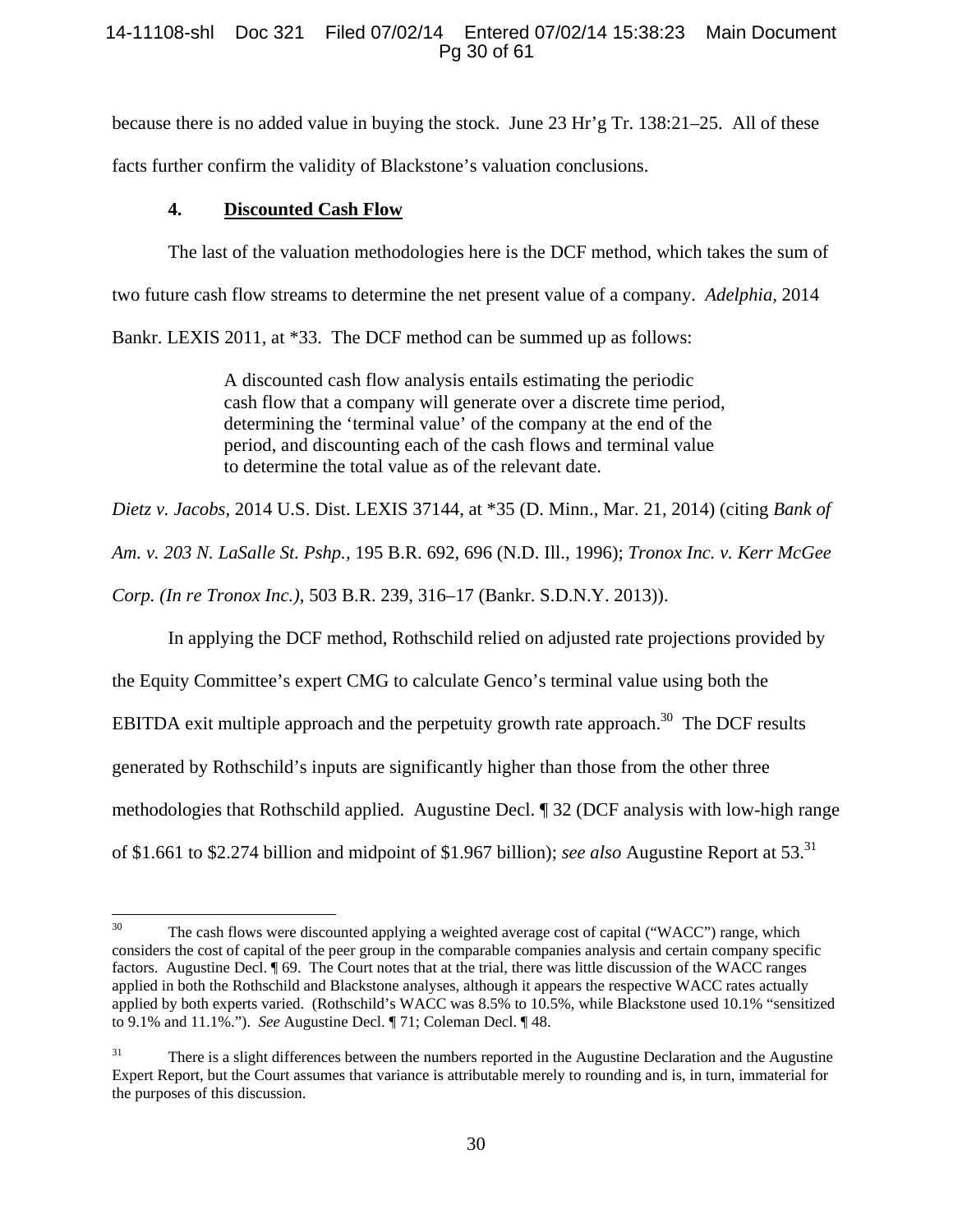because there is no added value in buying the stock. June 23 Hr'g Tr. 138:21–25. All of these facts further confirm the validity of Blackstone's valuation conclusions.

#### 4. Discounted Cash Flow

The last of the valuation methodologies here is the DCF method, which takes the sum of two future cash flow streams to determine the net present value of a company. *Adelphia*, 2014 Bankr. LEXIS 2011, at *33. The DCF method can be summed up as follows:

> A discounted cash flow analysis entails estimating the periodic cash flow that a company will generate over a discrete time period, determining the 'terminal value' of the company at the end of the period, and discounting each of the cash flows and terminal value to determine the total value as of the relevant date.

*Dietz v. Jacobs*, 2014 U.S. Dist. LEXIS 37144, at *35 (D. Minn., Mar. 21, 2014) (citing *Bank of Am. v. 203 N. LaSalle St. Pshp.*, 195 B.R. 692, 696 (N.D. Ill., 1996); *Tronox Inc. v. Kerr McGee Corp. (In re Tronox Inc.)*, 503 B.R. 239, 316–17 (Bankr. S.D.N.Y. 2013)).

In applying the DCF method, Rothschild relied on adjusted rate projections provided by the Equity Committee's expert CMG to calculate Genco's terminal value using both the EBITDA exit multiple approach and the perpetuity growth rate approach.[30] The DCF results generated by Rothschild's inputs are significantly higher than those from the other three methodologies that Rothschild applied. Augustine Decl. ¶ 32 (DCF analysis with low-high range of $1.661 to $2.274 billion and midpoint of $1.967 billion); *see also* Augustine Report at 53.[31]

---

[30] The cash flows were discounted applying a weighted average cost of capital ("WACC") range, which considers the cost of capital of the peer group in the comparable companies analysis and certain company specific factors. Augustine Decl. ¶ 69. The Court notes that at the trial, there was little discussion of the WACC ranges applied in both the Rothschild and Blackstone analyses, although it appears the respective WACC rates actually applied by both experts varied. (Rothschild's WACC was 8.5% to 10.5%, while Blackstone used 10.1% "sensitized to 9.1% and 11.1%."). *See* Augustine Decl. ¶ 71; Coleman Decl. ¶ 48.

[31] There is a slight differences between the numbers reported in the Augustine Declaration and the Augustine Expert Report, but the Court assumes that variance is attributable merely to rounding and is, in turn, immaterial for the purposes of this discussion.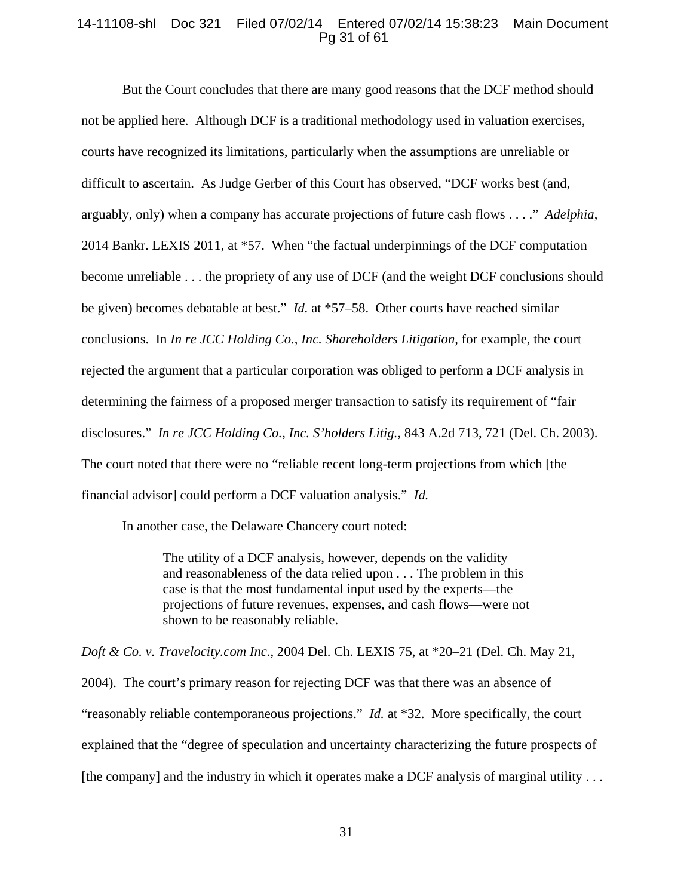But the Court concludes that there are many good reasons that the DCF method should not be applied here. Although DCF is a traditional methodology used in valuation exercises, courts have recognized its limitations, particularly when the assumptions are unreliable or difficult to ascertain. As Judge Gerber of this Court has observed, "DCF works best (and, arguably, only) when a company has accurate projections of future cash flows . . . ." *Adelphia*, 2014 Bankr. LEXIS 2011, at *57. When "the factual underpinnings of the DCF computation become unreliable . . . the propriety of any use of DCF (and the weight DCF conclusions should be given) becomes debatable at best." *Id.* at *57–58. Other courts have reached similar conclusions. In *In re JCC Holding Co., Inc. Shareholders Litigation,* for example, the court rejected the argument that a particular corporation was obliged to perform a DCF analysis in determining the fairness of a proposed merger transaction to satisfy its requirement of "fair disclosures." *In re JCC Holding Co., Inc. S'holders Litig.*, 843 A.2d 713, 721 (Del. Ch. 2003). The court noted that there were no "reliable recent long-term projections from which [the financial advisor] could perform a DCF valuation analysis." *Id.*

In another case, the Delaware Chancery court noted:

> The utility of a DCF analysis, however, depends on the validity and reasonableness of the data relied upon . . . The problem in this case is that the most fundamental input used by the experts—the projections of future revenues, expenses, and cash flows—were not shown to be reasonably reliable.

*Doft & Co. v. Travelocity.com Inc.*, 2004 Del. Ch. LEXIS 75, at *20–21 (Del. Ch. May 21, 2004). The court's primary reason for rejecting DCF was that there was an absence of "reasonably reliable contemporaneous projections." *Id.* at *32. More specifically, the court explained that the "degree of speculation and uncertainty characterizing the future prospects of [the company] and the industry in which it operates make a DCF analysis of marginal utility . . .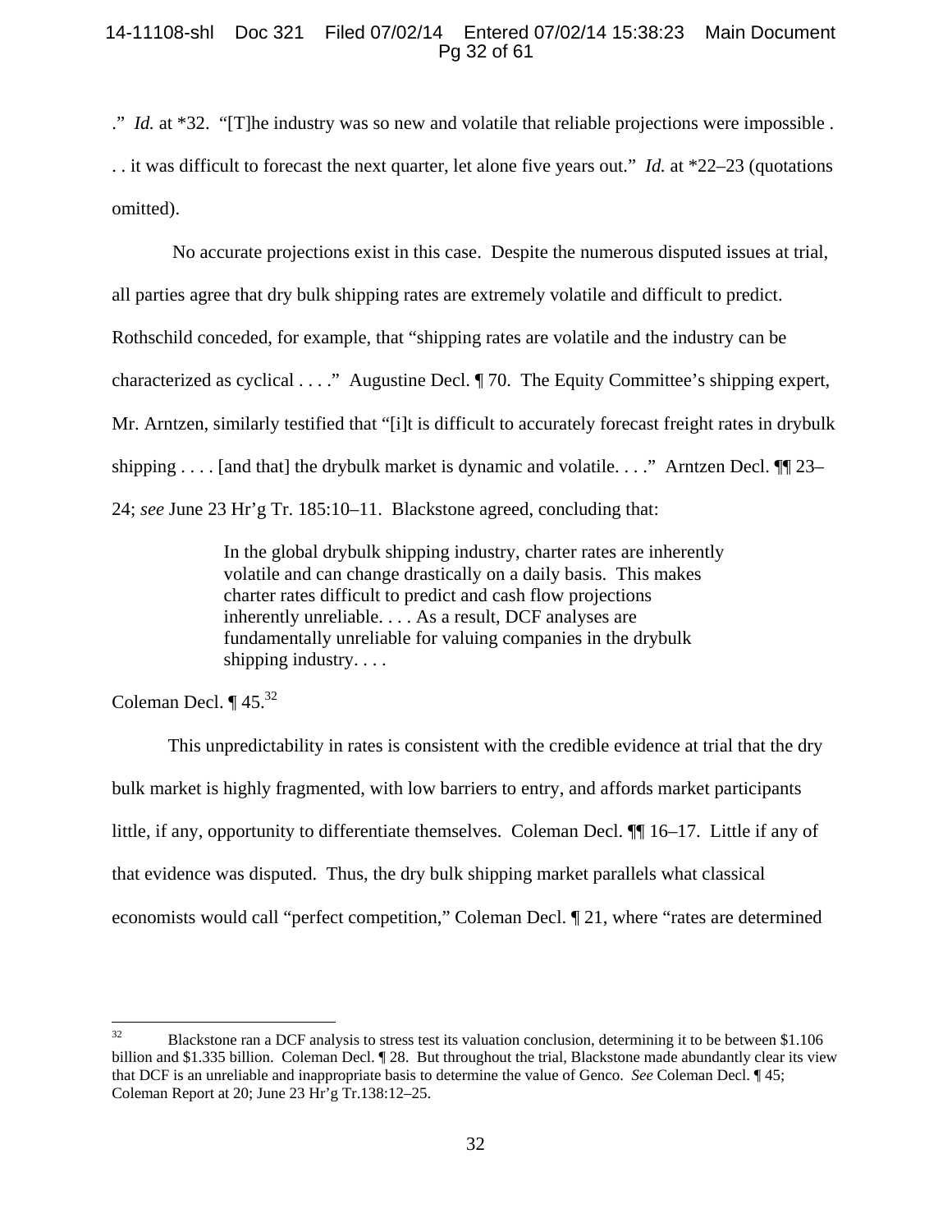." *Id.* at *32. "[T]he industry was so new and volatile that reliable projections were impossible . . . it was difficult to forecast the next quarter, let alone five years out." *Id.* at *22–23 (quotations omitted).

No accurate projections exist in this case. Despite the numerous disputed issues at trial, all parties agree that dry bulk shipping rates are extremely volatile and difficult to predict. Rothschild conceded, for example, that "shipping rates are volatile and the industry can be characterized as cyclical . . . ." Augustine Decl. ¶ 70. The Equity Committee's shipping expert, Mr. Arntzen, similarly testified that "[i]t is difficult to accurately forecast freight rates in drybulk shipping . . . . [and that] the drybulk market is dynamic and volatile. . . ." Arntzen Decl. ¶¶ 23–24; *see* June 23 Hr'g Tr. 185:10–11. Blackstone agreed, concluding that:

> In the global drybulk shipping industry, charter rates are inherently volatile and can change drastically on a daily basis. This makes charter rates difficult to predict and cash flow projections inherently unreliable. . . . As a result, DCF analyses are fundamentally unreliable for valuing companies in the drybulk shipping industry. . . .

Coleman Decl. ¶ 45.[32]

This unpredictability in rates is consistent with the credible evidence at trial that the dry bulk market is highly fragmented, with low barriers to entry, and affords market participants little, if any, opportunity to differentiate themselves. Coleman Decl. ¶¶ 16–17. Little if any of that evidence was disputed. Thus, the dry bulk shipping market parallels what classical economists would call "perfect competition," Coleman Decl. ¶ 21, where "rates are determined

---

[32] Blackstone ran a DCF analysis to stress test its valuation conclusion, determining it to be between $1.106 billion and $1.335 billion. Coleman Decl. ¶ 28. But throughout the trial, Blackstone made abundantly clear its view that DCF is an unreliable and inappropriate basis to determine the value of Genco. *See* Coleman Decl. ¶ 45; Coleman Report at 20; June 23 Hr'g Tr.138:12–25.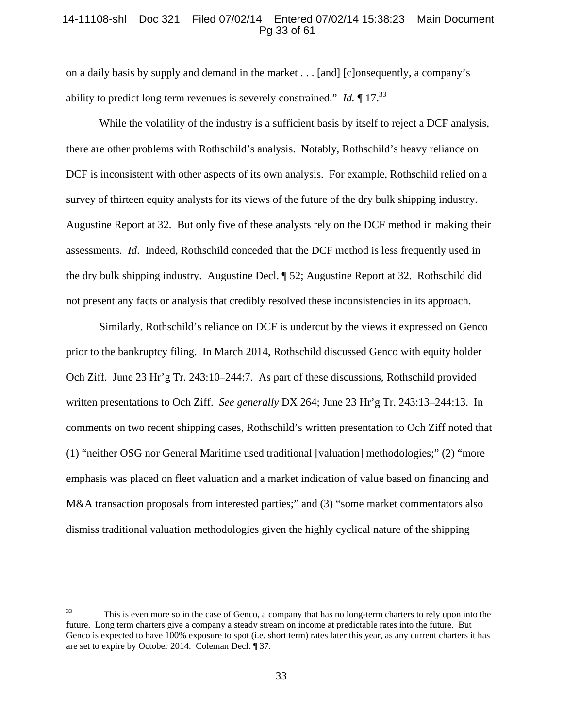on a daily basis by supply and demand in the market . . . [and] [c]onsequently, a company's ability to predict long term revenues is severely constrained." *Id.* ¶ 17.[33]

While the volatility of the industry is a sufficient basis by itself to reject a DCF analysis, there are other problems with Rothschild's analysis. Notably, Rothschild's heavy reliance on DCF is inconsistent with other aspects of its own analysis. For example, Rothschild relied on a survey of thirteen equity analysts for its views of the future of the dry bulk shipping industry. Augustine Report at 32. But only five of these analysts rely on the DCF method in making their assessments. *Id*. Indeed, Rothschild conceded that the DCF method is less frequently used in the dry bulk shipping industry. Augustine Decl. ¶ 52; Augustine Report at 32. Rothschild did not present any facts or analysis that credibly resolved these inconsistencies in its approach.

Similarly, Rothschild's reliance on DCF is undercut by the views it expressed on Genco prior to the bankruptcy filing. In March 2014, Rothschild discussed Genco with equity holder Och Ziff. June 23 Hr'g Tr. 243:10–244:7. As part of these discussions, Rothschild provided written presentations to Och Ziff. *See generally* DX 264; June 23 Hr'g Tr. 243:13–244:13. In comments on two recent shipping cases, Rothschild's written presentation to Och Ziff noted that (1) "neither OSG nor General Maritime used traditional [valuation] methodologies;" (2) "more emphasis was placed on fleet valuation and a market indication of value based on financing and M&A transaction proposals from interested parties;" and (3) "some market commentators also dismiss traditional valuation methodologies given the highly cyclical nature of the shipping

---

[33] This is even more so in the case of Genco, a company that has no long-term charters to rely upon into the future. Long term charters give a company a steady stream on income at predictable rates into the future. But Genco is expected to have 100% exposure to spot (i.e. short term) rates later this year, as any current charters it has are set to expire by October 2014. Coleman Decl. ¶ 37.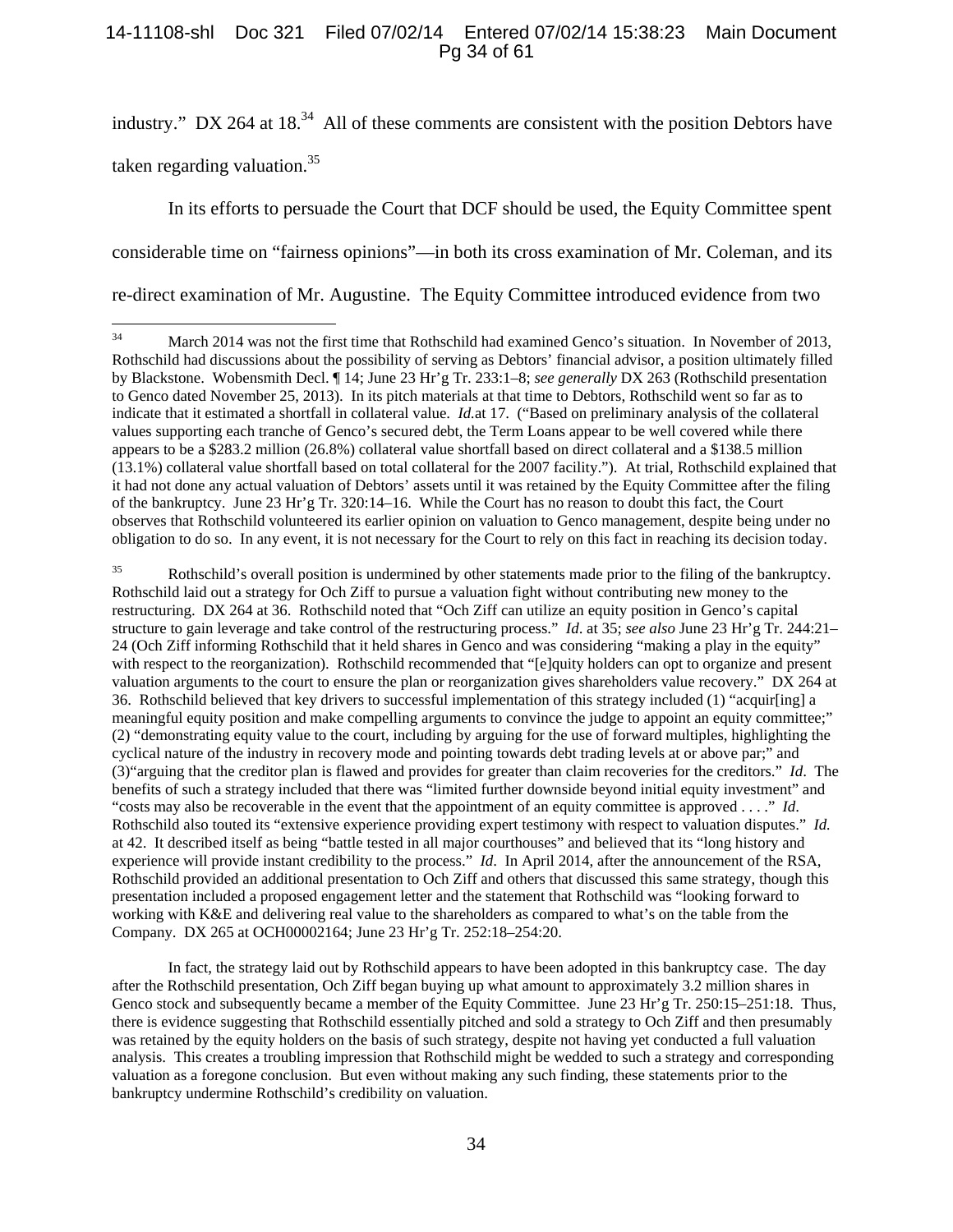industry." DX 264 at 18.[34] All of these comments are consistent with the position Debtors have taken regarding valuation.[35]

In its efforts to persuade the Court that DCF should be used, the Equity Committee spent considerable time on "fairness opinions"—in both its cross examination of Mr. Coleman, and its re-direct examination of Mr. Augustine. The Equity Committee introduced evidence from two

---

[34] March 2014 was not the first time that Rothschild had examined Genco's situation. In November of 2013, Rothschild had discussions about the possibility of serving as Debtors' financial advisor, a position ultimately filled by Blackstone. Wobensmith Decl. ¶ 14; June 23 Hr'g Tr. 233:1–8; *see generally* DX 263 (Rothschild presentation to Genco dated November 25, 2013). In its pitch materials at that time to Debtors, Rothschild went so far as to indicate that it estimated a shortfall in collateral value. *Id.*at 17. ("Based on preliminary analysis of the collateral values supporting each tranche of Genco's secured debt, the Term Loans appear to be well covered while there appears to be a $283.2 million (26.8%) collateral value shortfall based on direct collateral and a $138.5 million (13.1%) collateral value shortfall based on total collateral for the 2007 facility."). At trial, Rothschild explained that it had not done any actual valuation of Debtors' assets until it was retained by the Equity Committee after the filing of the bankruptcy. June 23 Hr'g Tr. 320:14–16. While the Court has no reason to doubt this fact, the Court observes that Rothschild volunteered its earlier opinion on valuation to Genco management, despite being under no obligation to do so. In any event, it is not necessary for the Court to rely on this fact in reaching its decision today.

[35] Rothschild's overall position is undermined by other statements made prior to the filing of the bankruptcy. Rothschild laid out a strategy for Och Ziff to pursue a valuation fight without contributing new money to the restructuring. DX 264 at 36. Rothschild noted that "Och Ziff can utilize an equity position in Genco's capital structure to gain leverage and take control of the restructuring process." *Id*. at 35; *see also* June 23 Hr'g Tr. 244:21–24 (Och Ziff informing Rothschild that it held shares in Genco and was considering "making a play in the equity" with respect to the reorganization). Rothschild recommended that "[e]quity holders can opt to organize and present valuation arguments to the court to ensure the plan or reorganization gives shareholders value recovery." DX 264 at 36. Rothschild believed that key drivers to successful implementation of this strategy included (1) "acquir[ing] a meaningful equity position and make compelling arguments to convince the judge to appoint an equity committee;" (2) "demonstrating equity value to the court, including by arguing for the use of forward multiples, highlighting the cyclical nature of the industry in recovery mode and pointing towards debt trading levels at or above par;" and (3)"arguing that the creditor plan is flawed and provides for greater than claim recoveries for the creditors." *Id*. The benefits of such a strategy included that there was "limited further downside beyond initial equity investment" and "costs may also be recoverable in the event that the appointment of an equity committee is approved . . . ." *Id*. Rothschild also touted its "extensive experience providing expert testimony with respect to valuation disputes." *Id.* at 42. It described itself as being "battle tested in all major courthouses" and believed that its "long history and experience will provide instant credibility to the process." *Id*. In April 2014, after the announcement of the RSA, Rothschild provided an additional presentation to Och Ziff and others that discussed this same strategy, though this presentation included a proposed engagement letter and the statement that Rothschild was "looking forward to working with K&E and delivering real value to the shareholders as compared to what's on the table from the Company. DX 265 at OCH00002164; June 23 Hr'g Tr. 252:18–254:20.

In fact, the strategy laid out by Rothschild appears to have been adopted in this bankruptcy case. The day after the Rothschild presentation, Och Ziff began buying up what amount to approximately 3.2 million shares in Genco stock and subsequently became a member of the Equity Committee. June 23 Hr'g Tr. 250:15–251:18. Thus, there is evidence suggesting that Rothschild essentially pitched and sold a strategy to Och Ziff and then presumably was retained by the equity holders on the basis of such strategy, despite not having yet conducted a full valuation analysis. This creates a troubling impression that Rothschild might be wedded to such a strategy and corresponding valuation as a foregone conclusion. But even without making any such finding, these statements prior to the bankruptcy undermine Rothschild's credibility on valuation.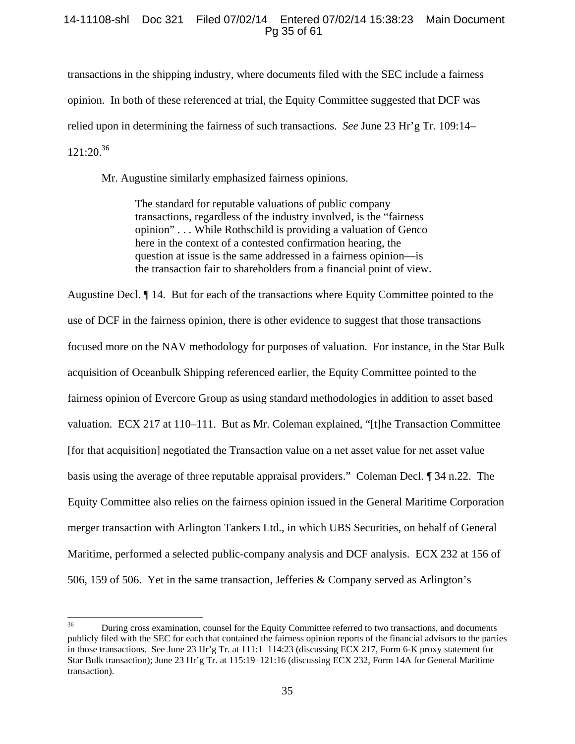transactions in the shipping industry, where documents filed with the SEC include a fairness opinion. In both of these referenced at trial, the Equity Committee suggested that DCF was relied upon in determining the fairness of such transactions. *See* June 23 Hr'g Tr. 109:14–121:20.[36]

Mr. Augustine similarly emphasized fairness opinions.

> The standard for reputable valuations of public company transactions, regardless of the industry involved, is the "fairness opinion" . . . While Rothschild is providing a valuation of Genco here in the context of a contested confirmation hearing, the question at issue is the same addressed in a fairness opinion—is the transaction fair to shareholders from a financial point of view.

Augustine Decl. ¶ 14. But for each of the transactions where Equity Committee pointed to the use of DCF in the fairness opinion, there is other evidence to suggest that those transactions focused more on the NAV methodology for purposes of valuation. For instance, in the Star Bulk acquisition of Oceanbulk Shipping referenced earlier, the Equity Committee pointed to the fairness opinion of Evercore Group as using standard methodologies in addition to asset based valuation. ECX 217 at 110–111. But as Mr. Coleman explained, "[t]he Transaction Committee [for that acquisition] negotiated the Transaction value on a net asset value for net asset value basis using the average of three reputable appraisal providers." Coleman Decl. ¶ 34 n.22. The Equity Committee also relies on the fairness opinion issued in the General Maritime Corporation merger transaction with Arlington Tankers Ltd., in which UBS Securities, on behalf of General Maritime, performed a selected public-company analysis and DCF analysis. ECX 232 at 156 of 506, 159 of 506. Yet in the same transaction, Jefferies & Company served as Arlington's

---

[36] During cross examination, counsel for the Equity Committee referred to two transactions, and documents publicly filed with the SEC for each that contained the fairness opinion reports of the financial advisors to the parties in those transactions. See June 23 Hr'g Tr. at 111:1–114:23 (discussing ECX 217, Form 6-K proxy statement for Star Bulk transaction); June 23 Hr'g Tr. at 115:19–121:16 (discussing ECX 232, Form 14A for General Maritime transaction).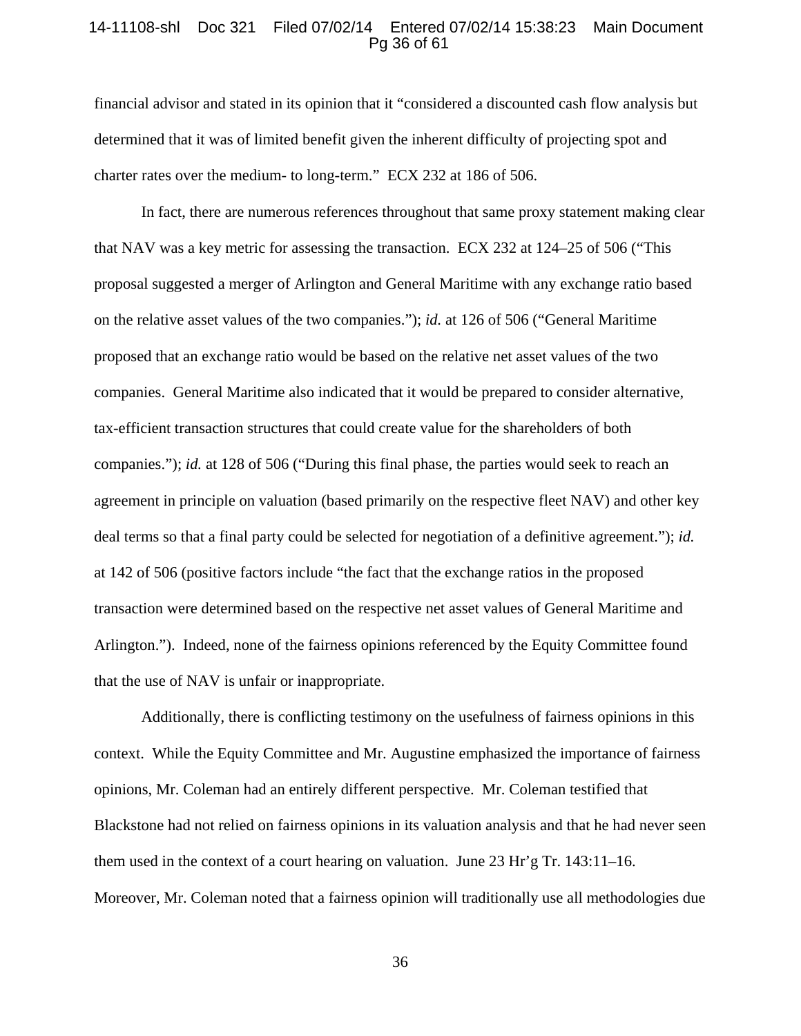financial advisor and stated in its opinion that it "considered a discounted cash flow analysis but determined that it was of limited benefit given the inherent difficulty of projecting spot and charter rates over the medium- to long-term." ECX 232 at 186 of 506.

In fact, there are numerous references throughout that same proxy statement making clear that NAV was a key metric for assessing the transaction. ECX 232 at 124–25 of 506 ("This proposal suggested a merger of Arlington and General Maritime with any exchange ratio based on the relative asset values of the two companies."); *id.* at 126 of 506 ("General Maritime proposed that an exchange ratio would be based on the relative net asset values of the two companies. General Maritime also indicated that it would be prepared to consider alternative, tax-efficient transaction structures that could create value for the shareholders of both companies."); *id.* at 128 of 506 ("During this final phase, the parties would seek to reach an agreement in principle on valuation (based primarily on the respective fleet NAV) and other key deal terms so that a final party could be selected for negotiation of a definitive agreement."); *id.* at 142 of 506 (positive factors include "the fact that the exchange ratios in the proposed transaction were determined based on the respective net asset values of General Maritime and Arlington."). Indeed, none of the fairness opinions referenced by the Equity Committee found that the use of NAV is unfair or inappropriate.

Additionally, there is conflicting testimony on the usefulness of fairness opinions in this context. While the Equity Committee and Mr. Augustine emphasized the importance of fairness opinions, Mr. Coleman had an entirely different perspective. Mr. Coleman testified that Blackstone had not relied on fairness opinions in its valuation analysis and that he had never seen them used in the context of a court hearing on valuation. June 23 Hr'g Tr. 143:11–16. Moreover, Mr. Coleman noted that a fairness opinion will traditionally use all methodologies due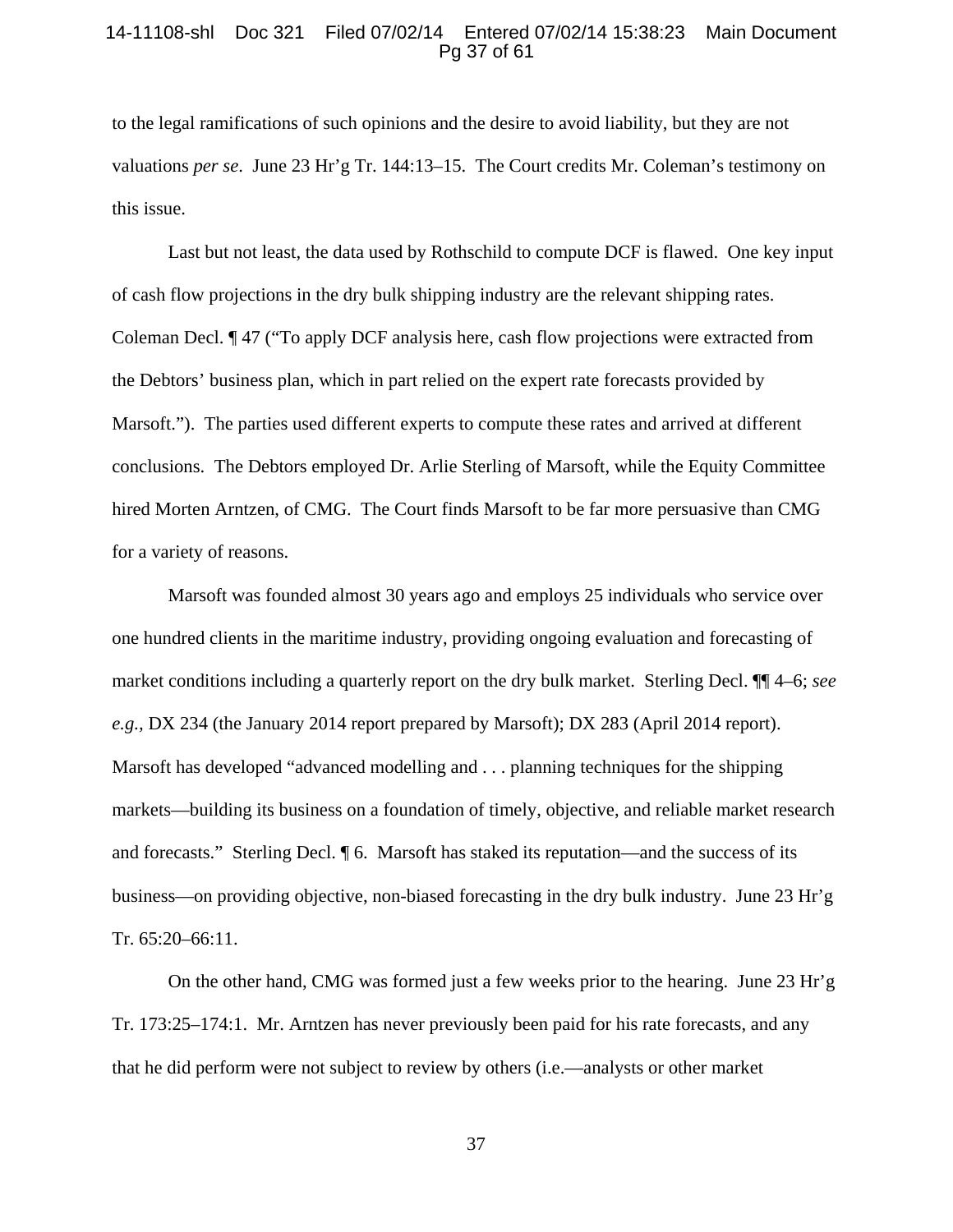to the legal ramifications of such opinions and the desire to avoid liability, but they are not valuations *per se*. June 23 Hr'g Tr. 144:13–15. The Court credits Mr. Coleman's testimony on this issue.

Last but not least, the data used by Rothschild to compute DCF is flawed. One key input of cash flow projections in the dry bulk shipping industry are the relevant shipping rates. Coleman Decl. ¶ 47 ("To apply DCF analysis here, cash flow projections were extracted from the Debtors' business plan, which in part relied on the expert rate forecasts provided by Marsoft."). The parties used different experts to compute these rates and arrived at different conclusions. The Debtors employed Dr. Arlie Sterling of Marsoft, while the Equity Committee hired Morten Arntzen, of CMG. The Court finds Marsoft to be far more persuasive than CMG for a variety of reasons.

Marsoft was founded almost 30 years ago and employs 25 individuals who service over one hundred clients in the maritime industry, providing ongoing evaluation and forecasting of market conditions including a quarterly report on the dry bulk market. Sterling Decl. ¶¶ 4–6; *see e.g.,* DX 234 (the January 2014 report prepared by Marsoft); DX 283 (April 2014 report). Marsoft has developed "advanced modelling and . . . planning techniques for the shipping markets—building its business on a foundation of timely, objective, and reliable market research and forecasts." Sterling Decl. ¶ 6. Marsoft has staked its reputation—and the success of its business—on providing objective, non-biased forecasting in the dry bulk industry. June 23 Hr'g Tr. 65:20–66:11.

On the other hand, CMG was formed just a few weeks prior to the hearing. June 23 Hr'g Tr. 173:25–174:1. Mr. Arntzen has never previously been paid for his rate forecasts, and any that he did perform were not subject to review by others (i.e.—analysts or other market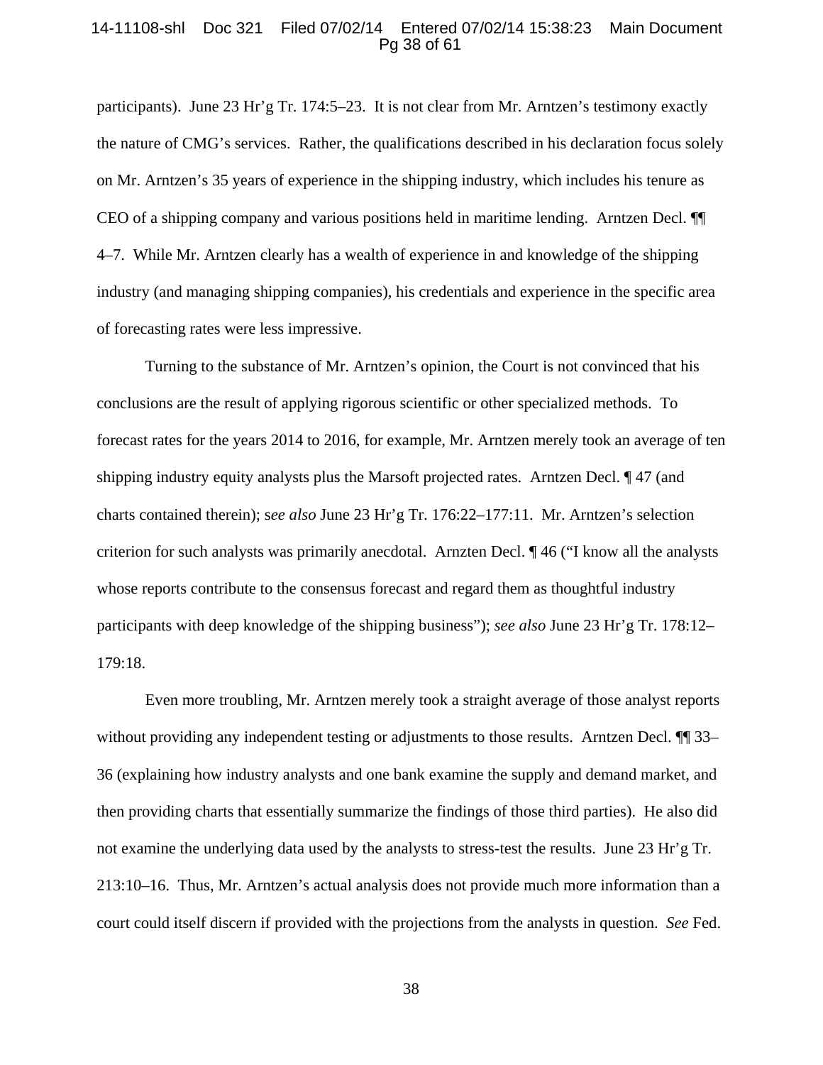participants). June 23 Hr'g Tr. 174:5–23. It is not clear from Mr. Arntzen's testimony exactly the nature of CMG's services. Rather, the qualifications described in his declaration focus solely on Mr. Arntzen's 35 years of experience in the shipping industry, which includes his tenure as CEO of a shipping company and various positions held in maritime lending. Arntzen Decl. ¶¶ 4–7. While Mr. Arntzen clearly has a wealth of experience in and knowledge of the shipping industry (and managing shipping companies), his credentials and experience in the specific area of forecasting rates were less impressive.

Turning to the substance of Mr. Arntzen's opinion, the Court is not convinced that his conclusions are the result of applying rigorous scientific or other specialized methods. To forecast rates for the years 2014 to 2016, for example, Mr. Arntzen merely took an average of ten shipping industry equity analysts plus the Marsoft projected rates. Arntzen Decl. ¶ 47 (and charts contained therein); s*ee also* June 23 Hr'g Tr. 176:22–177:11. Mr. Arntzen's selection criterion for such analysts was primarily anecdotal. Arnzten Decl. ¶ 46 ("I know all the analysts whose reports contribute to the consensus forecast and regard them as thoughtful industry participants with deep knowledge of the shipping business"); *see also* June 23 Hr'g Tr. 178:12–179:18.

Even more troubling, Mr. Arntzen merely took a straight average of those analyst reports without providing any independent testing or adjustments to those results. Arntzen Decl. ¶¶ 33–36 (explaining how industry analysts and one bank examine the supply and demand market, and then providing charts that essentially summarize the findings of those third parties). He also did not examine the underlying data used by the analysts to stress-test the results. June 23 Hr'g Tr. 213:10–16. Thus, Mr. Arntzen's actual analysis does not provide much more information than a court could itself discern if provided with the projections from the analysts in question. *See* Fed.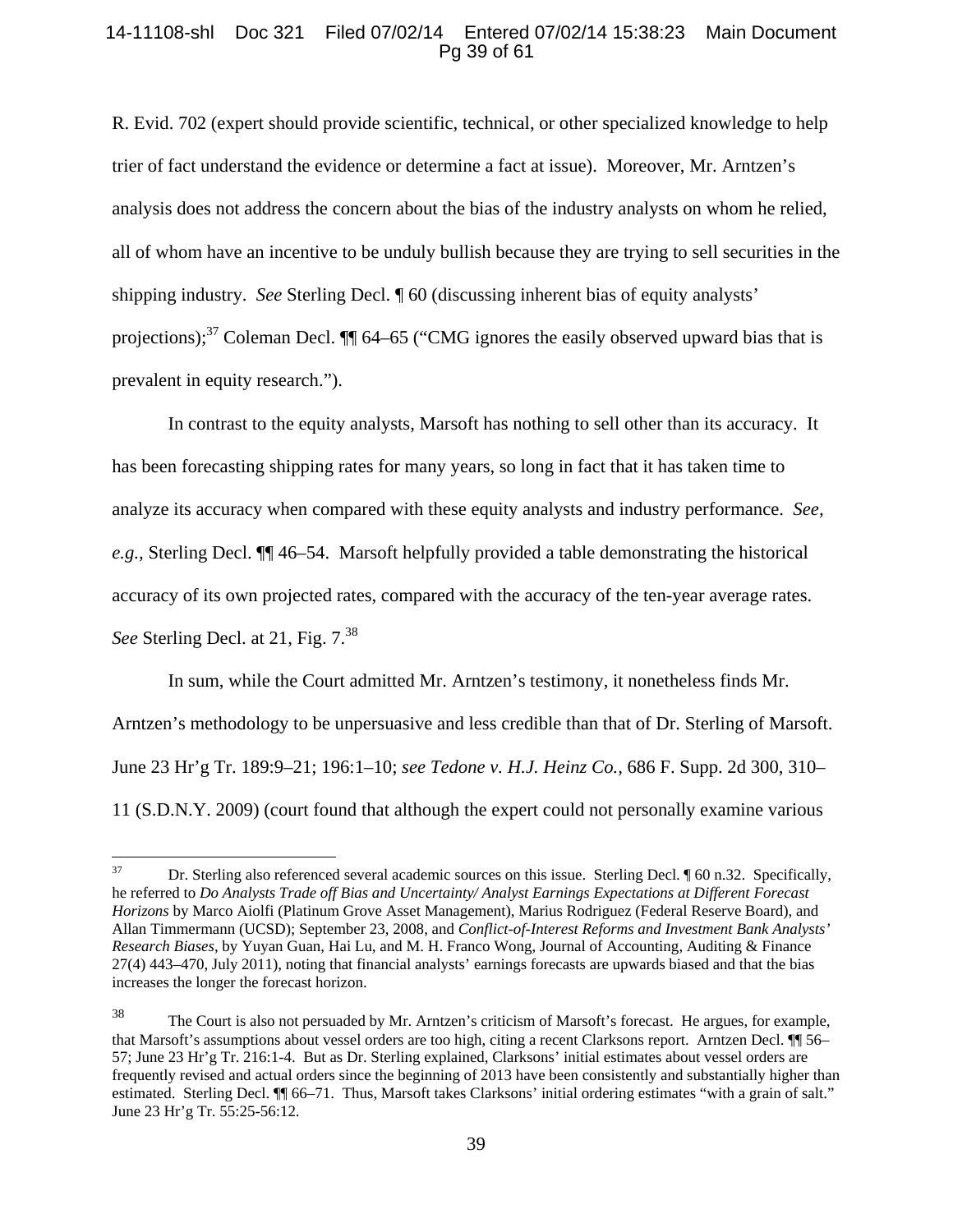R. Evid. 702 (expert should provide scientific, technical, or other specialized knowledge to help trier of fact understand the evidence or determine a fact at issue). Moreover, Mr. Arntzen's analysis does not address the concern about the bias of the industry analysts on whom he relied, all of whom have an incentive to be unduly bullish because they are trying to sell securities in the shipping industry. *See* Sterling Decl. ¶ 60 (discussing inherent bias of equity analysts' projections);[37] Coleman Decl. ¶¶ 64–65 ("CMG ignores the easily observed upward bias that is prevalent in equity research.").

In contrast to the equity analysts, Marsoft has nothing to sell other than its accuracy. It has been forecasting shipping rates for many years, so long in fact that it has taken time to analyze its accuracy when compared with these equity analysts and industry performance. *See, e.g.,* Sterling Decl. ¶¶ 46–54. Marsoft helpfully provided a table demonstrating the historical accuracy of its own projected rates, compared with the accuracy of the ten-year average rates. *See* Sterling Decl. at 21, Fig. 7.[38]

In sum, while the Court admitted Mr. Arntzen's testimony, it nonetheless finds Mr. Arntzen's methodology to be unpersuasive and less credible than that of Dr. Sterling of Marsoft. June 23 Hr'g Tr. 189:9–21; 196:1–10; *see Tedone v. H.J. Heinz Co.*, 686 F. Supp. 2d 300, 310–11 (S.D.N.Y. 2009) (court found that although the expert could not personally examine various

---

[37] Dr. Sterling also referenced several academic sources on this issue. Sterling Decl. ¶ 60 n.32. Specifically, he referred to *Do Analysts Trade off Bias and Uncertainty/ Analyst Earnings Expectations at Different Forecast Horizons* by Marco Aiolfi (Platinum Grove Asset Management), Marius Rodriguez (Federal Reserve Board), and Allan Timmermann (UCSD); September 23, 2008, and *Conflict-of-Interest Reforms and Investment Bank Analysts' Research Biases*, by Yuyan Guan, Hai Lu, and M. H. Franco Wong, Journal of Accounting, Auditing & Finance 27(4) 443–470, July 2011), noting that financial analysts' earnings forecasts are upwards biased and that the bias increases the longer the forecast horizon.

[38] The Court is also not persuaded by Mr. Arntzen's criticism of Marsoft's forecast. He argues, for example, that Marsoft's assumptions about vessel orders are too high, citing a recent Clarksons report. Arntzen Decl. ¶¶ 56–57; June 23 Hr'g Tr. 216:1-4. But as Dr. Sterling explained, Clarksons' initial estimates about vessel orders are frequently revised and actual orders since the beginning of 2013 have been consistently and substantially higher than estimated. Sterling Decl. ¶¶ 66–71. Thus, Marsoft takes Clarksons' initial ordering estimates "with a grain of salt." June 23 Hr'g Tr. 55:25-56:12.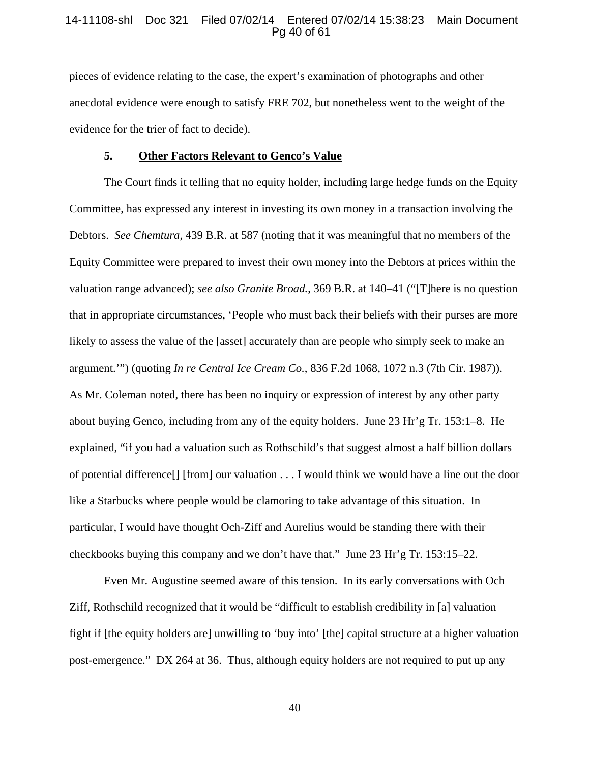pieces of evidence relating to the case, the expert's examination of photographs and other anecdotal evidence were enough to satisfy FRE 702, but nonetheless went to the weight of the evidence for the trier of fact to decide).

### 5. Other Factors Relevant to Genco's Value

The Court finds it telling that no equity holder, including large hedge funds on the Equity Committee, has expressed any interest in investing its own money in a transaction involving the Debtors. *See Chemtura*, 439 B.R. at 587 (noting that it was meaningful that no members of the Equity Committee were prepared to invest their own money into the Debtors at prices within the valuation range advanced); *see also Granite Broad.*, 369 B.R. at 140–41 ("[T]here is no question that in appropriate circumstances, 'People who must back their beliefs with their purses are more likely to assess the value of the [asset] accurately than are people who simply seek to make an argument.'") (quoting *In re Central Ice Cream Co.*, 836 F.2d 1068, 1072 n.3 (7th Cir. 1987)). As Mr. Coleman noted, there has been no inquiry or expression of interest by any other party about buying Genco, including from any of the equity holders. June 23 Hr'g Tr. 153:1–8. He explained, "if you had a valuation such as Rothschild's that suggest almost a half billion dollars of potential difference[] [from] our valuation . . . I would think we would have a line out the door like a Starbucks where people would be clamoring to take advantage of this situation. In particular, I would have thought Och-Ziff and Aurelius would be standing there with their checkbooks buying this company and we don't have that." June 23 Hr'g Tr. 153:15–22.

Even Mr. Augustine seemed aware of this tension. In its early conversations with Och Ziff, Rothschild recognized that it would be "difficult to establish credibility in [a] valuation fight if [the equity holders are] unwilling to 'buy into' [the] capital structure at a higher valuation post-emergence." DX 264 at 36. Thus, although equity holders are not required to put up any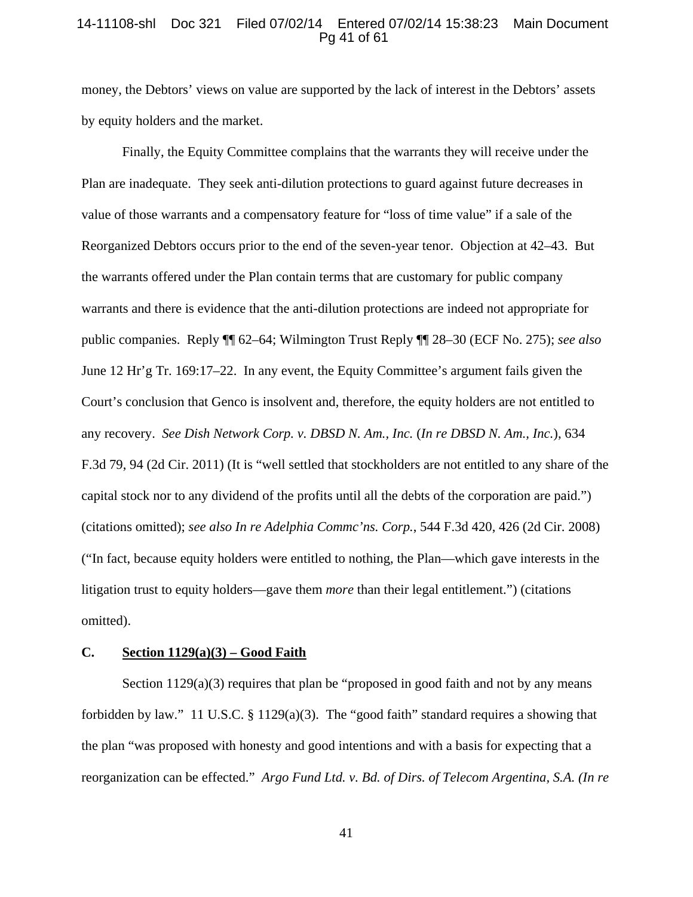money, the Debtors' views on value are supported by the lack of interest in the Debtors' assets by equity holders and the market.

Finally, the Equity Committee complains that the warrants they will receive under the Plan are inadequate. They seek anti-dilution protections to guard against future decreases in value of those warrants and a compensatory feature for "loss of time value" if a sale of the Reorganized Debtors occurs prior to the end of the seven-year tenor. Objection at 42–43. But the warrants offered under the Plan contain terms that are customary for public company warrants and there is evidence that the anti-dilution protections are indeed not appropriate for public companies. Reply ¶¶ 62–64; Wilmington Trust Reply ¶¶ 28–30 (ECF No. 275); *see also* June 12 Hr'g Tr. 169:17–22. In any event, the Equity Committee's argument fails given the Court's conclusion that Genco is insolvent and, therefore, the equity holders are not entitled to any recovery. *See Dish Network Corp. v. DBSD N. Am., Inc.* (*In re DBSD N. Am., Inc.*), 634 F.3d 79, 94 (2d Cir. 2011) (It is "well settled that stockholders are not entitled to any share of the capital stock nor to any dividend of the profits until all the debts of the corporation are paid.") (citations omitted); *see also In re Adelphia Commc'ns. Corp.*, 544 F.3d 420, 426 (2d Cir. 2008) ("In fact, because equity holders were entitled to nothing, the Plan—which gave interests in the litigation trust to equity holders—gave them *more* than their legal entitlement.") (citations omitted).

### C. Section 1129(a)(3) – Good Faith

Section 1129(a)(3) requires that plan be "proposed in good faith and not by any means forbidden by law." 11 U.S.C. § 1129(a)(3). The "good faith" standard requires a showing that the plan "was proposed with honesty and good intentions and with a basis for expecting that a reorganization can be effected." *Argo Fund Ltd. v. Bd. of Dirs. of Telecom Argentina, S.A. (In re*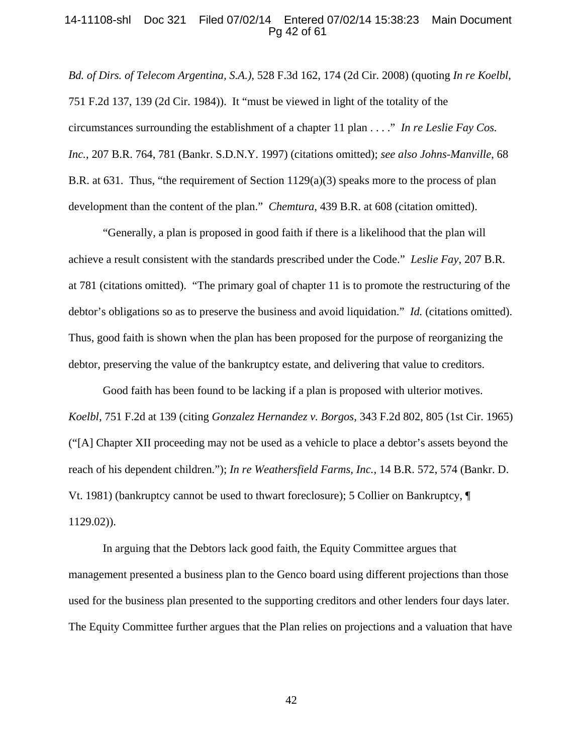*Bd. of Dirs. of Telecom Argentina, S.A.)*, 528 F.3d 162, 174 (2d Cir. 2008) (quoting *In re Koelbl*, 751 F.2d 137, 139 (2d Cir. 1984)). It "must be viewed in light of the totality of the circumstances surrounding the establishment of a chapter 11 plan . . . ." *In re Leslie Fay Cos. Inc.*, 207 B.R. 764, 781 (Bankr. S.D.N.Y. 1997) (citations omitted); *see also Johns-Manville*, 68 B.R. at 631. Thus, "the requirement of Section 1129(a)(3) speaks more to the process of plan development than the content of the plan." *Chemtura*, 439 B.R. at 608 (citation omitted).

"Generally, a plan is proposed in good faith if there is a likelihood that the plan will achieve a result consistent with the standards prescribed under the Code." *Leslie Fay*, 207 B.R. at 781 (citations omitted). "The primary goal of chapter 11 is to promote the restructuring of the debtor's obligations so as to preserve the business and avoid liquidation." *Id.* (citations omitted). Thus, good faith is shown when the plan has been proposed for the purpose of reorganizing the debtor, preserving the value of the bankruptcy estate, and delivering that value to creditors.

Good faith has been found to be lacking if a plan is proposed with ulterior motives. *Koelbl*, 751 F.2d at 139 (citing *Gonzalez Hernandez v. Borgos*, 343 F.2d 802, 805 (1st Cir. 1965) ("[A] Chapter XII proceeding may not be used as a vehicle to place a debtor's assets beyond the reach of his dependent children."); *In re Weathersfield Farms, Inc.*, 14 B.R. 572, 574 (Bankr. D. Vt. 1981) (bankruptcy cannot be used to thwart foreclosure); 5 Collier on Bankruptcy, ¶ 1129.02)).

In arguing that the Debtors lack good faith, the Equity Committee argues that management presented a business plan to the Genco board using different projections than those used for the business plan presented to the supporting creditors and other lenders four days later. The Equity Committee further argues that the Plan relies on projections and a valuation that have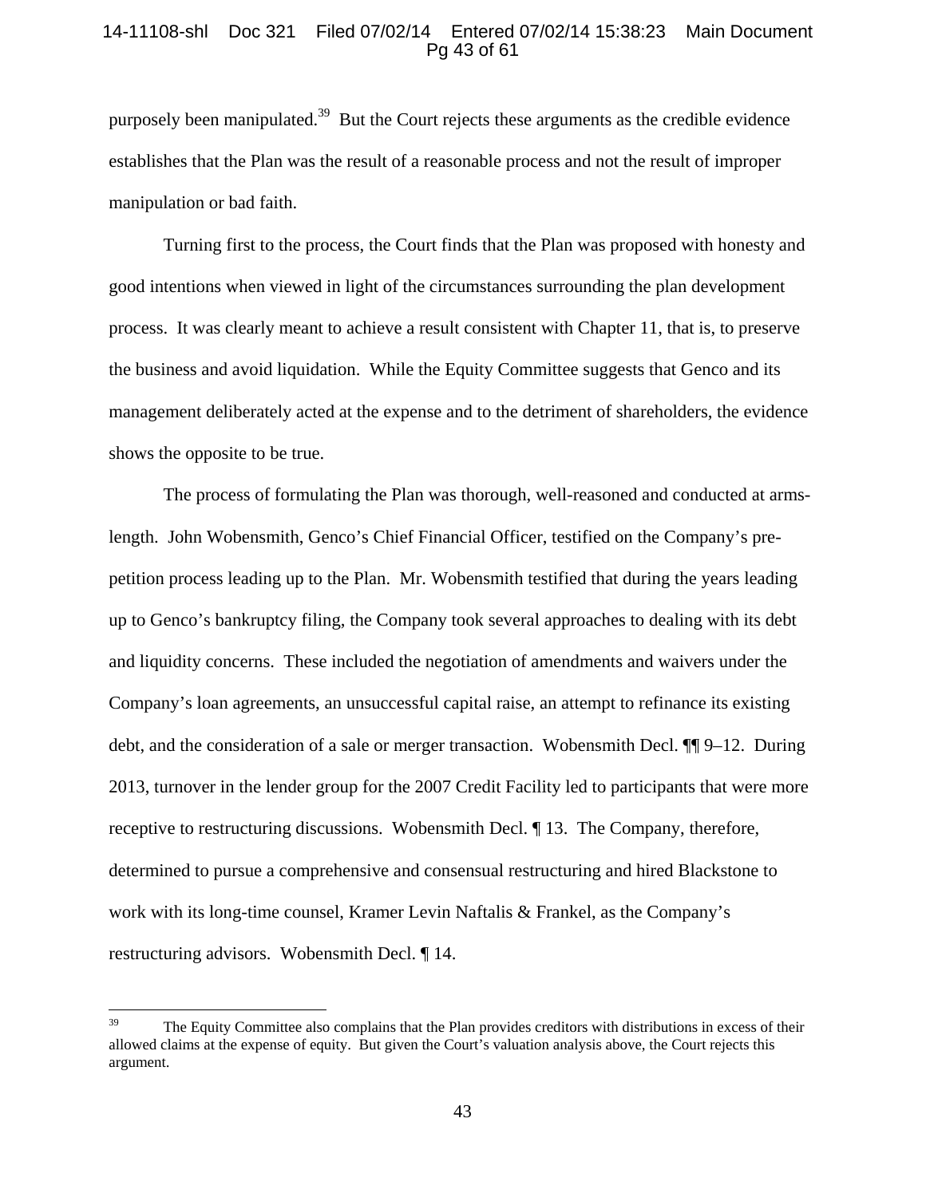purposely been manipulated.[39] But the Court rejects these arguments as the credible evidence establishes that the Plan was the result of a reasonable process and not the result of improper manipulation or bad faith.

Turning first to the process, the Court finds that the Plan was proposed with honesty and good intentions when viewed in light of the circumstances surrounding the plan development process. It was clearly meant to achieve a result consistent with Chapter 11, that is, to preserve the business and avoid liquidation. While the Equity Committee suggests that Genco and its management deliberately acted at the expense and to the detriment of shareholders, the evidence shows the opposite to be true.

The process of formulating the Plan was thorough, well-reasoned and conducted at arms-length. John Wobensmith, Genco's Chief Financial Officer, testified on the Company's pre-petition process leading up to the Plan. Mr. Wobensmith testified that during the years leading up to Genco's bankruptcy filing, the Company took several approaches to dealing with its debt and liquidity concerns. These included the negotiation of amendments and waivers under the Company's loan agreements, an unsuccessful capital raise, an attempt to refinance its existing debt, and the consideration of a sale or merger transaction. Wobensmith Decl. ¶¶ 9–12. During 2013, turnover in the lender group for the 2007 Credit Facility led to participants that were more receptive to restructuring discussions. Wobensmith Decl. ¶ 13. The Company, therefore, determined to pursue a comprehensive and consensual restructuring and hired Blackstone to work with its long-time counsel, Kramer Levin Naftalis & Frankel, as the Company's restructuring advisors. Wobensmith Decl. ¶ 14.

---

[39] The Equity Committee also complains that the Plan provides creditors with distributions in excess of their allowed claims at the expense of equity. But given the Court's valuation analysis above, the Court rejects this argument.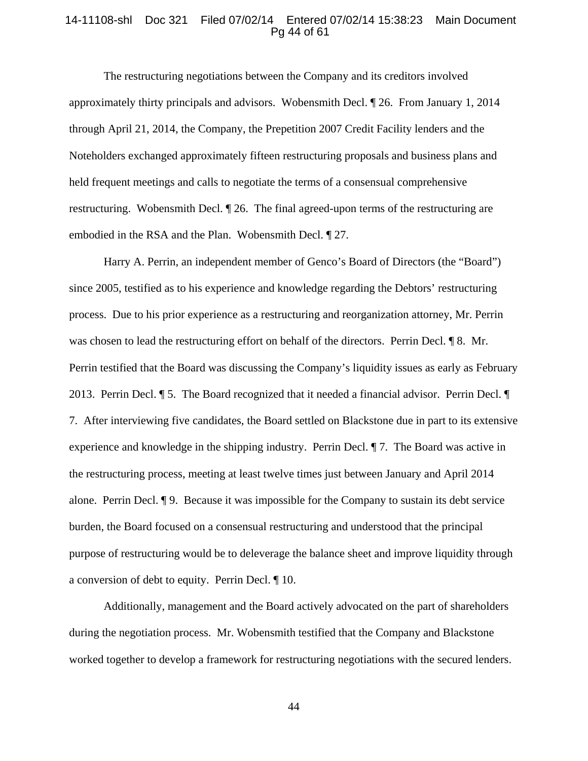The restructuring negotiations between the Company and its creditors involved approximately thirty principals and advisors. Wobensmith Decl. ¶ 26. From January 1, 2014 through April 21, 2014, the Company, the Prepetition 2007 Credit Facility lenders and the Noteholders exchanged approximately fifteen restructuring proposals and business plans and held frequent meetings and calls to negotiate the terms of a consensual comprehensive restructuring. Wobensmith Decl. ¶ 26. The final agreed-upon terms of the restructuring are embodied in the RSA and the Plan. Wobensmith Decl. ¶ 27.

Harry A. Perrin, an independent member of Genco's Board of Directors (the "Board") since 2005, testified as to his experience and knowledge regarding the Debtors' restructuring process. Due to his prior experience as a restructuring and reorganization attorney, Mr. Perrin was chosen to lead the restructuring effort on behalf of the directors. Perrin Decl. ¶ 8. Mr. Perrin testified that the Board was discussing the Company's liquidity issues as early as February 2013. Perrin Decl. ¶ 5. The Board recognized that it needed a financial advisor. Perrin Decl. ¶ 7. After interviewing five candidates, the Board settled on Blackstone due in part to its extensive experience and knowledge in the shipping industry. Perrin Decl. ¶ 7. The Board was active in the restructuring process, meeting at least twelve times just between January and April 2014 alone. Perrin Decl. ¶ 9. Because it was impossible for the Company to sustain its debt service burden, the Board focused on a consensual restructuring and understood that the principal purpose of restructuring would be to deleverage the balance sheet and improve liquidity through a conversion of debt to equity. Perrin Decl. ¶ 10.

Additionally, management and the Board actively advocated on the part of shareholders during the negotiation process. Mr. Wobensmith testified that the Company and Blackstone worked together to develop a framework for restructuring negotiations with the secured lenders.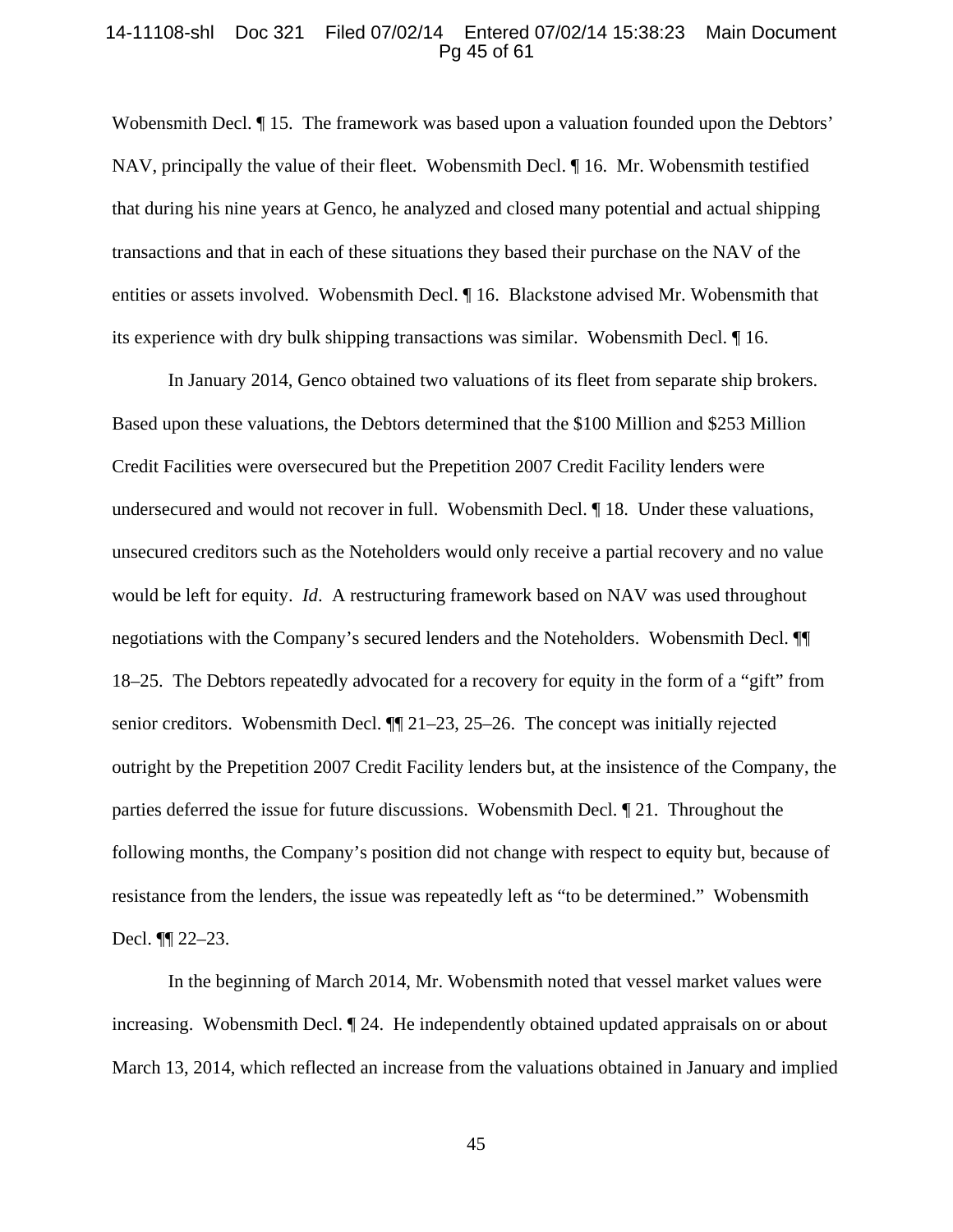Wobensmith Decl. ¶ 15. The framework was based upon a valuation founded upon the Debtors' NAV, principally the value of their fleet. Wobensmith Decl. ¶ 16. Mr. Wobensmith testified that during his nine years at Genco, he analyzed and closed many potential and actual shipping transactions and that in each of these situations they based their purchase on the NAV of the entities or assets involved. Wobensmith Decl. ¶ 16. Blackstone advised Mr. Wobensmith that its experience with dry bulk shipping transactions was similar. Wobensmith Decl. ¶ 16.

In January 2014, Genco obtained two valuations of its fleet from separate ship brokers. Based upon these valuations, the Debtors determined that the $100 Million and $253 Million Credit Facilities were oversecured but the Prepetition 2007 Credit Facility lenders were undersecured and would not recover in full. Wobensmith Decl. ¶ 18. Under these valuations, unsecured creditors such as the Noteholders would only receive a partial recovery and no value would be left for equity. *Id*. A restructuring framework based on NAV was used throughout negotiations with the Company's secured lenders and the Noteholders. Wobensmith Decl. ¶¶ 18–25. The Debtors repeatedly advocated for a recovery for equity in the form of a "gift" from senior creditors. Wobensmith Decl. ¶¶ 21–23, 25–26. The concept was initially rejected outright by the Prepetition 2007 Credit Facility lenders but, at the insistence of the Company, the parties deferred the issue for future discussions. Wobensmith Decl. ¶ 21. Throughout the following months, the Company's position did not change with respect to equity but, because of resistance from the lenders, the issue was repeatedly left as "to be determined." Wobensmith Decl. ¶¶ 22–23.

In the beginning of March 2014, Mr. Wobensmith noted that vessel market values were increasing. Wobensmith Decl. ¶ 24. He independently obtained updated appraisals on or about March 13, 2014, which reflected an increase from the valuations obtained in January and implied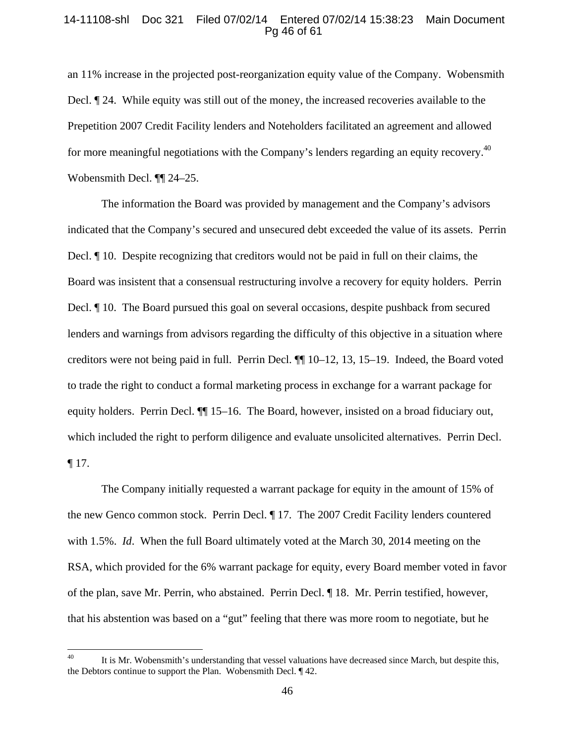an 11% increase in the projected post-reorganization equity value of the Company. Wobensmith Decl. ¶ 24. While equity was still out of the money, the increased recoveries available to the Prepetition 2007 Credit Facility lenders and Noteholders facilitated an agreement and allowed for more meaningful negotiations with the Company's lenders regarding an equity recovery.[40] Wobensmith Decl. ¶¶ 24–25.

The information the Board was provided by management and the Company's advisors indicated that the Company's secured and unsecured debt exceeded the value of its assets. Perrin Decl. ¶ 10. Despite recognizing that creditors would not be paid in full on their claims, the Board was insistent that a consensual restructuring involve a recovery for equity holders. Perrin Decl. ¶ 10. The Board pursued this goal on several occasions, despite pushback from secured lenders and warnings from advisors regarding the difficulty of this objective in a situation where creditors were not being paid in full. Perrin Decl. ¶¶ 10–12, 13, 15–19. Indeed, the Board voted to trade the right to conduct a formal marketing process in exchange for a warrant package for equity holders. Perrin Decl. ¶¶ 15–16. The Board, however, insisted on a broad fiduciary out, which included the right to perform diligence and evaluate unsolicited alternatives. Perrin Decl. ¶ 17.

The Company initially requested a warrant package for equity in the amount of 15% of the new Genco common stock. Perrin Decl. ¶ 17. The 2007 Credit Facility lenders countered with 1.5%. *Id*. When the full Board ultimately voted at the March 30, 2014 meeting on the RSA, which provided for the 6% warrant package for equity, every Board member voted in favor of the plan, save Mr. Perrin, who abstained. Perrin Decl. ¶ 18. Mr. Perrin testified, however, that his abstention was based on a "gut" feeling that there was more room to negotiate, but he

---

[40] It is Mr. Wobensmith's understanding that vessel valuations have decreased since March, but despite this, the Debtors continue to support the Plan. Wobensmith Decl. ¶ 42.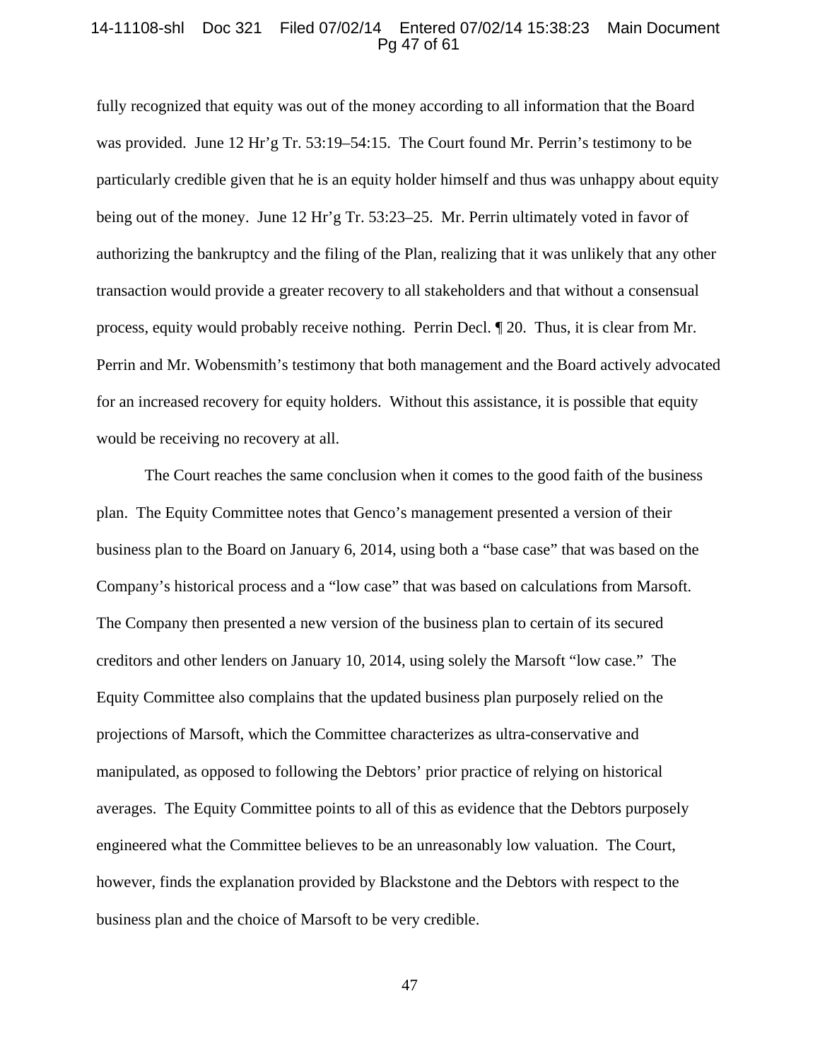fully recognized that equity was out of the money according to all information that the Board was provided. June 12 Hr'g Tr. 53:19–54:15. The Court found Mr. Perrin's testimony to be particularly credible given that he is an equity holder himself and thus was unhappy about equity being out of the money. June 12 Hr'g Tr. 53:23–25. Mr. Perrin ultimately voted in favor of authorizing the bankruptcy and the filing of the Plan, realizing that it was unlikely that any other transaction would provide a greater recovery to all stakeholders and that without a consensual process, equity would probably receive nothing. Perrin Decl. ¶ 20. Thus, it is clear from Mr. Perrin and Mr. Wobensmith's testimony that both management and the Board actively advocated for an increased recovery for equity holders. Without this assistance, it is possible that equity would be receiving no recovery at all.

The Court reaches the same conclusion when it comes to the good faith of the business plan. The Equity Committee notes that Genco's management presented a version of their business plan to the Board on January 6, 2014, using both a "base case" that was based on the Company's historical process and a "low case" that was based on calculations from Marsoft. The Company then presented a new version of the business plan to certain of its secured creditors and other lenders on January 10, 2014, using solely the Marsoft "low case." The Equity Committee also complains that the updated business plan purposely relied on the projections of Marsoft, which the Committee characterizes as ultra-conservative and manipulated, as opposed to following the Debtors' prior practice of relying on historical averages. The Equity Committee points to all of this as evidence that the Debtors purposely engineered what the Committee believes to be an unreasonably low valuation. The Court, however, finds the explanation provided by Blackstone and the Debtors with respect to the business plan and the choice of Marsoft to be very credible.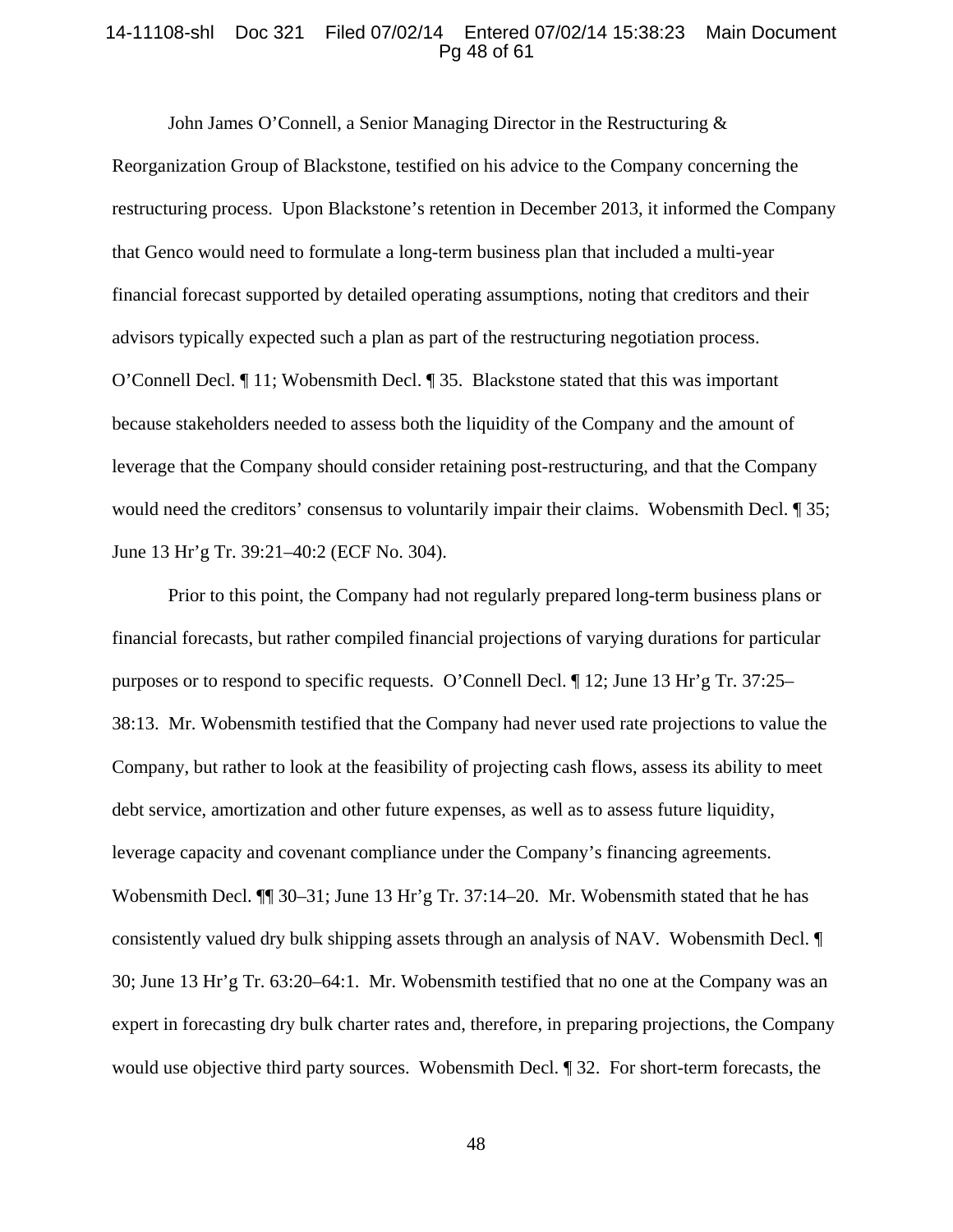John James O'Connell, a Senior Managing Director in the Restructuring & Reorganization Group of Blackstone, testified on his advice to the Company concerning the restructuring process. Upon Blackstone's retention in December 2013, it informed the Company that Genco would need to formulate a long-term business plan that included a multi-year financial forecast supported by detailed operating assumptions, noting that creditors and their advisors typically expected such a plan as part of the restructuring negotiation process. O'Connell Decl. ¶ 11; Wobensmith Decl. ¶ 35. Blackstone stated that this was important because stakeholders needed to assess both the liquidity of the Company and the amount of leverage that the Company should consider retaining post-restructuring, and that the Company would need the creditors' consensus to voluntarily impair their claims. Wobensmith Decl. ¶ 35; June 13 Hr'g Tr. 39:21–40:2 (ECF No. 304).

Prior to this point, the Company had not regularly prepared long-term business plans or financial forecasts, but rather compiled financial projections of varying durations for particular purposes or to respond to specific requests. O'Connell Decl. ¶ 12; June 13 Hr'g Tr. 37:25–38:13. Mr. Wobensmith testified that the Company had never used rate projections to value the Company, but rather to look at the feasibility of projecting cash flows, assess its ability to meet debt service, amortization and other future expenses, as well as to assess future liquidity, leverage capacity and covenant compliance under the Company's financing agreements. Wobensmith Decl. ¶¶ 30–31; June 13 Hr'g Tr. 37:14–20. Mr. Wobensmith stated that he has consistently valued dry bulk shipping assets through an analysis of NAV. Wobensmith Decl. ¶ 30; June 13 Hr'g Tr. 63:20–64:1. Mr. Wobensmith testified that no one at the Company was an expert in forecasting dry bulk charter rates and, therefore, in preparing projections, the Company would use objective third party sources. Wobensmith Decl. ¶ 32. For short-term forecasts, the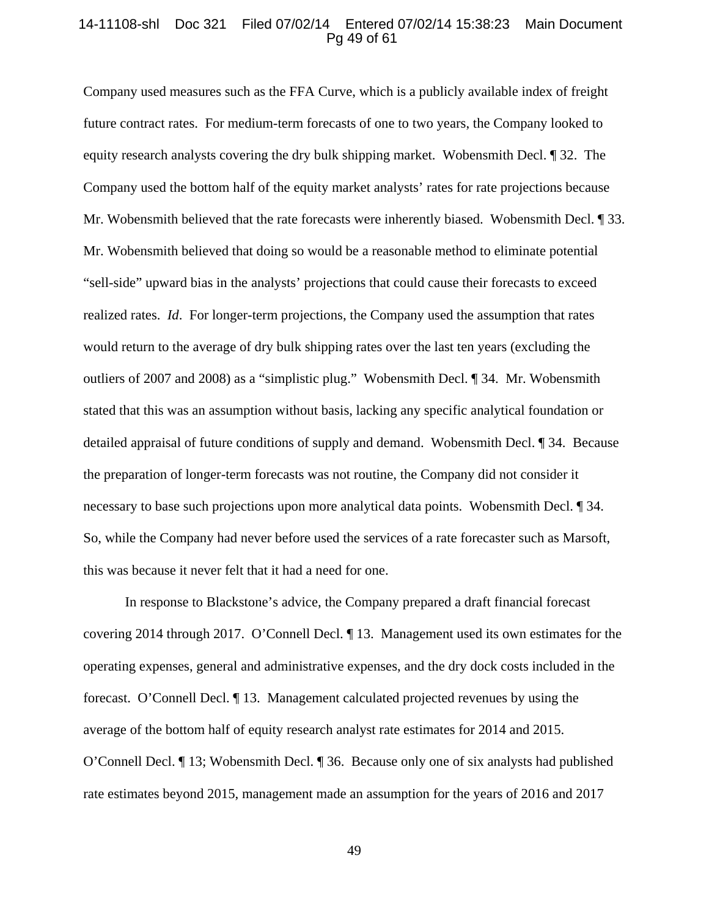Company used measures such as the FFA Curve, which is a publicly available index of freight future contract rates. For medium-term forecasts of one to two years, the Company looked to equity research analysts covering the dry bulk shipping market. Wobensmith Decl. ¶ 32. The Company used the bottom half of the equity market analysts' rates for rate projections because Mr. Wobensmith believed that the rate forecasts were inherently biased. Wobensmith Decl. ¶ 33. Mr. Wobensmith believed that doing so would be a reasonable method to eliminate potential "sell-side" upward bias in the analysts' projections that could cause their forecasts to exceed realized rates. *Id*. For longer-term projections, the Company used the assumption that rates would return to the average of dry bulk shipping rates over the last ten years (excluding the outliers of 2007 and 2008) as a "simplistic plug." Wobensmith Decl. ¶ 34. Mr. Wobensmith stated that this was an assumption without basis, lacking any specific analytical foundation or detailed appraisal of future conditions of supply and demand. Wobensmith Decl. ¶ 34. Because the preparation of longer-term forecasts was not routine, the Company did not consider it necessary to base such projections upon more analytical data points. Wobensmith Decl. ¶ 34. So, while the Company had never before used the services of a rate forecaster such as Marsoft, this was because it never felt that it had a need for one.

In response to Blackstone's advice, the Company prepared a draft financial forecast covering 2014 through 2017. O'Connell Decl. ¶ 13. Management used its own estimates for the operating expenses, general and administrative expenses, and the dry dock costs included in the forecast. O'Connell Decl. ¶ 13. Management calculated projected revenues by using the average of the bottom half of equity research analyst rate estimates for 2014 and 2015. O'Connell Decl. ¶ 13; Wobensmith Decl. ¶ 36. Because only one of six analysts had published rate estimates beyond 2015, management made an assumption for the years of 2016 and 2017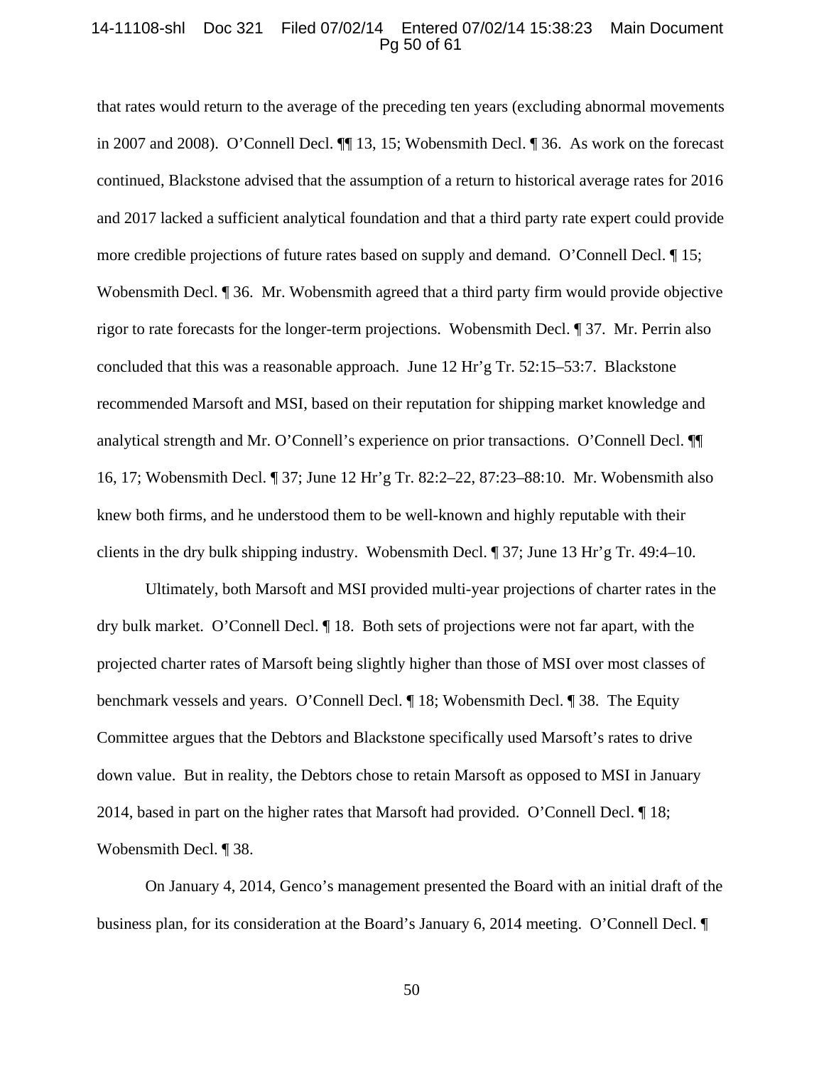that rates would return to the average of the preceding ten years (excluding abnormal movements in 2007 and 2008). O'Connell Decl. ¶¶ 13, 15; Wobensmith Decl. ¶ 36. As work on the forecast continued, Blackstone advised that the assumption of a return to historical average rates for 2016 and 2017 lacked a sufficient analytical foundation and that a third party rate expert could provide more credible projections of future rates based on supply and demand. O'Connell Decl. ¶ 15; Wobensmith Decl. ¶ 36. Mr. Wobensmith agreed that a third party firm would provide objective rigor to rate forecasts for the longer-term projections. Wobensmith Decl. ¶ 37. Mr. Perrin also concluded that this was a reasonable approach. June 12 Hr'g Tr. 52:15–53:7. Blackstone recommended Marsoft and MSI, based on their reputation for shipping market knowledge and analytical strength and Mr. O'Connell's experience on prior transactions. O'Connell Decl. ¶¶ 16, 17; Wobensmith Decl. ¶ 37; June 12 Hr'g Tr. 82:2–22, 87:23–88:10. Mr. Wobensmith also knew both firms, and he understood them to be well-known and highly reputable with their clients in the dry bulk shipping industry. Wobensmith Decl. ¶ 37; June 13 Hr'g Tr. 49:4–10.

Ultimately, both Marsoft and MSI provided multi-year projections of charter rates in the dry bulk market. O'Connell Decl. ¶ 18. Both sets of projections were not far apart, with the projected charter rates of Marsoft being slightly higher than those of MSI over most classes of benchmark vessels and years. O'Connell Decl. ¶ 18; Wobensmith Decl. ¶ 38. The Equity Committee argues that the Debtors and Blackstone specifically used Marsoft's rates to drive down value. But in reality, the Debtors chose to retain Marsoft as opposed to MSI in January 2014, based in part on the higher rates that Marsoft had provided. O'Connell Decl. ¶ 18; Wobensmith Decl. ¶ 38.

On January 4, 2014, Genco's management presented the Board with an initial draft of the business plan, for its consideration at the Board's January 6, 2014 meeting. O'Connell Decl. ¶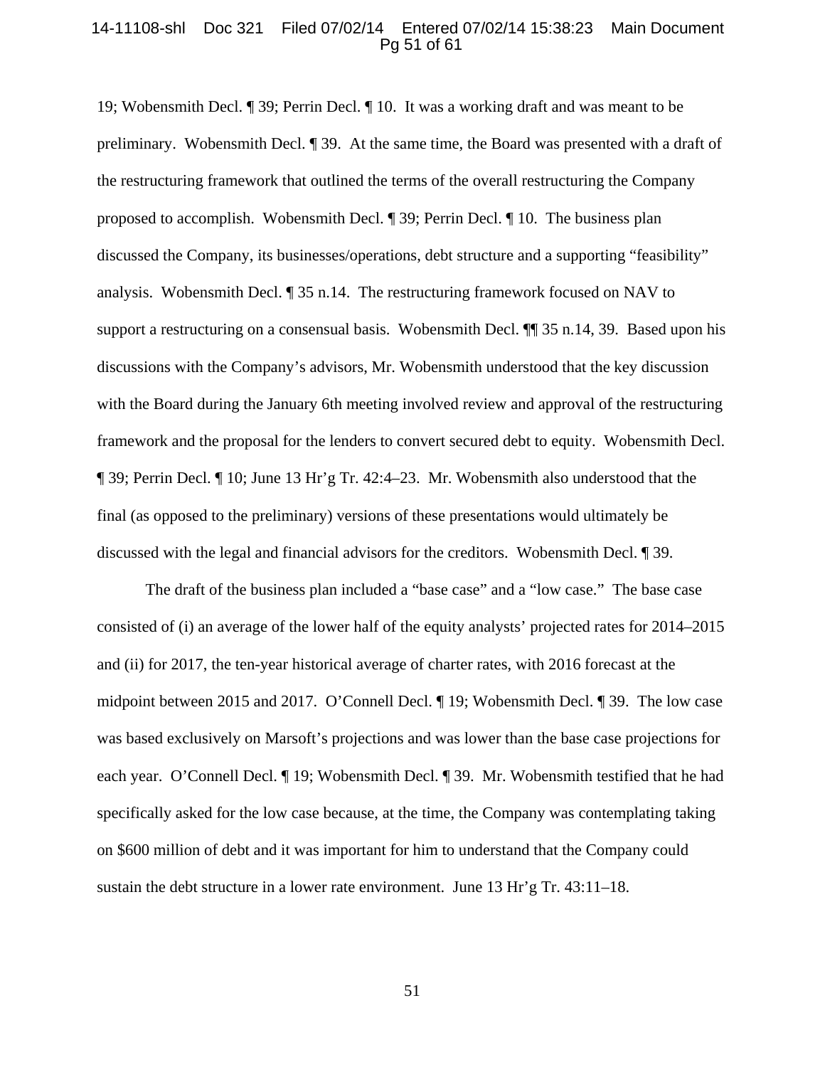19; Wobensmith Decl. ¶ 39; Perrin Decl. ¶ 10. It was a working draft and was meant to be preliminary. Wobensmith Decl. ¶ 39. At the same time, the Board was presented with a draft of the restructuring framework that outlined the terms of the overall restructuring the Company proposed to accomplish. Wobensmith Decl. ¶ 39; Perrin Decl. ¶ 10. The business plan discussed the Company, its businesses/operations, debt structure and a supporting "feasibility" analysis. Wobensmith Decl. ¶ 35 n.14. The restructuring framework focused on NAV to support a restructuring on a consensual basis. Wobensmith Decl. ¶¶ 35 n.14, 39. Based upon his discussions with the Company's advisors, Mr. Wobensmith understood that the key discussion with the Board during the January 6th meeting involved review and approval of the restructuring framework and the proposal for the lenders to convert secured debt to equity. Wobensmith Decl. ¶ 39; Perrin Decl. ¶ 10; June 13 Hr'g Tr. 42:4–23. Mr. Wobensmith also understood that the final (as opposed to the preliminary) versions of these presentations would ultimately be discussed with the legal and financial advisors for the creditors. Wobensmith Decl. ¶ 39.

The draft of the business plan included a "base case" and a "low case." The base case consisted of (i) an average of the lower half of the equity analysts' projected rates for 2014–2015 and (ii) for 2017, the ten-year historical average of charter rates, with 2016 forecast at the midpoint between 2015 and 2017. O'Connell Decl. ¶ 19; Wobensmith Decl. ¶ 39. The low case was based exclusively on Marsoft's projections and was lower than the base case projections for each year. O'Connell Decl. ¶ 19; Wobensmith Decl. ¶ 39. Mr. Wobensmith testified that he had specifically asked for the low case because, at the time, the Company was contemplating taking on $600 million of debt and it was important for him to understand that the Company could sustain the debt structure in a lower rate environment. June 13 Hr'g Tr. 43:11–18.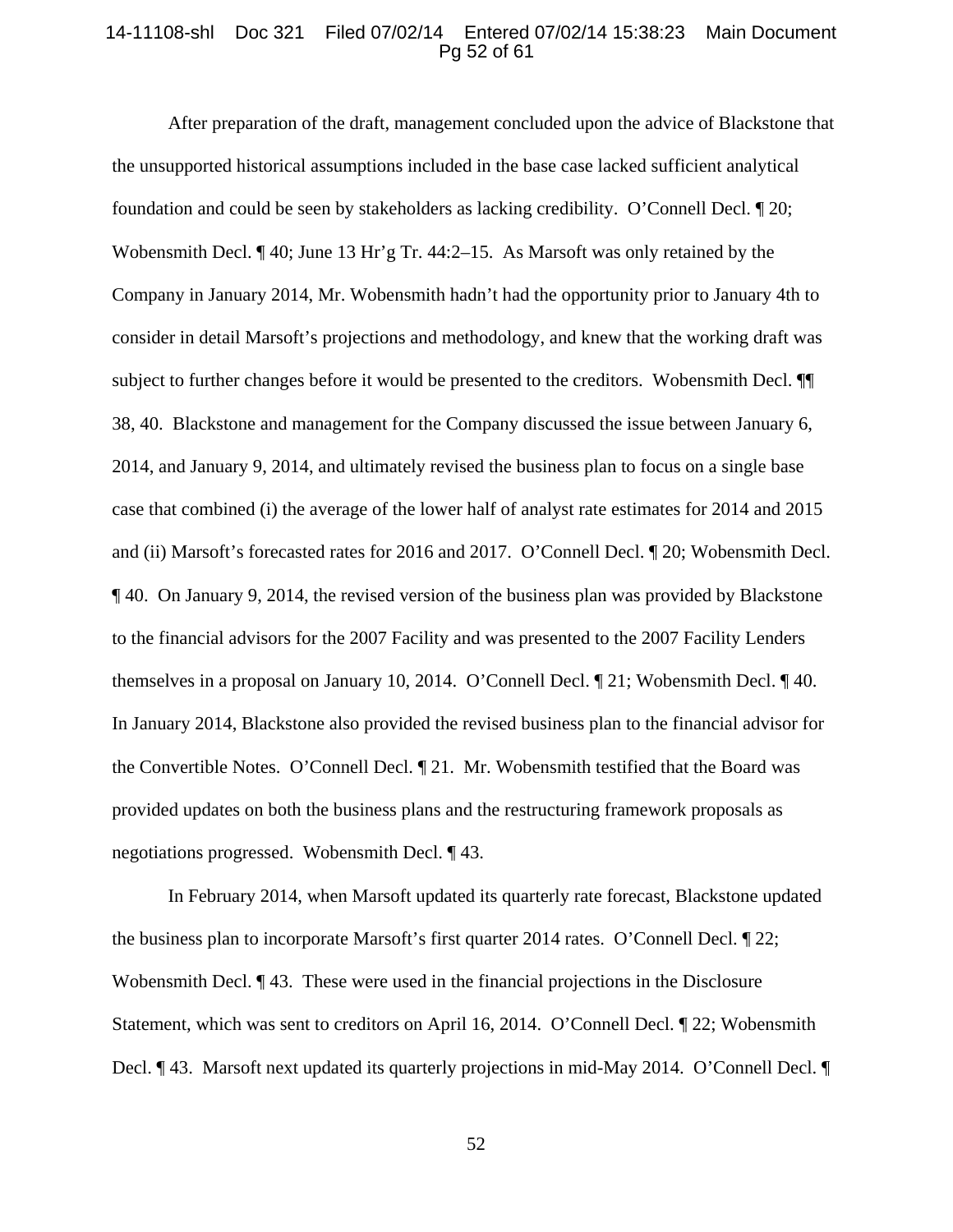After preparation of the draft, management concluded upon the advice of Blackstone that the unsupported historical assumptions included in the base case lacked sufficient analytical foundation and could be seen by stakeholders as lacking credibility. O'Connell Decl. ¶ 20; Wobensmith Decl. ¶ 40; June 13 Hr'g Tr. 44:2–15. As Marsoft was only retained by the Company in January 2014, Mr. Wobensmith hadn't had the opportunity prior to January 4th to consider in detail Marsoft's projections and methodology, and knew that the working draft was subject to further changes before it would be presented to the creditors. Wobensmith Decl. ¶¶ 38, 40. Blackstone and management for the Company discussed the issue between January 6, 2014, and January 9, 2014, and ultimately revised the business plan to focus on a single base case that combined (i) the average of the lower half of analyst rate estimates for 2014 and 2015 and (ii) Marsoft's forecasted rates for 2016 and 2017. O'Connell Decl. ¶ 20; Wobensmith Decl. ¶ 40. On January 9, 2014, the revised version of the business plan was provided by Blackstone to the financial advisors for the 2007 Facility and was presented to the 2007 Facility Lenders themselves in a proposal on January 10, 2014. O'Connell Decl. ¶ 21; Wobensmith Decl. ¶ 40. In January 2014, Blackstone also provided the revised business plan to the financial advisor for the Convertible Notes. O'Connell Decl. ¶ 21. Mr. Wobensmith testified that the Board was provided updates on both the business plans and the restructuring framework proposals as negotiations progressed. Wobensmith Decl. ¶ 43.

In February 2014, when Marsoft updated its quarterly rate forecast, Blackstone updated the business plan to incorporate Marsoft's first quarter 2014 rates. O'Connell Decl. ¶ 22; Wobensmith Decl. ¶ 43. These were used in the financial projections in the Disclosure Statement, which was sent to creditors on April 16, 2014. O'Connell Decl. ¶ 22; Wobensmith Decl. ¶ 43. Marsoft next updated its quarterly projections in mid-May 2014. O'Connell Decl. ¶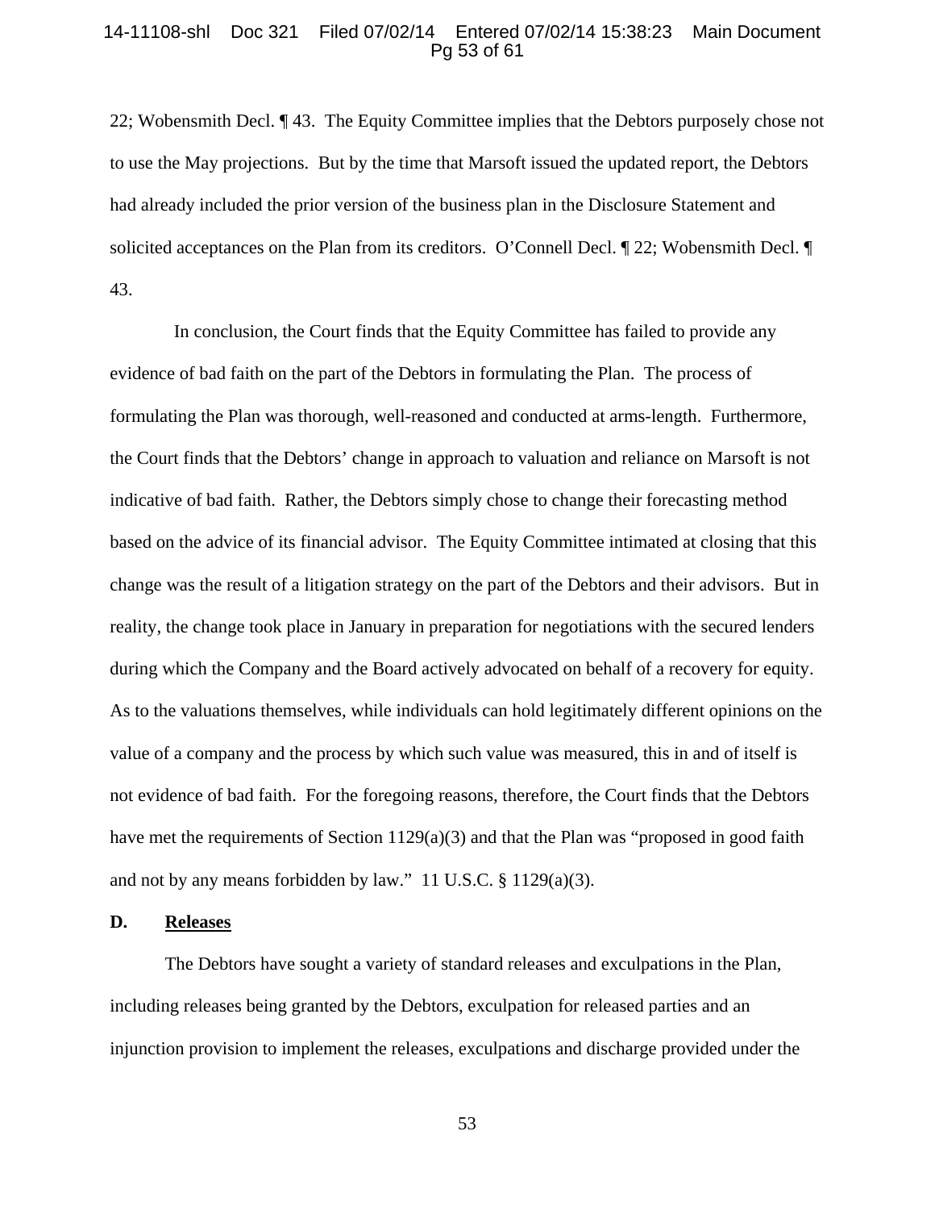22; Wobensmith Decl. ¶ 43. The Equity Committee implies that the Debtors purposely chose not to use the May projections. But by the time that Marsoft issued the updated report, the Debtors had already included the prior version of the business plan in the Disclosure Statement and solicited acceptances on the Plan from its creditors. O'Connell Decl. ¶ 22; Wobensmith Decl. ¶ 43.

In conclusion, the Court finds that the Equity Committee has failed to provide any evidence of bad faith on the part of the Debtors in formulating the Plan. The process of formulating the Plan was thorough, well-reasoned and conducted at arms-length. Furthermore, the Court finds that the Debtors' change in approach to valuation and reliance on Marsoft is not indicative of bad faith. Rather, the Debtors simply chose to change their forecasting method based on the advice of its financial advisor. The Equity Committee intimated at closing that this change was the result of a litigation strategy on the part of the Debtors and their advisors. But in reality, the change took place in January in preparation for negotiations with the secured lenders during which the Company and the Board actively advocated on behalf of a recovery for equity. As to the valuations themselves, while individuals can hold legitimately different opinions on the value of a company and the process by which such value was measured, this in and of itself is not evidence of bad faith. For the foregoing reasons, therefore, the Court finds that the Debtors have met the requirements of Section 1129(a)(3) and that the Plan was "proposed in good faith and not by any means forbidden by law." 11 U.S.C. § 1129(a)(3).

**D. <u>Releases</u>**

The Debtors have sought a variety of standard releases and exculpations in the Plan, including releases being granted by the Debtors, exculpation for released parties and an injunction provision to implement the releases, exculpations and discharge provided under the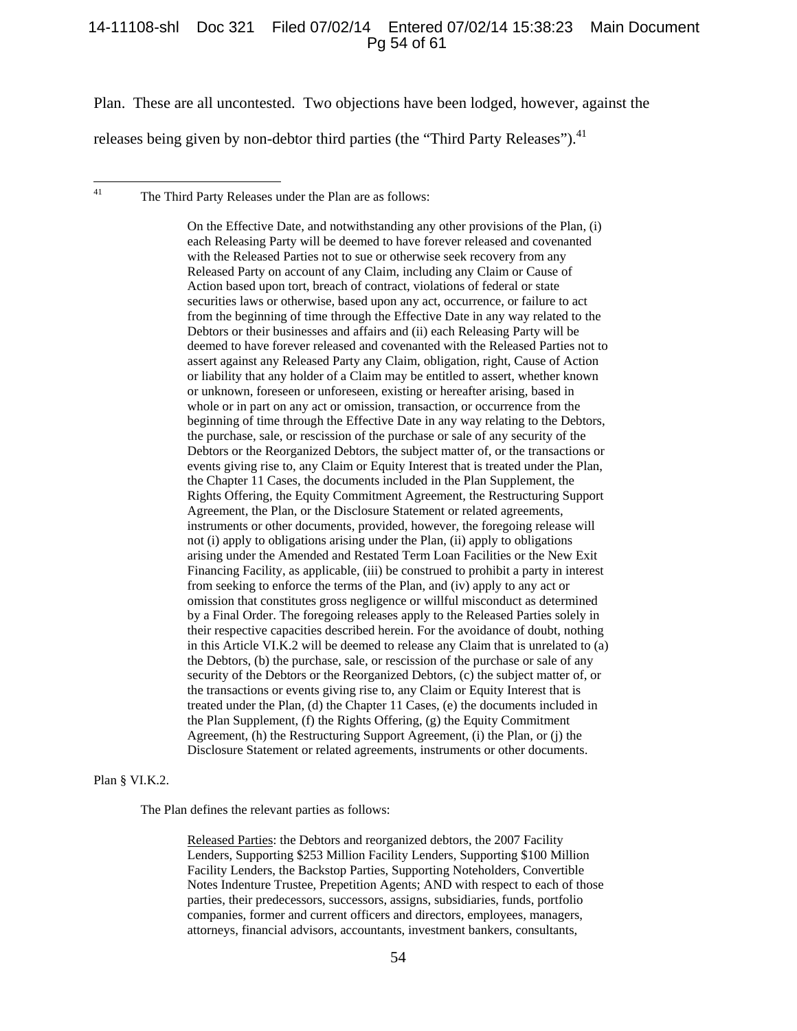Plan. These are all uncontested. Two objections have been lodged, however, against the releases being given by non-debtor third parties (the "Third Party Releases").[41]

---

[41] The Third Party Releases under the Plan are as follows:

> On the Effective Date, and notwithstanding any other provisions of the Plan, (i) each Releasing Party will be deemed to have forever released and covenanted with the Released Parties not to sue or otherwise seek recovery from any Released Party on account of any Claim, including any Claim or Cause of Action based upon tort, breach of contract, violations of federal or state securities laws or otherwise, based upon any act, occurrence, or failure to act from the beginning of time through the Effective Date in any way related to the Debtors or their businesses and affairs and (ii) each Releasing Party will be deemed to have forever released and covenanted with the Released Parties not to assert against any Released Party any Claim, obligation, right, Cause of Action or liability that any holder of a Claim may be entitled to assert, whether known or unknown, foreseen or unforeseen, existing or hereafter arising, based in whole or in part on any act or omission, transaction, or occurrence from the beginning of time through the Effective Date in any way relating to the Debtors, the purchase, sale, or rescission of the purchase or sale of any security of the Debtors or the Reorganized Debtors, the subject matter of, or the transactions or events giving rise to, any Claim or Equity Interest that is treated under the Plan, the Chapter 11 Cases, the documents included in the Plan Supplement, the Rights Offering, the Equity Commitment Agreement, the Restructuring Support Agreement, the Plan, or the Disclosure Statement or related agreements, instruments or other documents, provided, however, the foregoing release will not (i) apply to obligations arising under the Plan, (ii) apply to obligations arising under the Amended and Restated Term Loan Facilities or the New Exit Financing Facility, as applicable, (iii) be construed to prohibit a party in interest from seeking to enforce the terms of the Plan, and (iv) apply to any act or omission that constitutes gross negligence or willful misconduct as determined by a Final Order. The foregoing releases apply to the Released Parties solely in their respective capacities described herein. For the avoidance of doubt, nothing in this Article VI.K.2 will be deemed to release any Claim that is unrelated to (a) the Debtors, (b) the purchase, sale, or rescission of the purchase or sale of any security of the Debtors or the Reorganized Debtors, (c) the subject matter of, or the transactions or events giving rise to, any Claim or Equity Interest that is treated under the Plan, (d) the Chapter 11 Cases, (e) the documents included in the Plan Supplement, (f) the Rights Offering, (g) the Equity Commitment Agreement, (h) the Restructuring Support Agreement, (i) the Plan, or (j) the Disclosure Statement or related agreements, instruments or other documents.

Plan § VI.K.2.

The Plan defines the relevant parties as follows:

> Released Parties: the Debtors and reorganized debtors, the 2007 Facility Lenders, Supporting $253 Million Facility Lenders, Supporting $100 Million Facility Lenders, the Backstop Parties, Supporting Noteholders, Convertible Notes Indenture Trustee, Prepetition Agents; AND with respect to each of those parties, their predecessors, successors, assigns, subsidiaries, funds, portfolio companies, former and current officers and directors, employees, managers, attorneys, financial advisors, accountants, investment bankers, consultants,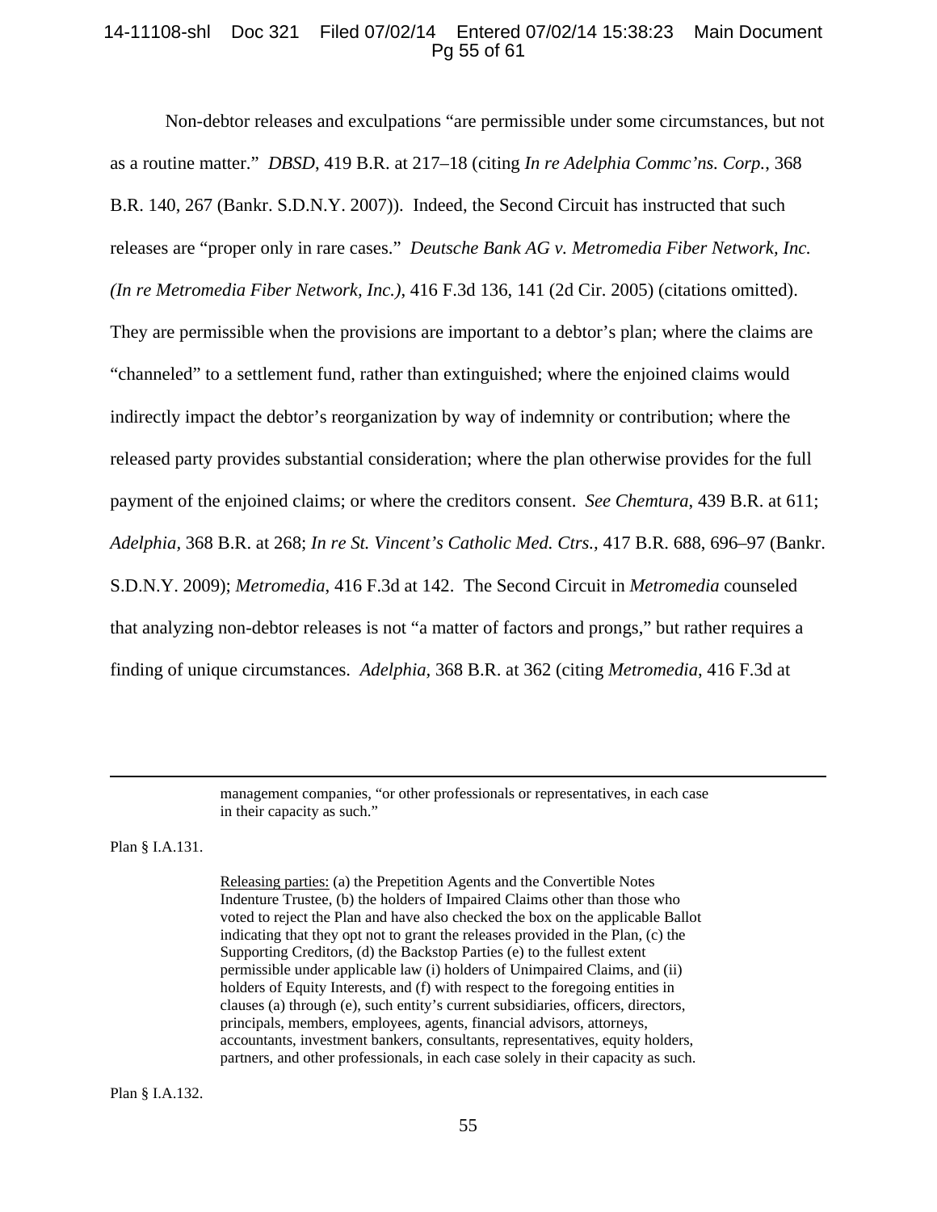Non-debtor releases and exculpations "are permissible under some circumstances, but not as a routine matter." *DBSD*, 419 B.R. at 217–18 (citing *In re Adelphia Commc'ns. Corp.*, 368 B.R. 140, 267 (Bankr. S.D.N.Y. 2007)). Indeed, the Second Circuit has instructed that such releases are "proper only in rare cases." *Deutsche Bank AG v. Metromedia Fiber Network, Inc. (In re Metromedia Fiber Network, Inc.)*, 416 F.3d 136, 141 (2d Cir. 2005) (citations omitted). They are permissible when the provisions are important to a debtor's plan; where the claims are "channeled" to a settlement fund, rather than extinguished; where the enjoined claims would indirectly impact the debtor's reorganization by way of indemnity or contribution; where the released party provides substantial consideration; where the plan otherwise provides for the full payment of the enjoined claims; or where the creditors consent. *See Chemtura*, 439 B.R. at 611; *Adelphia*, 368 B.R. at 268; *In re St. Vincent's Catholic Med. Ctrs.*, 417 B.R. 688, 696–97 (Bankr. S.D.N.Y. 2009); *Metromedia*, 416 F.3d at 142. The Second Circuit in *Metromedia* counseled that analyzing non-debtor releases is not "a matter of factors and prongs," but rather requires a finding of unique circumstances. *Adelphia*, 368 B.R. at 362 (citing *Metromedia*, 416 F.3d at

---

> management companies, "or other professionals or representatives, in each case in their capacity as such."

Plan § I.A.131.

> Releasing parties: (a) the Prepetition Agents and the Convertible Notes Indenture Trustee, (b) the holders of Impaired Claims other than those who voted to reject the Plan and have also checked the box on the applicable Ballot indicating that they opt not to grant the releases provided in the Plan, (c) the Supporting Creditors, (d) the Backstop Parties (e) to the fullest extent permissible under applicable law (i) holders of Unimpaired Claims, and (ii) holders of Equity Interests, and (f) with respect to the foregoing entities in clauses (a) through (e), such entity's current subsidiaries, officers, directors, principals, members, employees, agents, financial advisors, attorneys, accountants, investment bankers, consultants, representatives, equity holders, partners, and other professionals, in each case solely in their capacity as such.

Plan § I.A.132.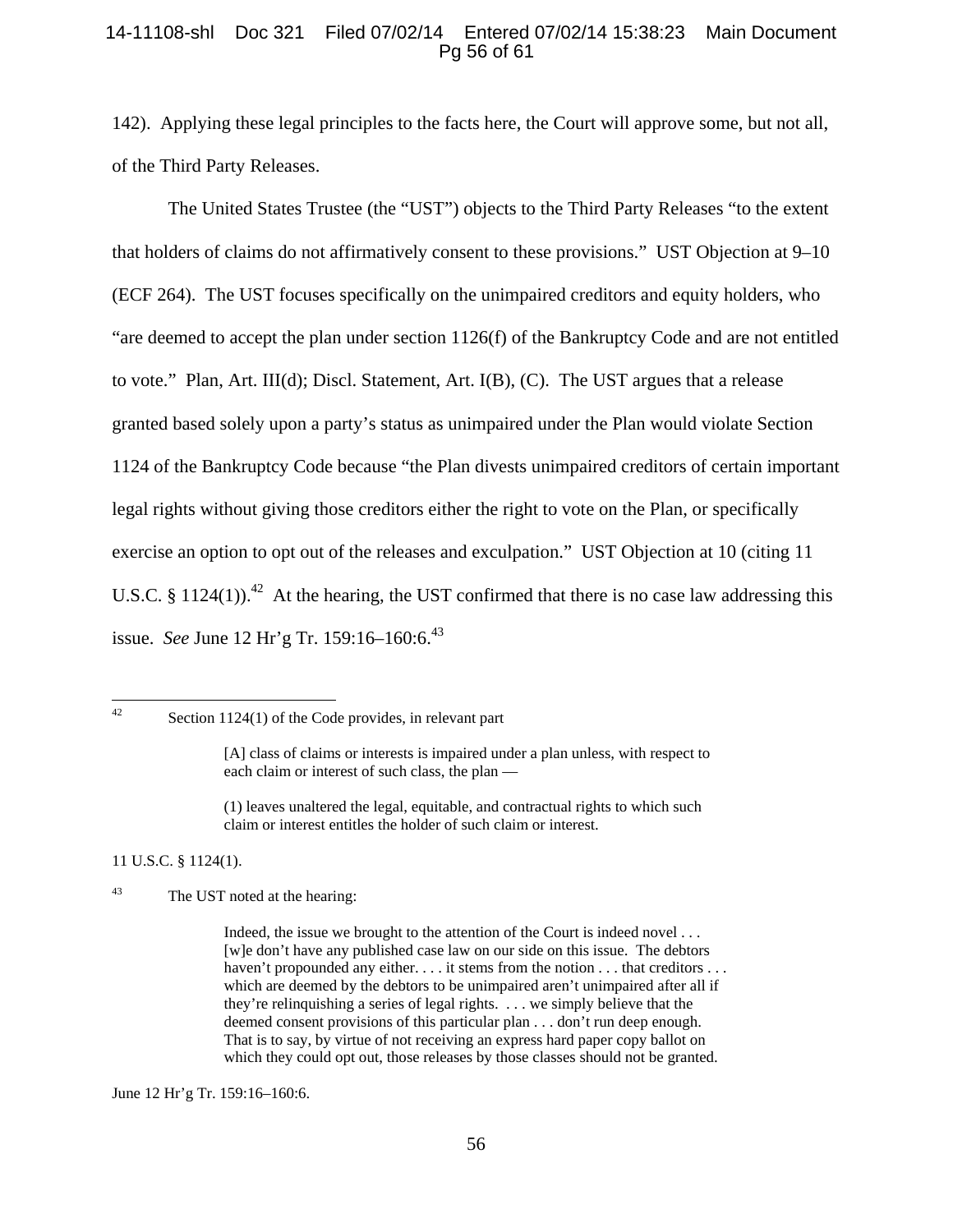142). Applying these legal principles to the facts here, the Court will approve some, but not all, of the Third Party Releases.

The United States Trustee (the "UST") objects to the Third Party Releases "to the extent that holders of claims do not affirmatively consent to these provisions." UST Objection at 9–10 (ECF 264). The UST focuses specifically on the unimpaired creditors and equity holders, who "are deemed to accept the plan under section 1126(f) of the Bankruptcy Code and are not entitled to vote." Plan, Art. III(d); Discl. Statement, Art. I(B), (C). The UST argues that a release granted based solely upon a party's status as unimpaired under the Plan would violate Section 1124 of the Bankruptcy Code because "the Plan divests unimpaired creditors of certain important legal rights without giving those creditors either the right to vote on the Plan, or specifically exercise an option to opt out of the releases and exculpation." UST Objection at 10 (citing 11 U.S.C. § 1124(1)).[42] At the hearing, the UST confirmed that there is no case law addressing this issue. *See* June 12 Hr'g Tr. 159:16–160:6.[43]

---

[42] Section 1124(1) of the Code provides, in relevant part

> [A] class of claims or interests is impaired under a plan unless, with respect to each claim or interest of such class, the plan —
>
> (1) leaves unaltered the legal, equitable, and contractual rights to which such claim or interest entitles the holder of such claim or interest.

11 U.S.C. § 1124(1).

[43] The UST noted at the hearing:

> Indeed, the issue we brought to the attention of the Court is indeed novel . . . [w]e don't have any published case law on our side on this issue. The debtors haven't propounded any either. . . . it stems from the notion . . . that creditors . . . which are deemed by the debtors to be unimpaired aren't unimpaired after all if they're relinquishing a series of legal rights. . . . we simply believe that the deemed consent provisions of this particular plan . . . don't run deep enough. That is to say, by virtue of not receiving an express hard paper copy ballot on which they could opt out, those releases by those classes should not be granted.

June 12 Hr'g Tr. 159:16–160:6.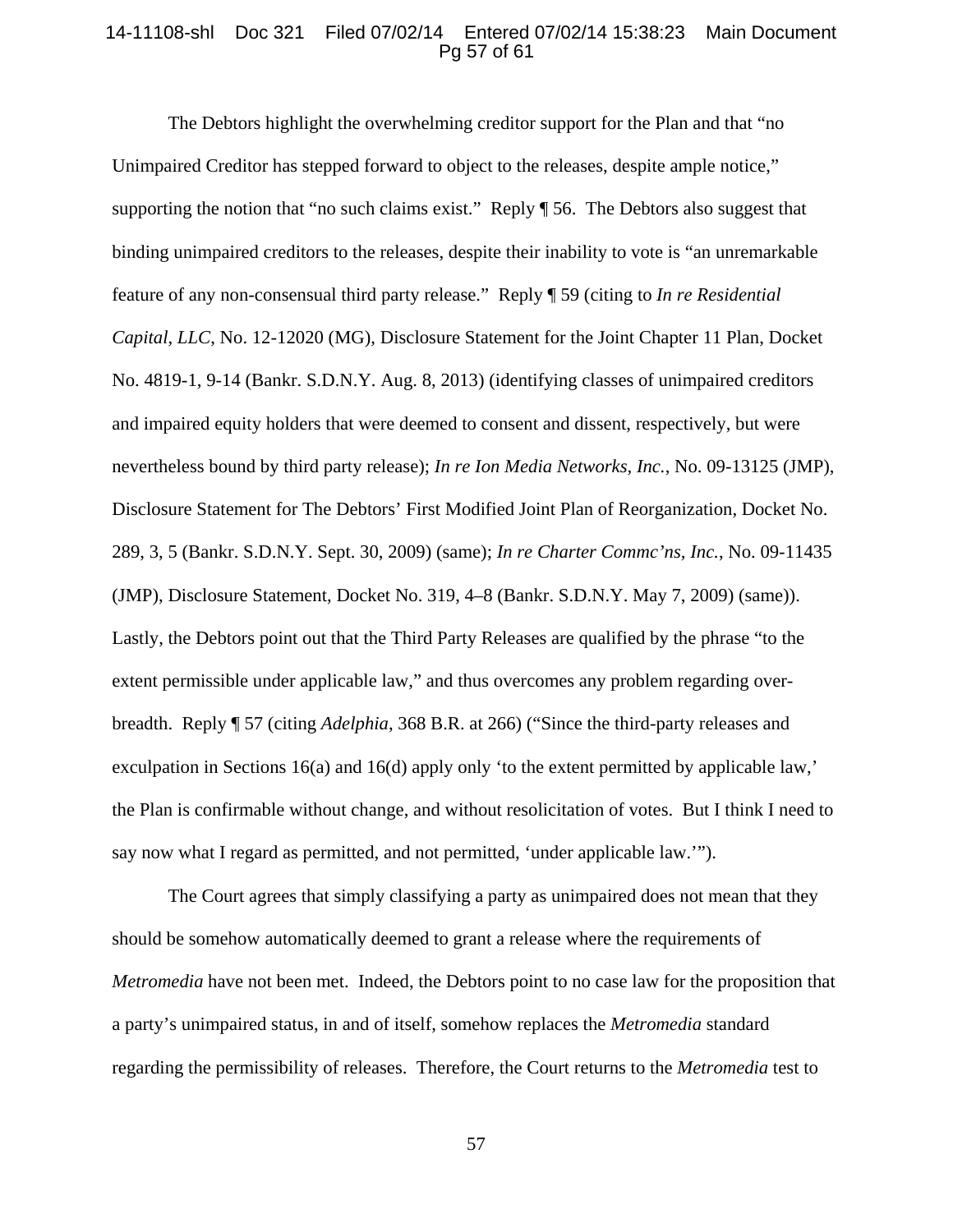The Debtors highlight the overwhelming creditor support for the Plan and that "no Unimpaired Creditor has stepped forward to object to the releases, despite ample notice," supporting the notion that "no such claims exist." Reply ¶ 56. The Debtors also suggest that binding unimpaired creditors to the releases, despite their inability to vote is "an unremarkable feature of any non-consensual third party release." Reply ¶ 59 (citing to *In re Residential Capital, LLC*, No. 12-12020 (MG), Disclosure Statement for the Joint Chapter 11 Plan, Docket No. 4819-1, 9-14 (Bankr. S.D.N.Y. Aug. 8, 2013) (identifying classes of unimpaired creditors and impaired equity holders that were deemed to consent and dissent, respectively, but were nevertheless bound by third party release); *In re Ion Media Networks, Inc.*, No. 09-13125 (JMP), Disclosure Statement for The Debtors' First Modified Joint Plan of Reorganization, Docket No. 289, 3, 5 (Bankr. S.D.N.Y. Sept. 30, 2009) (same); *In re Charter Commc'ns, Inc.*, No. 09-11435 (JMP), Disclosure Statement, Docket No. 319, 4–8 (Bankr. S.D.N.Y. May 7, 2009) (same)). Lastly, the Debtors point out that the Third Party Releases are qualified by the phrase "to the extent permissible under applicable law," and thus overcomes any problem regarding over-breadth. Reply ¶ 57 (citing *Adelphia*, 368 B.R. at 266) ("Since the third-party releases and exculpation in Sections 16(a) and 16(d) apply only 'to the extent permitted by applicable law,' the Plan is confirmable without change, and without resolicitation of votes. But I think I need to say now what I regard as permitted, and not permitted, 'under applicable law.'").

The Court agrees that simply classifying a party as unimpaired does not mean that they should be somehow automatically deemed to grant a release where the requirements of *Metromedia* have not been met. Indeed, the Debtors point to no case law for the proposition that a party's unimpaired status, in and of itself, somehow replaces the *Metromedia* standard regarding the permissibility of releases. Therefore, the Court returns to the *Metromedia* test to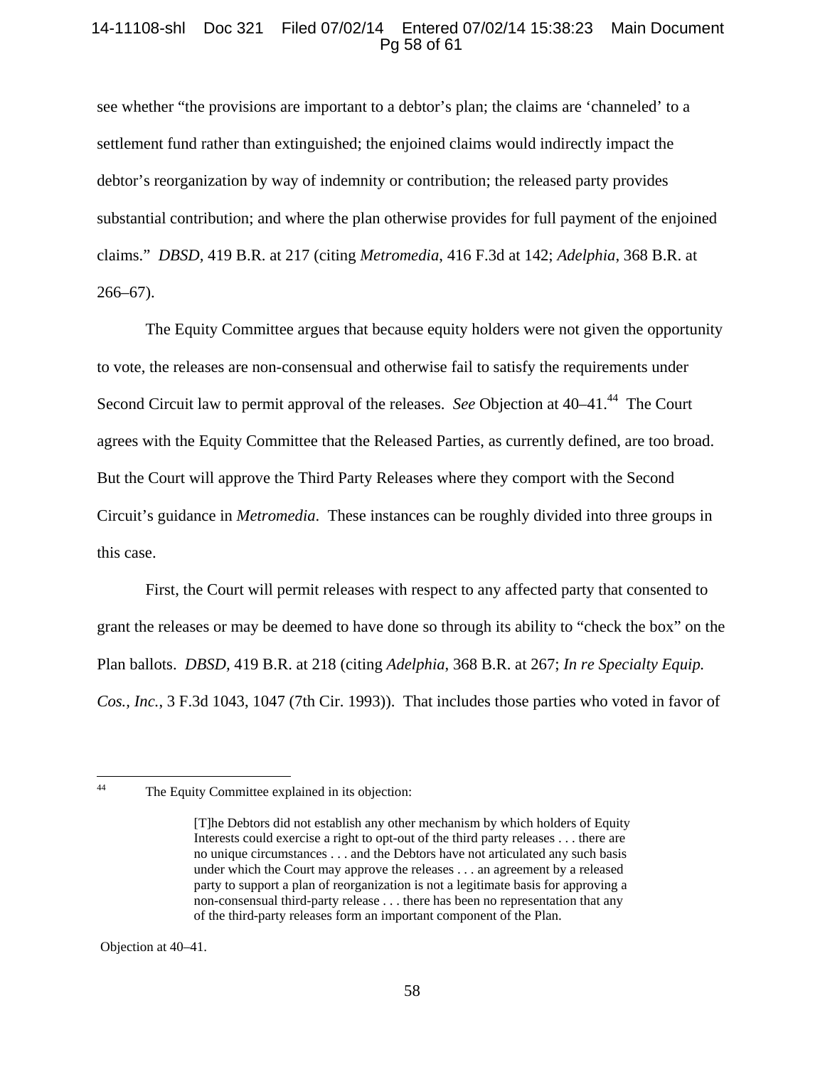see whether "the provisions are important to a debtor's plan; the claims are 'channeled' to a settlement fund rather than extinguished; the enjoined claims would indirectly impact the debtor's reorganization by way of indemnity or contribution; the released party provides substantial contribution; and where the plan otherwise provides for full payment of the enjoined claims." *DBSD*, 419 B.R. at 217 (citing *Metromedia*, 416 F.3d at 142; *Adelphia*, 368 B.R. at 266–67).

The Equity Committee argues that because equity holders were not given the opportunity to vote, the releases are non-consensual and otherwise fail to satisfy the requirements under Second Circuit law to permit approval of the releases. *See* Objection at 40–41.[44] The Court agrees with the Equity Committee that the Released Parties, as currently defined, are too broad. But the Court will approve the Third Party Releases where they comport with the Second Circuit's guidance in *Metromedia*. These instances can be roughly divided into three groups in this case.

First, the Court will permit releases with respect to any affected party that consented to grant the releases or may be deemed to have done so through its ability to "check the box" on the Plan ballots. *DBSD,* 419 B.R. at 218 (citing *Adelphia*, 368 B.R. at 267; *In re Specialty Equip. Cos., Inc.*, 3 F.3d 1043, 1047 (7th Cir. 1993)). That includes those parties who voted in favor of

---

[44] The Equity Committee explained in its objection:

> [T]he Debtors did not establish any other mechanism by which holders of Equity Interests could exercise a right to opt-out of the third party releases . . . there are no unique circumstances . . . and the Debtors have not articulated any such basis under which the Court may approve the releases . . . an agreement by a released party to support a plan of reorganization is not a legitimate basis for approving a non-consensual third-party release . . . there has been no representation that any of the third-party releases form an important component of the Plan.

Objection at 40–41.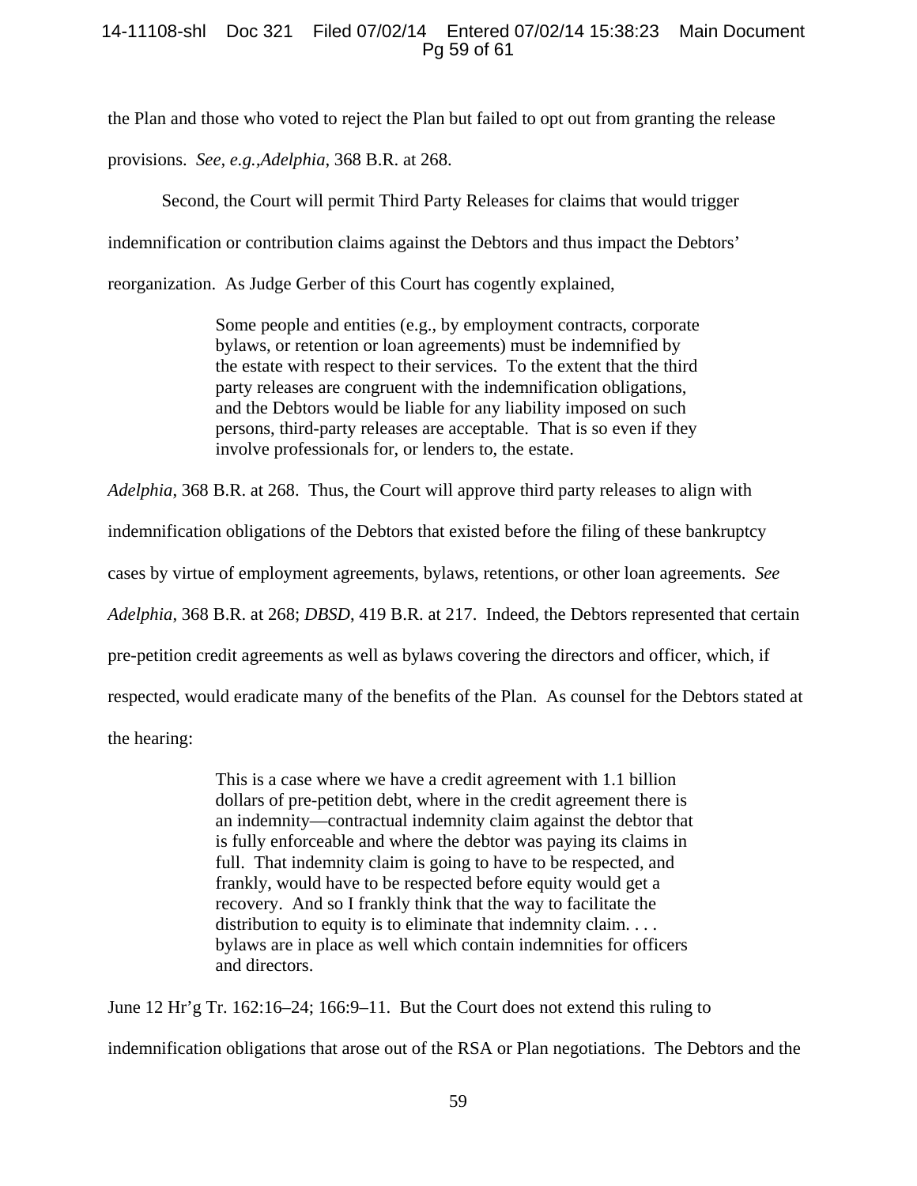the Plan and those who voted to reject the Plan but failed to opt out from granting the release provisions. *See, e.g.,Adelphia*, 368 B.R. at 268.

Second, the Court will permit Third Party Releases for claims that would trigger indemnification or contribution claims against the Debtors and thus impact the Debtors' reorganization. As Judge Gerber of this Court has cogently explained,

> Some people and entities (e.g., by employment contracts, corporate bylaws, or retention or loan agreements) must be indemnified by the estate with respect to their services. To the extent that the third party releases are congruent with the indemnification obligations, and the Debtors would be liable for any liability imposed on such persons, third-party releases are acceptable. That is so even if they involve professionals for, or lenders to, the estate.

*Adelphia*, 368 B.R. at 268. Thus, the Court will approve third party releases to align with indemnification obligations of the Debtors that existed before the filing of these bankruptcy cases by virtue of employment agreements, bylaws, retentions, or other loan agreements. *See Adelphia*, 368 B.R. at 268; *DBSD*, 419 B.R. at 217. Indeed, the Debtors represented that certain pre-petition credit agreements as well as bylaws covering the directors and officer, which, if respected, would eradicate many of the benefits of the Plan. As counsel for the Debtors stated at the hearing:

> This is a case where we have a credit agreement with 1.1 billion dollars of pre-petition debt, where in the credit agreement there is an indemnity—contractual indemnity claim against the debtor that is fully enforceable and where the debtor was paying its claims in full. That indemnity claim is going to have to be respected, and frankly, would have to be respected before equity would get a recovery. And so I frankly think that the way to facilitate the distribution to equity is to eliminate that indemnity claim. . . . bylaws are in place as well which contain indemnities for officers and directors.

June 12 Hr'g Tr. 162:16–24; 166:9–11. But the Court does not extend this ruling to indemnification obligations that arose out of the RSA or Plan negotiations. The Debtors and the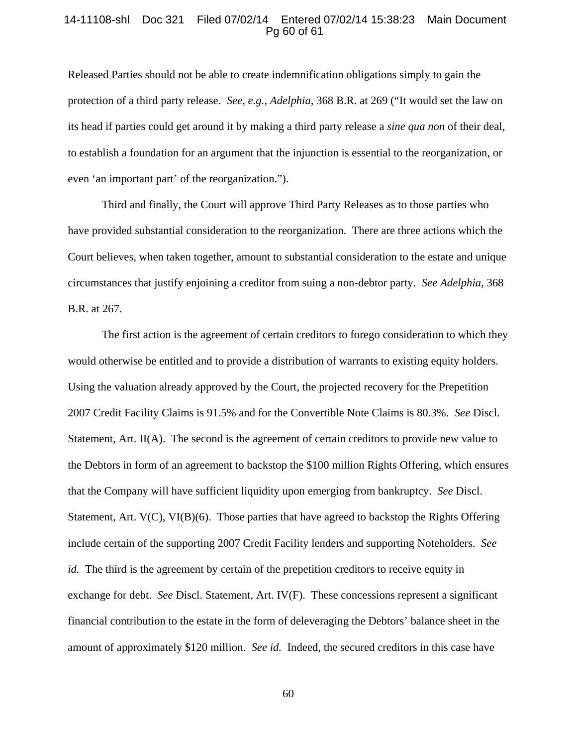Released Parties should not be able to create indemnification obligations simply to gain the protection of a third party release. *See, e.g.*, *Adelphia*, 368 B.R. at 269 ("It would set the law on its head if parties could get around it by making a third party release a *sine qua non* of their deal, to establish a foundation for an argument that the injunction is essential to the reorganization, or even 'an important part' of the reorganization.").

Third and finally, the Court will approve Third Party Releases as to those parties who have provided substantial consideration to the reorganization. There are three actions which the Court believes, when taken together, amount to substantial consideration to the estate and unique circumstances that justify enjoining a creditor from suing a non-debtor party. *See Adelphia*, 368 B.R. at 267.

The first action is the agreement of certain creditors to forego consideration to which they would otherwise be entitled and to provide a distribution of warrants to existing equity holders. Using the valuation already approved by the Court, the projected recovery for the Prepetition 2007 Credit Facility Claims is 91.5% and for the Convertible Note Claims is 80.3%. *See* Discl. Statement, Art. II(A). The second is the agreement of certain creditors to provide new value to the Debtors in form of an agreement to backstop the $100 million Rights Offering, which ensures that the Company will have sufficient liquidity upon emerging from bankruptcy. *See* Discl. Statement, Art. V(C), VI(B)(6). Those parties that have agreed to backstop the Rights Offering include certain of the supporting 2007 Credit Facility lenders and supporting Noteholders. *See id.* The third is the agreement by certain of the prepetition creditors to receive equity in exchange for debt. *See* Discl. Statement, Art. IV(F). These concessions represent a significant financial contribution to the estate in the form of deleveraging the Debtors' balance sheet in the amount of approximately $120 million. *See id.* Indeed, the secured creditors in this case have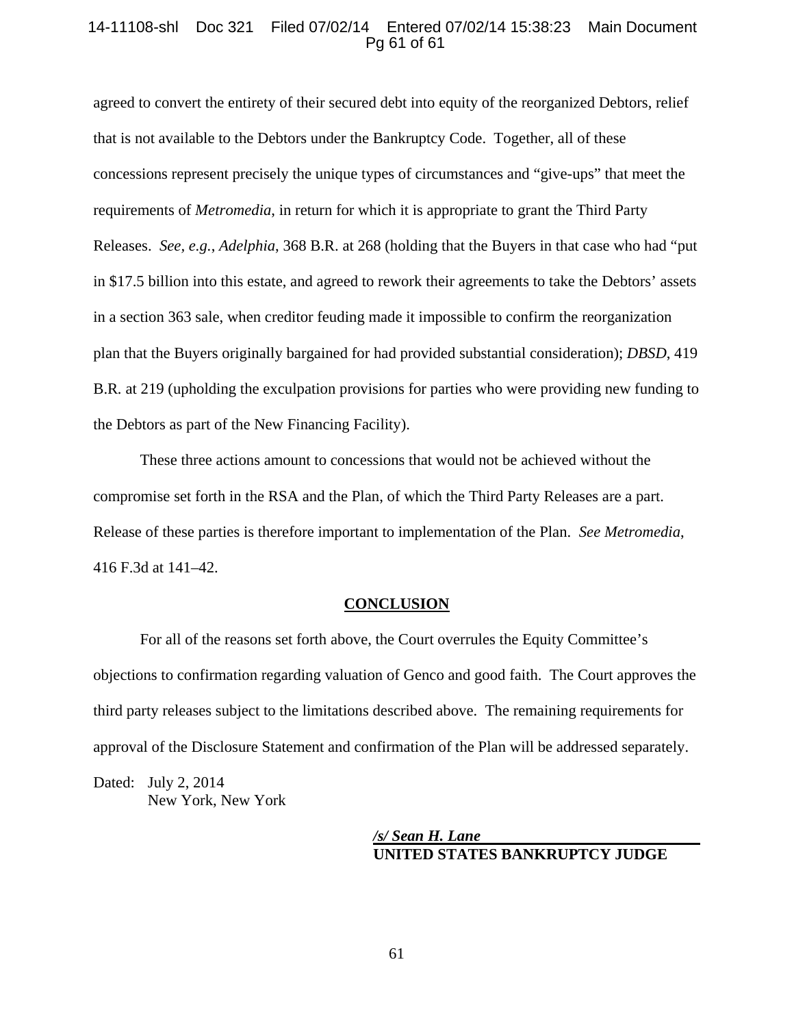agreed to convert the entirety of their secured debt into equity of the reorganized Debtors, relief that is not available to the Debtors under the Bankruptcy Code. Together, all of these concessions represent precisely the unique types of circumstances and "give-ups" that meet the requirements of *Metromedia*, in return for which it is appropriate to grant the Third Party Releases. *See, e.g.*, *Adelphia*, 368 B.R. at 268 (holding that the Buyers in that case who had "put in $17.5 billion into this estate, and agreed to rework their agreements to take the Debtors' assets in a section 363 sale, when creditor feuding made it impossible to confirm the reorganization plan that the Buyers originally bargained for had provided substantial consideration); *DBSD*, 419 B.R. at 219 (upholding the exculpation provisions for parties who were providing new funding to the Debtors as part of the New Financing Facility).

These three actions amount to concessions that would not be achieved without the compromise set forth in the RSA and the Plan, of which the Third Party Releases are a part. Release of these parties is therefore important to implementation of the Plan. *See Metromedia*, 416 F.3d at 141–42.

## CONCLUSION

For all of the reasons set forth above, the Court overrules the Equity Committee's objections to confirmation regarding valuation of Genco and good faith. The Court approves the third party releases subject to the limitations described above. The remaining requirements for approval of the Disclosure Statement and confirmation of the Plan will be addressed separately.

Dated: July 2, 2014
New York, New York

***/s/ Sean H. Lane***
**UNITED STATES BANKRUPTCY JUDGE**